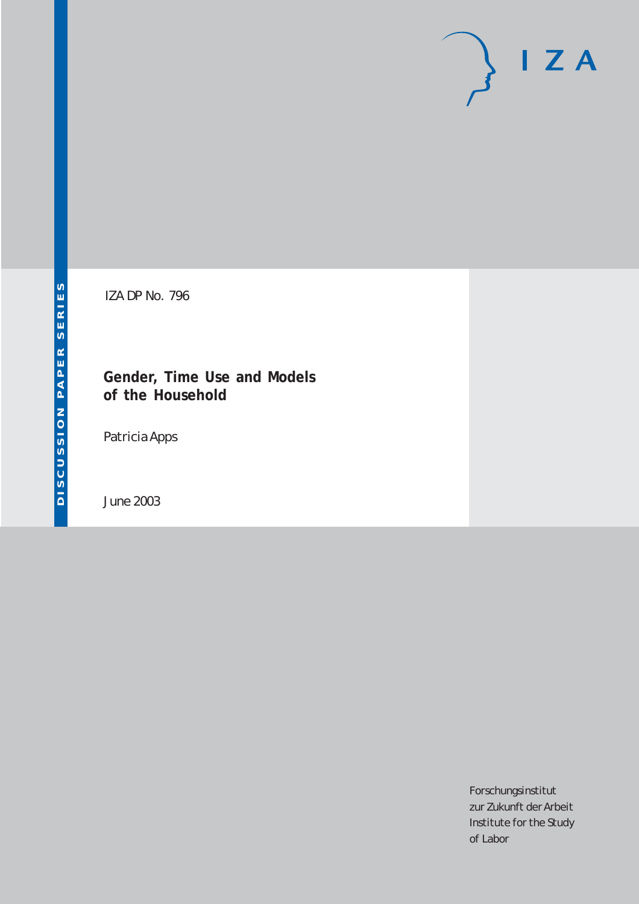DISCUSSION PAPER SERIES

IZA DP No. 796

# Gender, Time Use and Models of the Household

Patricia Apps

June 2003

Forschungsinstitut
zur Zukunft der Arbeit
Institute for the Study
of Labor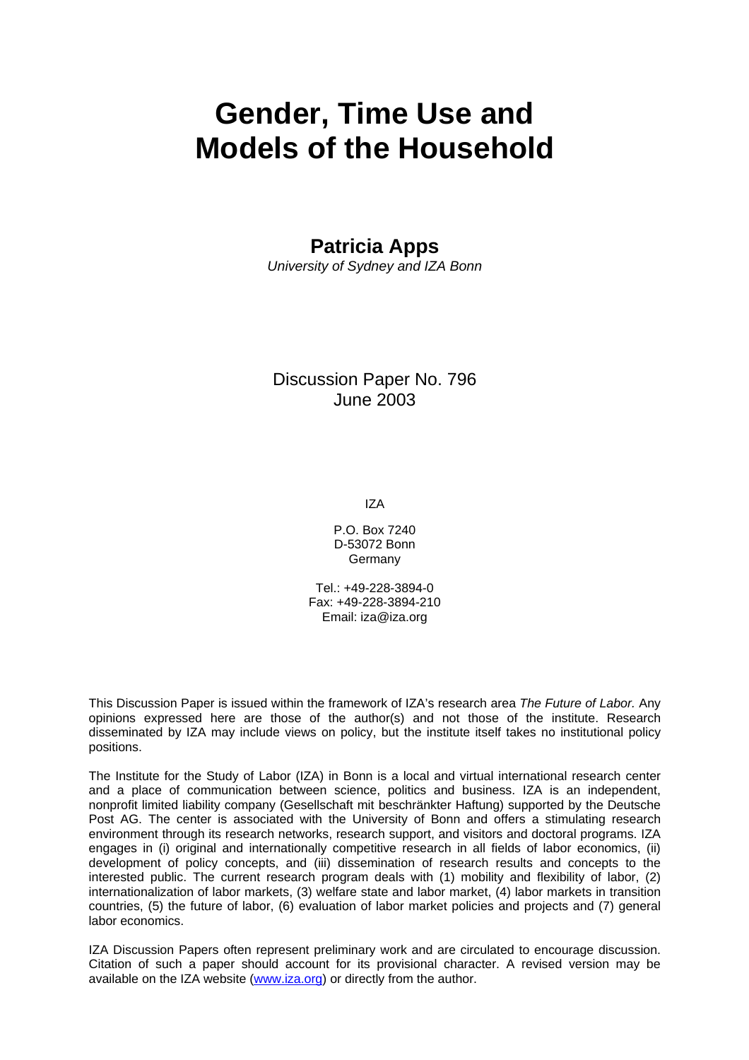# Gender, Time Use and Models of the Household

**Patricia Apps**
*University of Sydney and IZA Bonn*

Discussion Paper No. 796
June 2003

IZA

P.O. Box 7240
D-53072 Bonn
Germany

Tel.: +49-228-3894-0
Fax: +49-228-3894-210
Email: iza@iza.org

This Discussion Paper is issued within the framework of IZA's research area *The Future of Labor.* Any opinions expressed here are those of the author(s) and not those of the institute. Research disseminated by IZA may include views on policy, but the institute itself takes no institutional policy positions.

The Institute for the Study of Labor (IZA) in Bonn is a local and virtual international research center and a place of communication between science, politics and business. IZA is an independent, nonprofit limited liability company (Gesellschaft mit beschränkter Haftung) supported by the Deutsche Post AG. The center is associated with the University of Bonn and offers a stimulating research environment through its research networks, research support, and visitors and doctoral programs. IZA engages in (i) original and internationally competitive research in all fields of labor economics, (ii) development of policy concepts, and (iii) dissemination of research results and concepts to the interested public. The current research program deals with (1) mobility and flexibility of labor, (2) internationalization of labor markets, (3) welfare state and labor market, (4) labor markets in transition countries, (5) the future of labor, (6) evaluation of labor market policies and projects and (7) general labor economics.

IZA Discussion Papers often represent preliminary work and are circulated to encourage discussion. Citation of such a paper should account for its provisional character. A revised version may be available on the IZA website (www.iza.org) or directly from the author.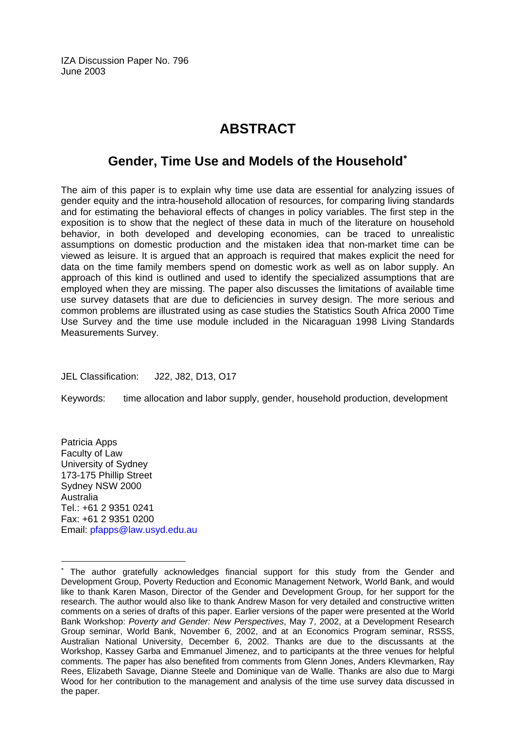IZA Discussion Paper No. 796
June 2003

# ABSTRACT

## Gender, Time Use and Models of the Household[*]

The aim of this paper is to explain why time use data are essential for analyzing issues of gender equity and the intra-household allocation of resources, for comparing living standards and for estimating the behavioral effects of changes in policy variables. The first step in the exposition is to show that the neglect of these data in much of the literature on household behavior, in both developed and developing economies, can be traced to unrealistic assumptions on domestic production and the mistaken idea that non-market time can be viewed as leisure. It is argued that an approach is required that makes explicit the need for data on the time family members spend on domestic work as well as on labor supply. An approach of this kind is outlined and used to identify the specialized assumptions that are employed when they are missing. The paper also discusses the limitations of available time use survey datasets that are due to deficiencies in survey design. The more serious and common problems are illustrated using as case studies the Statistics South Africa 2000 Time Use Survey and the time use module included in the Nicaraguan 1998 Living Standards Measurements Survey.

JEL Classification: J22, J82, D13, O17

Keywords: time allocation and labor supply, gender, household production, development

Patricia Apps
Faculty of Law
University of Sydney
173-175 Phillip Street
Sydney NSW 2000
Australia
Tel.: +61 2 9351 0241
Fax: +61 2 9351 0200
Email: pfapps@law.usyd.edu.au

---

[*] The author gratefully acknowledges financial support for this study from the Gender and Development Group, Poverty Reduction and Economic Management Network, World Bank, and would like to thank Karen Mason, Director of the Gender and Development Group, for her support for the research. The author would also like to thank Andrew Mason for very detailed and constructive written comments on a series of drafts of this paper. Earlier versions of the paper were presented at the World Bank Workshop: *Poverty and Gender: New Perspectives*, May 7, 2002, at a Development Research Group seminar, World Bank, November 6, 2002, and at an Economics Program seminar, RSSS, Australian National University, December 6, 2002. Thanks are due to the discussants at the Workshop, Kassey Garba and Emmanuel Jimenez, and to participants at the three venues for helpful comments. The paper has also benefited from comments from Glenn Jones, Anders Klevmarken, Ray Rees, Elizabeth Savage, Dianne Steele and Dominique van de Walle. Thanks are also due to Margi Wood for her contribution to the management and analysis of the time use survey data discussed in the paper.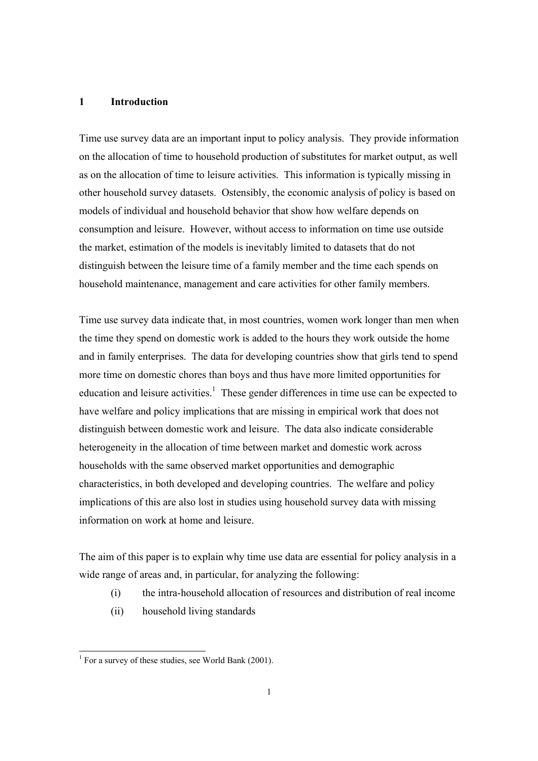# 1 Introduction

Time use survey data are an important input to policy analysis. They provide information on the allocation of time to household production of substitutes for market output, as well as on the allocation of time to leisure activities. This information is typically missing in other household survey datasets. Ostensibly, the economic analysis of policy is based on models of individual and household behavior that show how welfare depends on consumption and leisure. However, without access to information on time use outside the market, estimation of the models is inevitably limited to datasets that do not distinguish between the leisure time of a family member and the time each spends on household maintenance, management and care activities for other family members.

Time use survey data indicate that, in most countries, women work longer than men when the time they spend on domestic work is added to the hours they work outside the home and in family enterprises. The data for developing countries show that girls tend to spend more time on domestic chores than boys and thus have more limited opportunities for education and leisure activities.[1] These gender differences in time use can be expected to have welfare and policy implications that are missing in empirical work that does not distinguish between domestic work and leisure. The data also indicate considerable heterogeneity in the allocation of time between market and domestic work across households with the same observed market opportunities and demographic characteristics, in both developed and developing countries. The welfare and policy implications of this are also lost in studies using household survey data with missing information on work at home and leisure.

The aim of this paper is to explain why time use data are essential for policy analysis in a wide range of areas and, in particular, for analyzing the following:

(i) the intra-household allocation of resources and distribution of real income

(ii) household living standards

[1] For a survey of these studies, see World Bank (2001).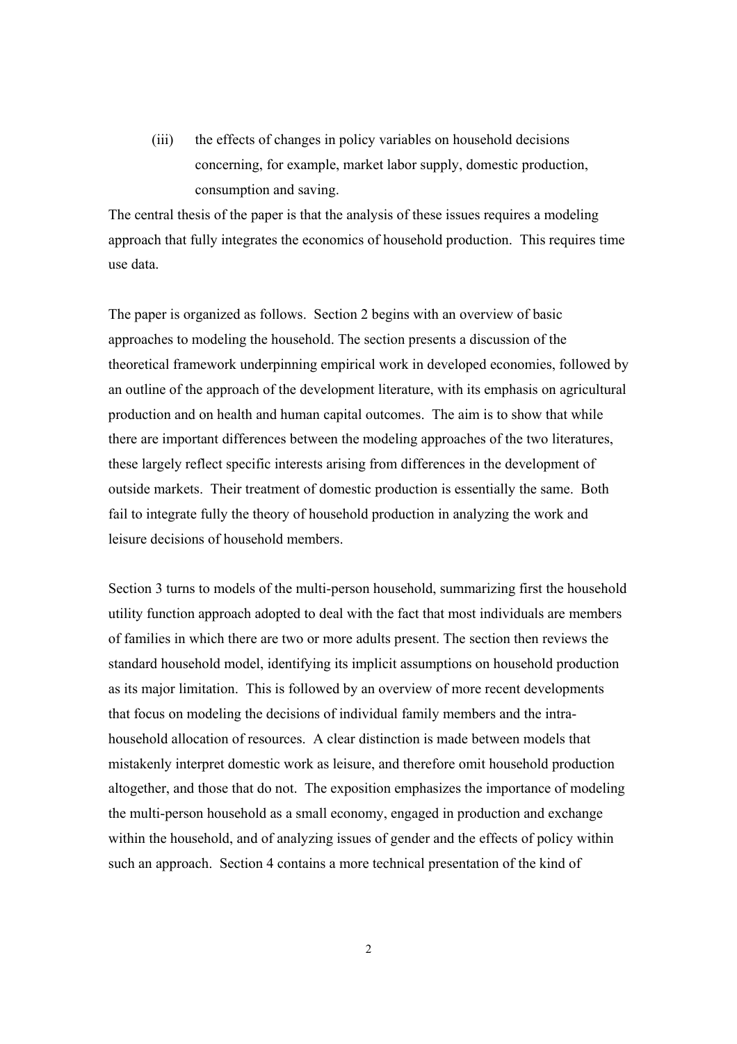(iii) the effects of changes in policy variables on household decisions concerning, for example, market labor supply, domestic production, consumption and saving.

The central thesis of the paper is that the analysis of these issues requires a modeling approach that fully integrates the economics of household production. This requires time use data.

The paper is organized as follows. Section 2 begins with an overview of basic approaches to modeling the household. The section presents a discussion of the theoretical framework underpinning empirical work in developed economies, followed by an outline of the approach of the development literature, with its emphasis on agricultural production and on health and human capital outcomes. The aim is to show that while there are important differences between the modeling approaches of the two literatures, these largely reflect specific interests arising from differences in the development of outside markets. Their treatment of domestic production is essentially the same. Both fail to integrate fully the theory of household production in analyzing the work and leisure decisions of household members.

Section 3 turns to models of the multi-person household, summarizing first the household utility function approach adopted to deal with the fact that most individuals are members of families in which there are two or more adults present. The section then reviews the standard household model, identifying its implicit assumptions on household production as its major limitation. This is followed by an overview of more recent developments that focus on modeling the decisions of individual family members and the intra-household allocation of resources. A clear distinction is made between models that mistakenly interpret domestic work as leisure, and therefore omit household production altogether, and those that do not. The exposition emphasizes the importance of modeling the multi-person household as a small economy, engaged in production and exchange within the household, and of analyzing issues of gender and the effects of policy within such an approach. Section 4 contains a more technical presentation of the kind of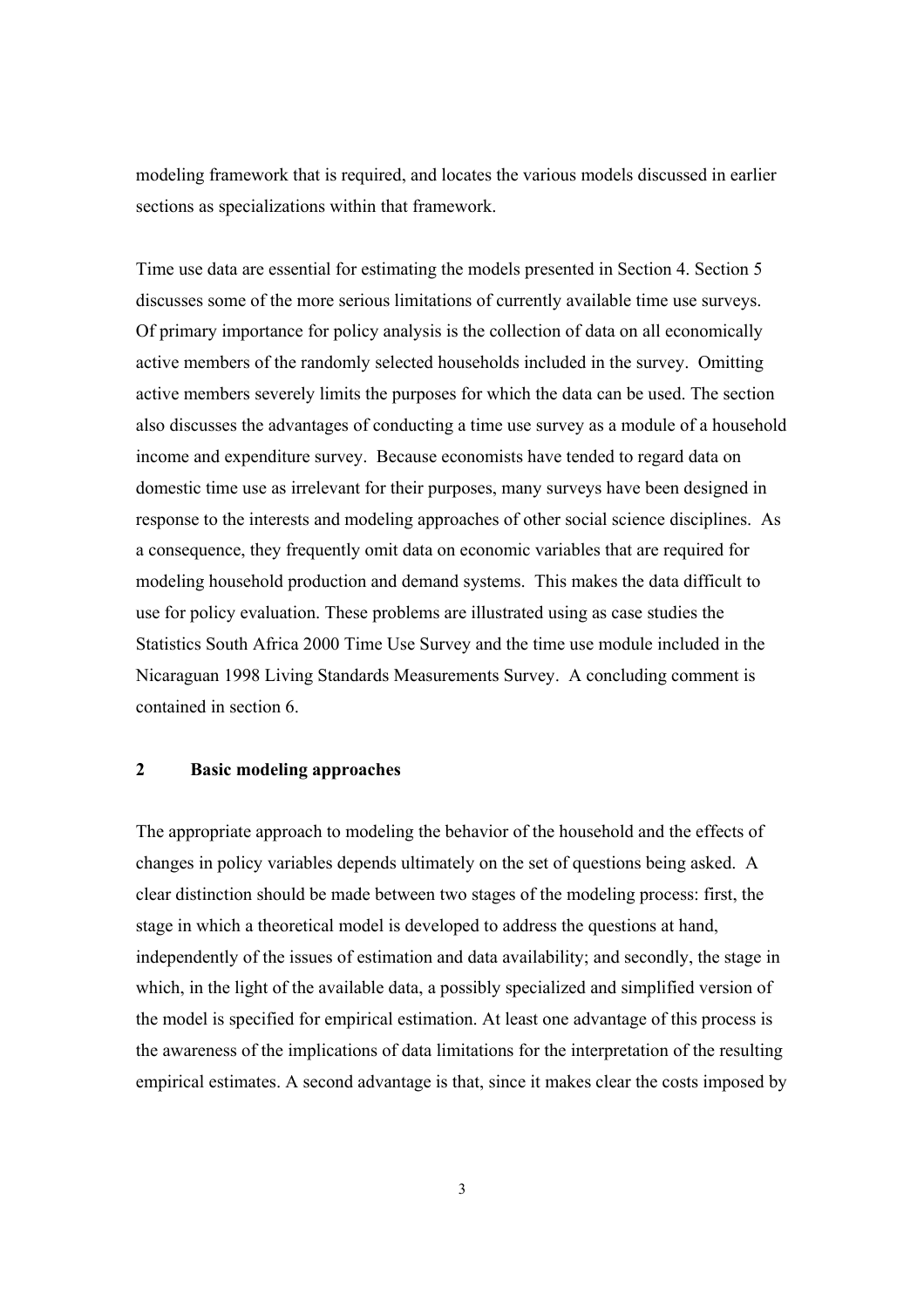modeling framework that is required, and locates the various models discussed in earlier sections as specializations within that framework.

Time use data are essential for estimating the models presented in Section 4. Section 5 discusses some of the more serious limitations of currently available time use surveys. Of primary importance for policy analysis is the collection of data on all economically active members of the randomly selected households included in the survey. Omitting active members severely limits the purposes for which the data can be used. The section also discusses the advantages of conducting a time use survey as a module of a household income and expenditure survey. Because economists have tended to regard data on domestic time use as irrelevant for their purposes, many surveys have been designed in response to the interests and modeling approaches of other social science disciplines. As a consequence, they frequently omit data on economic variables that are required for modeling household production and demand systems. This makes the data difficult to use for policy evaluation. These problems are illustrated using as case studies the Statistics South Africa 2000 Time Use Survey and the time use module included in the Nicaraguan 1998 Living Standards Measurements Survey. A concluding comment is contained in section 6.

## 2 Basic modeling approaches

The appropriate approach to modeling the behavior of the household and the effects of changes in policy variables depends ultimately on the set of questions being asked. A clear distinction should be made between two stages of the modeling process: first, the stage in which a theoretical model is developed to address the questions at hand, independently of the issues of estimation and data availability; and secondly, the stage in which, in the light of the available data, a possibly specialized and simplified version of the model is specified for empirical estimation. At least one advantage of this process is the awareness of the implications of data limitations for the interpretation of the resulting empirical estimates. A second advantage is that, since it makes clear the costs imposed by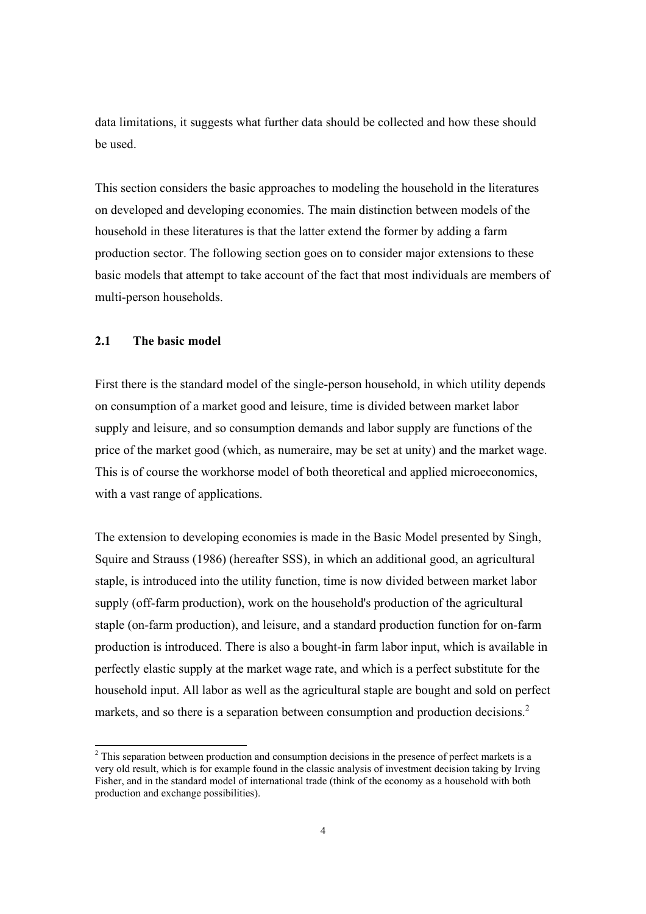data limitations, it suggests what further data should be collected and how these should be used.

This section considers the basic approaches to modeling the household in the literatures on developed and developing economies. The main distinction between models of the household in these literatures is that the latter extend the former by adding a farm production sector. The following section goes on to consider major extensions to these basic models that attempt to take account of the fact that most individuals are members of multi-person households.

### 2.1 The basic model

First there is the standard model of the single-person household, in which utility depends on consumption of a market good and leisure, time is divided between market labor supply and leisure, and so consumption demands and labor supply are functions of the price of the market good (which, as numeraire, may be set at unity) and the market wage. This is of course the workhorse model of both theoretical and applied microeconomics, with a vast range of applications.

The extension to developing economies is made in the Basic Model presented by Singh, Squire and Strauss (1986) (hereafter SSS), in which an additional good, an agricultural staple, is introduced into the utility function, time is now divided between market labor supply (off-farm production), work on the household's production of the agricultural staple (on-farm production), and leisure, and a standard production function for on-farm production is introduced. There is also a bought-in farm labor input, which is available in perfectly elastic supply at the market wage rate, and which is a perfect substitute for the household input. All labor as well as the agricultural staple are bought and sold on perfect markets, and so there is a separation between consumption and production decisions.[2]

[2] This separation between production and consumption decisions in the presence of perfect markets is a very old result, which is for example found in the classic analysis of investment decision taking by Irving Fisher, and in the standard model of international trade (think of the economy as a household with both production and exchange possibilities).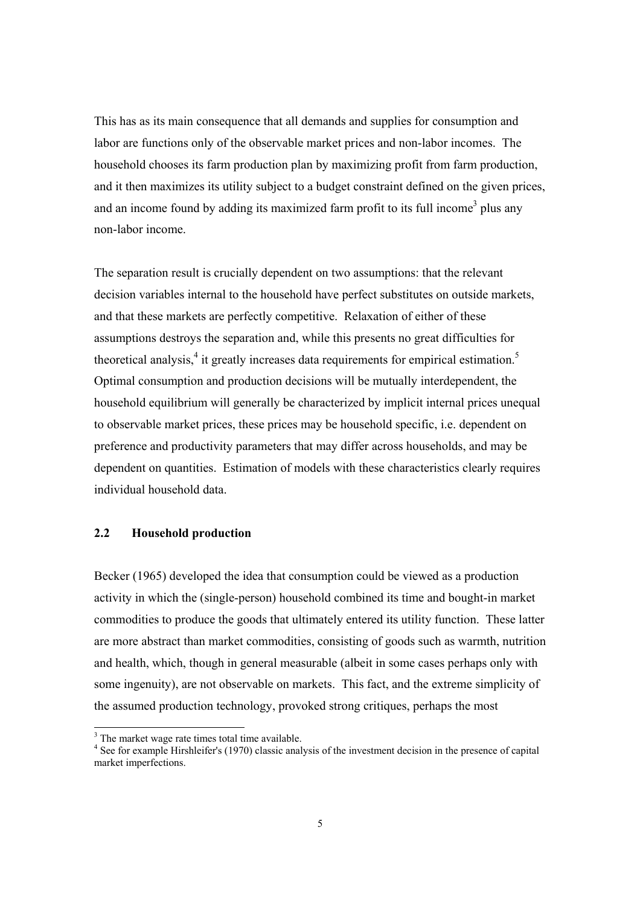This has as its main consequence that all demands and supplies for consumption and labor are functions only of the observable market prices and non-labor incomes. The household chooses its farm production plan by maximizing profit from farm production, and it then maximizes its utility subject to a budget constraint defined on the given prices, and an income found by adding its maximized farm profit to its full income[3] plus any non-labor income.

The separation result is crucially dependent on two assumptions: that the relevant decision variables internal to the household have perfect substitutes on outside markets, and that these markets are perfectly competitive. Relaxation of either of these assumptions destroys the separation and, while this presents no great difficulties for theoretical analysis,[4] it greatly increases data requirements for empirical estimation.[5] Optimal consumption and production decisions will be mutually interdependent, the household equilibrium will generally be characterized by implicit internal prices unequal to observable market prices, these prices may be household specific, i.e. dependent on preference and productivity parameters that may differ across households, and may be dependent on quantities. Estimation of models with these characteristics clearly requires individual household data.

## 2.2 Household production

Becker (1965) developed the idea that consumption could be viewed as a production activity in which the (single-person) household combined its time and bought-in market commodities to produce the goods that ultimately entered its utility function. These latter are more abstract than market commodities, consisting of goods such as warmth, nutrition and health, which, though in general measurable (albeit in some cases perhaps only with some ingenuity), are not observable on markets. This fact, and the extreme simplicity of the assumed production technology, provoked strong critiques, perhaps the most

[3] The market wage rate times total time available.

[4] See for example Hirshleifer's (1970) classic analysis of the investment decision in the presence of capital market imperfections.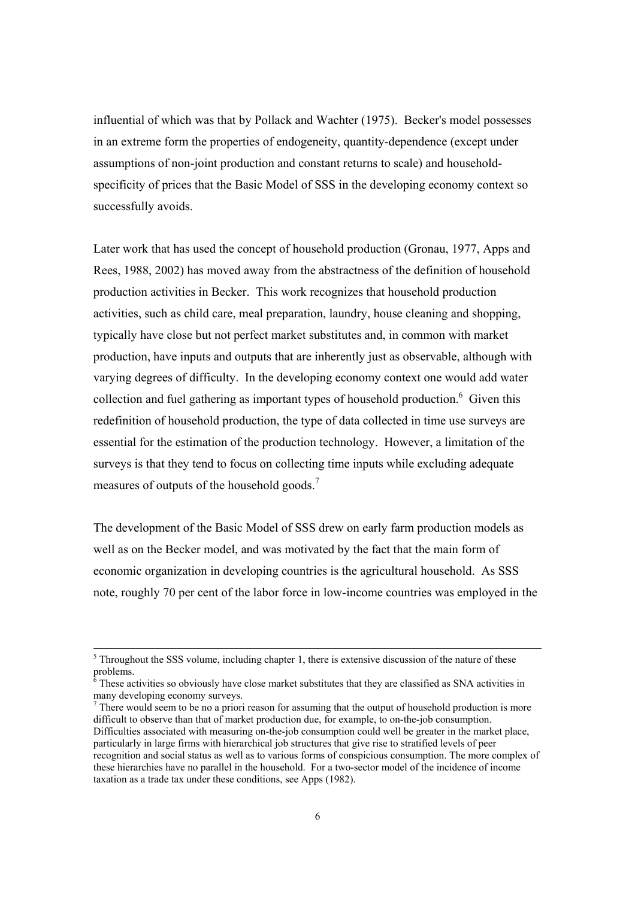influential of which was that by Pollack and Wachter (1975). Becker's model possesses in an extreme form the properties of endogeneity, quantity-dependence (except under assumptions of non-joint production and constant returns to scale) and household-specificity of prices that the Basic Model of SSS in the developing economy context so successfully avoids.

Later work that has used the concept of household production (Gronau, 1977, Apps and Rees, 1988, 2002) has moved away from the abstractness of the definition of household production activities in Becker. This work recognizes that household production activities, such as child care, meal preparation, laundry, house cleaning and shopping, typically have close but not perfect market substitutes and, in common with market production, have inputs and outputs that are inherently just as observable, although with varying degrees of difficulty. In the developing economy context one would add water collection and fuel gathering as important types of household production.[6] Given this redefinition of household production, the type of data collected in time use surveys are essential for the estimation of the production technology. However, a limitation of the surveys is that they tend to focus on collecting time inputs while excluding adequate measures of outputs of the household goods.[7]

The development of the Basic Model of SSS drew on early farm production models as well as on the Becker model, and was motivated by the fact that the main form of economic organization in developing countries is the agricultural household. As SSS note, roughly 70 per cent of the labor force in low-income countries was employed in the

---

[5] Throughout the SSS volume, including chapter 1, there is extensive discussion of the nature of these problems.

[6] These activities so obviously have close market substitutes that they are classified as SNA activities in many developing economy surveys.

[7] There would seem to be no a priori reason for assuming that the output of household production is more difficult to observe than that of market production due, for example, to on-the-job consumption. Difficulties associated with measuring on-the-job consumption could well be greater in the market place, particularly in large firms with hierarchical job structures that give rise to stratified levels of peer recognition and social status as well as to various forms of conspicuous consumption. The more complex of these hierarchies have no parallel in the household. For a two-sector model of the incidence of income taxation as a trade tax under these conditions, see Apps (1982).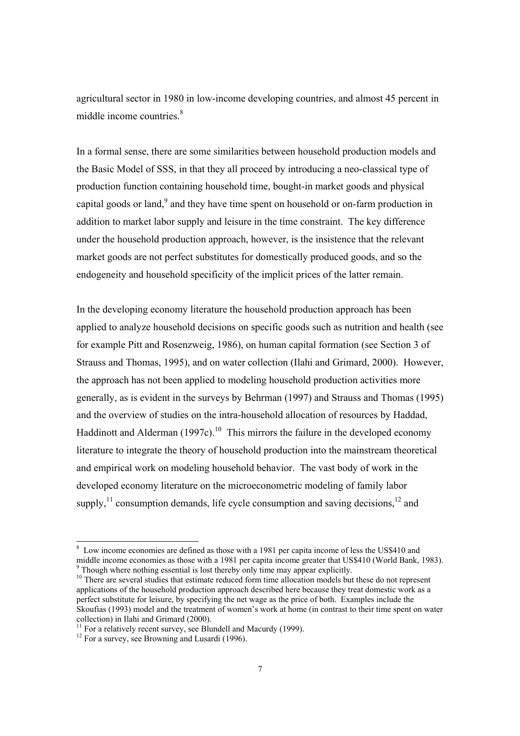agricultural sector in 1980 in low-income developing countries, and almost 45 percent in middle income countries.[8]

In a formal sense, there are some similarities between household production models and the Basic Model of SSS, in that they all proceed by introducing a neo-classical type of production function containing household time, bought-in market goods and physical capital goods or land,[9] and they have time spent on household or on-farm production in addition to market labor supply and leisure in the time constraint. The key difference under the household production approach, however, is the insistence that the relevant market goods are not perfect substitutes for domestically produced goods, and so the endogeneity and household specificity of the implicit prices of the latter remain.

In the developing economy literature the household production approach has been applied to analyze household decisions on specific goods such as nutrition and health (see for example Pitt and Rosenzweig, 1986), on human capital formation (see Section 3 of Strauss and Thomas, 1995), and on water collection (Ilahi and Grimard, 2000). However, the approach has not been applied to modeling household production activities more generally, as is evident in the surveys by Behrman (1997) and Strauss and Thomas (1995) and the overview of studies on the intra-household allocation of resources by Haddad, Haddinott and Alderman (1997c).[10] This mirrors the failure in the developed economy literature to integrate the theory of household production into the mainstream theoretical and empirical work on modeling household behavior. The vast body of work in the developed economy literature on the microeconometric modeling of family labor supply,[11] consumption demands, life cycle consumption and saving decisions,[12] and

---

[8] Low income economies are defined as those with a 1981 per capita income of less the US$410 and middle income economies as those with a 1981 per capita income greater that US$410 (World Bank, 1983).

[9] Though where nothing essential is lost thereby only time may appear explicitly.

[10] There are several studies that estimate reduced form time allocation models but these do not represent applications of the household production approach described here because they treat domestic work as a perfect substitute for leisure, by specifying the net wage as the price of both. Examples include the Skoufias (1993) model and the treatment of women's work at home (in contrast to their time spent on water collection) in Ilahi and Grimard (2000).

[11] For a relatively recent survey, see Blundell and Macurdy (1999).

[12] For a survey, see Browning and Lusardi (1996).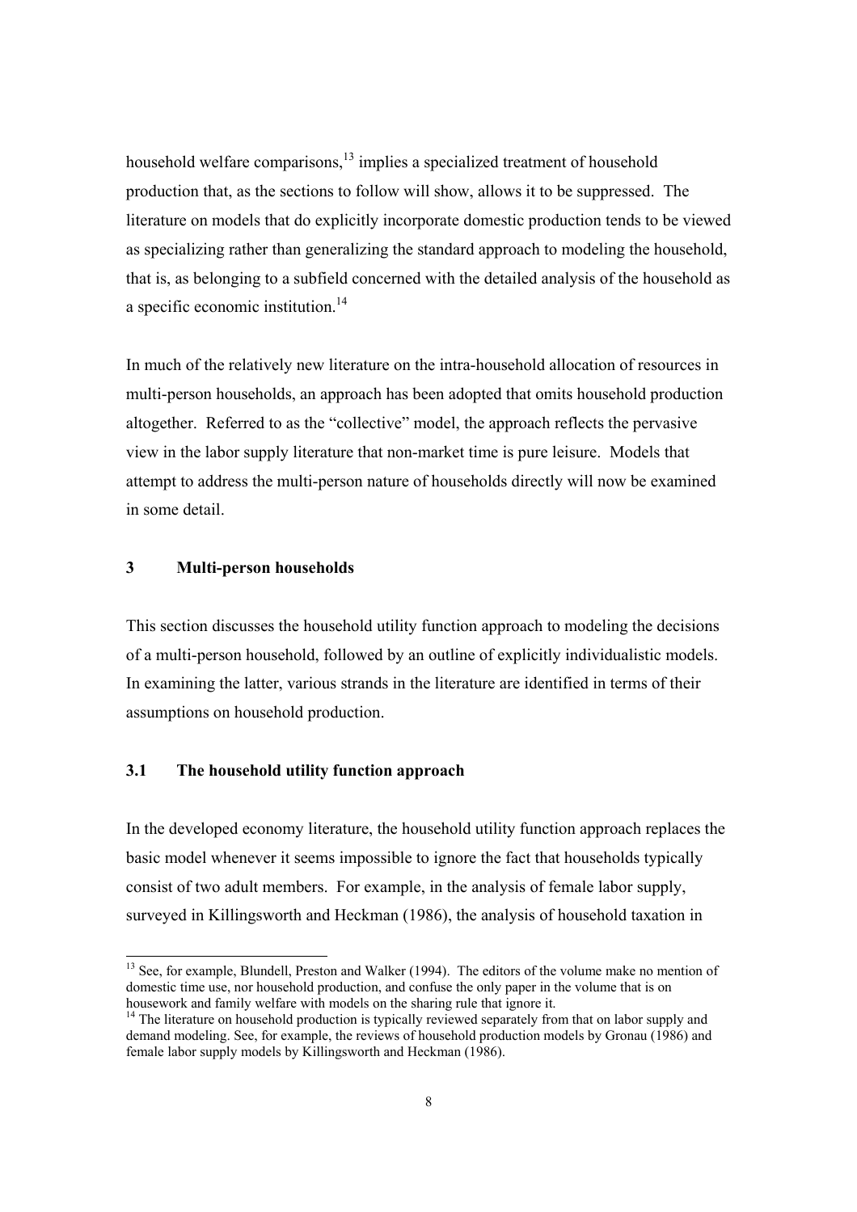household welfare comparisons,[13] implies a specialized treatment of household production that, as the sections to follow will show, allows it to be suppressed. The literature on models that do explicitly incorporate domestic production tends to be viewed as specializing rather than generalizing the standard approach to modeling the household, that is, as belonging to a subfield concerned with the detailed analysis of the household as a specific economic institution.[14]

In much of the relatively new literature on the intra-household allocation of resources in multi-person households, an approach has been adopted that omits household production altogether. Referred to as the "collective" model, the approach reflects the pervasive view in the labor supply literature that non-market time is pure leisure. Models that attempt to address the multi-person nature of households directly will now be examined in some detail.

## 3 Multi-person households

This section discusses the household utility function approach to modeling the decisions of a multi-person household, followed by an outline of explicitly individualistic models. In examining the latter, various strands in the literature are identified in terms of their assumptions on household production.

### 3.1 The household utility function approach

In the developed economy literature, the household utility function approach replaces the basic model whenever it seems impossible to ignore the fact that households typically consist of two adult members. For example, in the analysis of female labor supply, surveyed in Killingsworth and Heckman (1986), the analysis of household taxation in

---

[13] See, for example, Blundell, Preston and Walker (1994). The editors of the volume make no mention of domestic time use, nor household production, and confuse the only paper in the volume that is on housework and family welfare with models on the sharing rule that ignore it.

[14] The literature on household production is typically reviewed separately from that on labor supply and demand modeling. See, for example, the reviews of household production models by Gronau (1986) and female labor supply models by Killingsworth and Heckman (1986).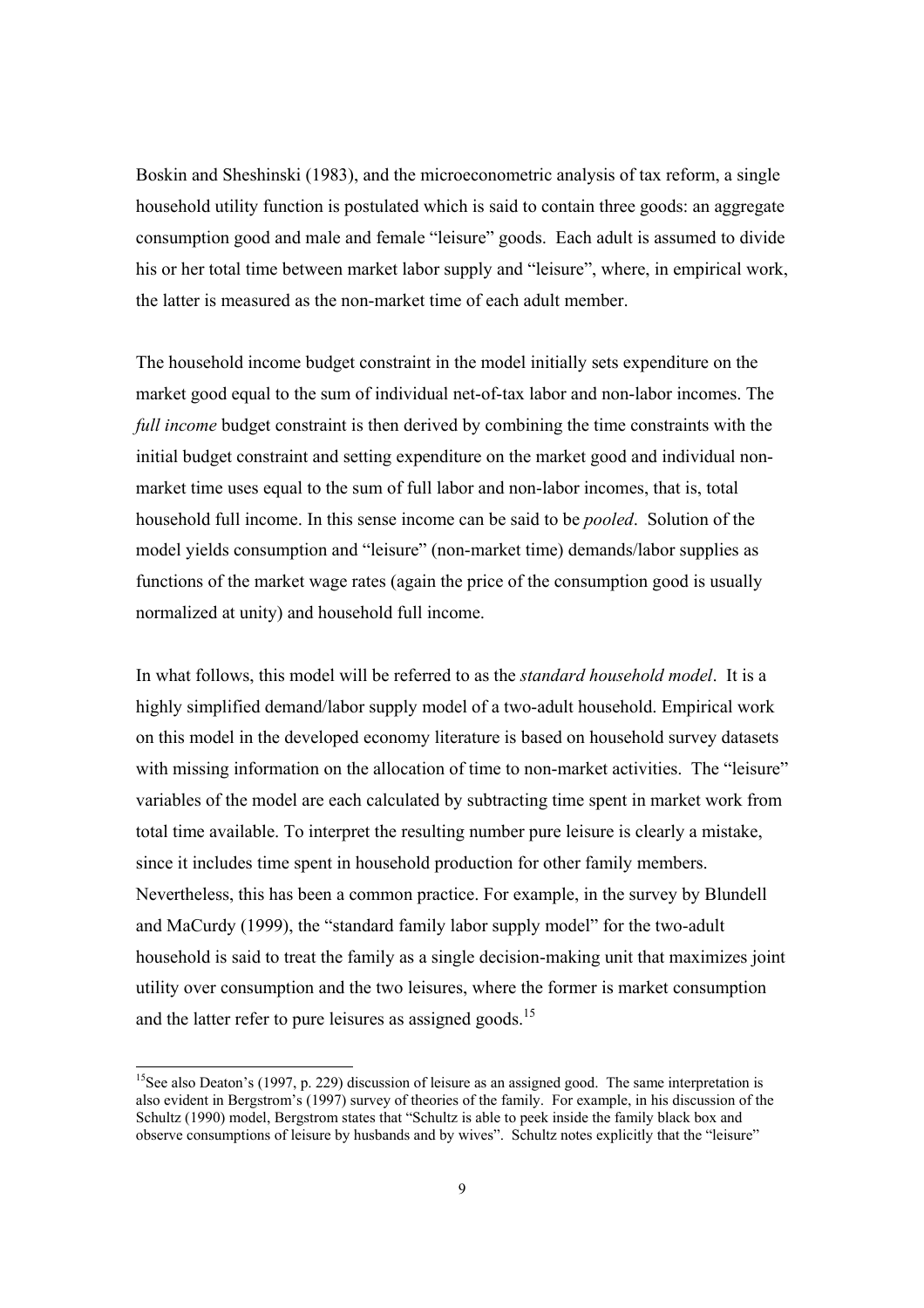Boskin and Sheshinski (1983), and the microeconometric analysis of tax reform, a single household utility function is postulated which is said to contain three goods: an aggregate consumption good and male and female "leisure" goods. Each adult is assumed to divide his or her total time between market labor supply and "leisure", where, in empirical work, the latter is measured as the non-market time of each adult member.

The household income budget constraint in the model initially sets expenditure on the market good equal to the sum of individual net-of-tax labor and non-labor incomes. The *full income* budget constraint is then derived by combining the time constraints with the initial budget constraint and setting expenditure on the market good and individual non-market time uses equal to the sum of full labor and non-labor incomes, that is, total household full income. In this sense income can be said to be *pooled*. Solution of the model yields consumption and "leisure" (non-market time) demands/labor supplies as functions of the market wage rates (again the price of the consumption good is usually normalized at unity) and household full income.

In what follows, this model will be referred to as the *standard household model*. It is a highly simplified demand/labor supply model of a two-adult household. Empirical work on this model in the developed economy literature is based on household survey datasets with missing information on the allocation of time to non-market activities. The "leisure" variables of the model are each calculated by subtracting time spent in market work from total time available. To interpret the resulting number pure leisure is clearly a mistake, since it includes time spent in household production for other family members. Nevertheless, this has been a common practice. For example, in the survey by Blundell and MaCurdy (1999), the "standard family labor supply model" for the two-adult household is said to treat the family as a single decision-making unit that maximizes joint utility over consumption and the two leisures, where the former is market consumption and the latter refer to pure leisures as assigned goods.[15]

[15]See also Deaton's (1997, p. 229) discussion of leisure as an assigned good. The same interpretation is also evident in Bergstrom's (1997) survey of theories of the family. For example, in his discussion of the Schultz (1990) model, Bergstrom states that "Schultz is able to peek inside the family black box and observe consumptions of leisure by husbands and by wives". Schultz notes explicitly that the "leisure"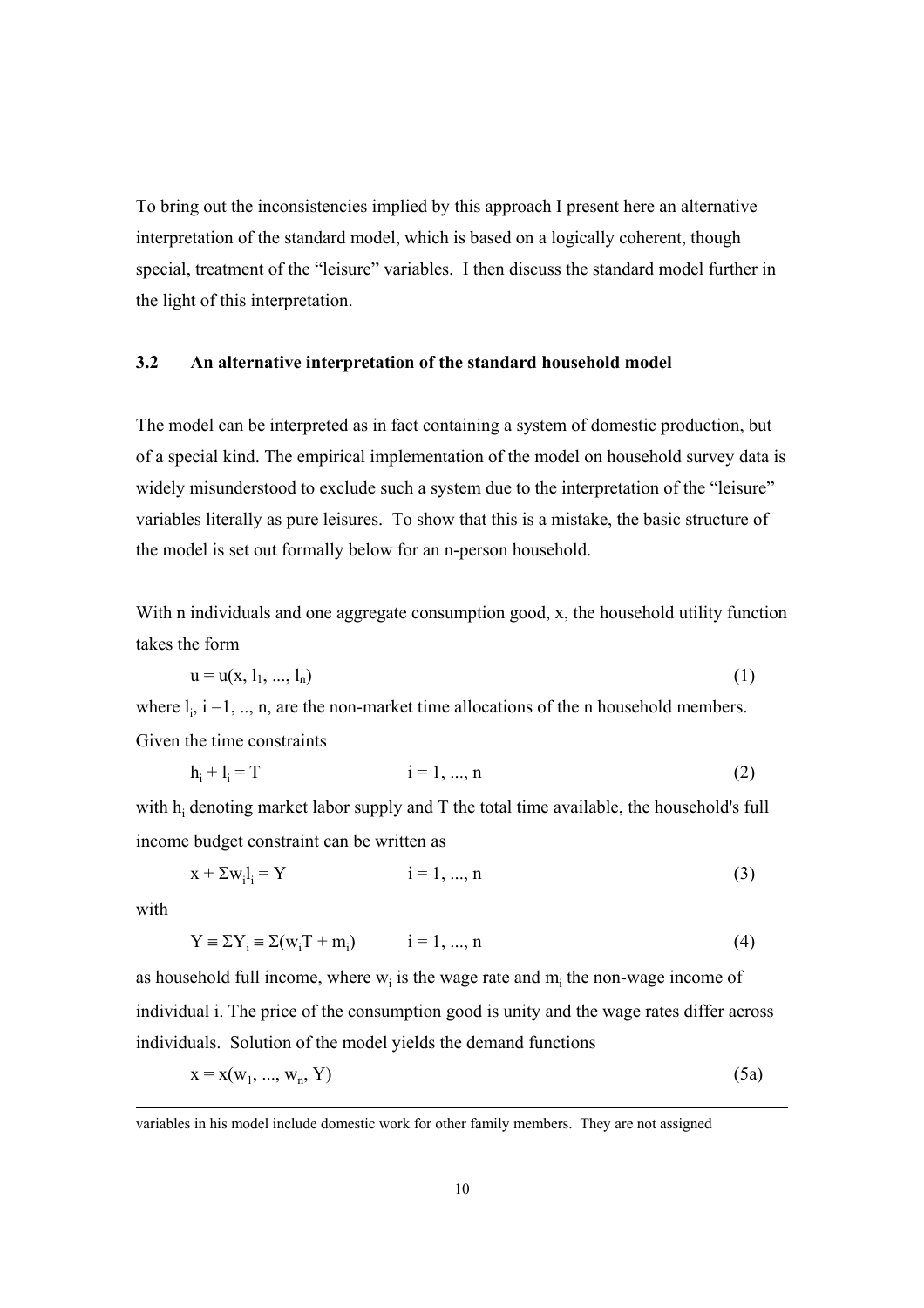To bring out the inconsistencies implied by this approach I present here an alternative interpretation of the standard model, which is based on a logically coherent, though special, treatment of the "leisure" variables. I then discuss the standard model further in the light of this interpretation.

### 3.2 An alternative interpretation of the standard household model

The model can be interpreted as in fact containing a system of domestic production, but of a special kind. The empirical implementation of the model on household survey data is widely misunderstood to exclude such a system due to the interpretation of the "leisure" variables literally as pure leisures. To show that this is a mistake, the basic structure of the model is set out formally below for an n-person household.

With n individuals and one aggregate consumption good, x, the household utility function takes the form

$$u = u(x, l_1, ..., l_n) \qquad (1)$$

where $l_i$, $i = 1, .., n$, are the non-market time allocations of the n household members. Given the time constraints

$$h_i + l_i = T \qquad i = 1, ..., n \qquad (2)$$

with $h_i$ denoting market labor supply and T the total time available, the household's full income budget constraint can be written as

$$x + \Sigma w_i l_i = Y \qquad i = 1, ..., n \qquad (3)$$

with

$$Y \equiv \Sigma Y_i \equiv \Sigma(w_i T + m_i) \qquad i = 1, ..., n \qquad (4)$$

as household full income, where $w_i$ is the wage rate and $m_i$ the non-wage income of individual i. The price of the consumption good is unity and the wage rates differ across individuals. Solution of the model yields the demand functions

$$x = x(w_1, ..., w_n, Y) \qquad (5a)$$

---

variables in his model include domestic work for other family members. They are not assigned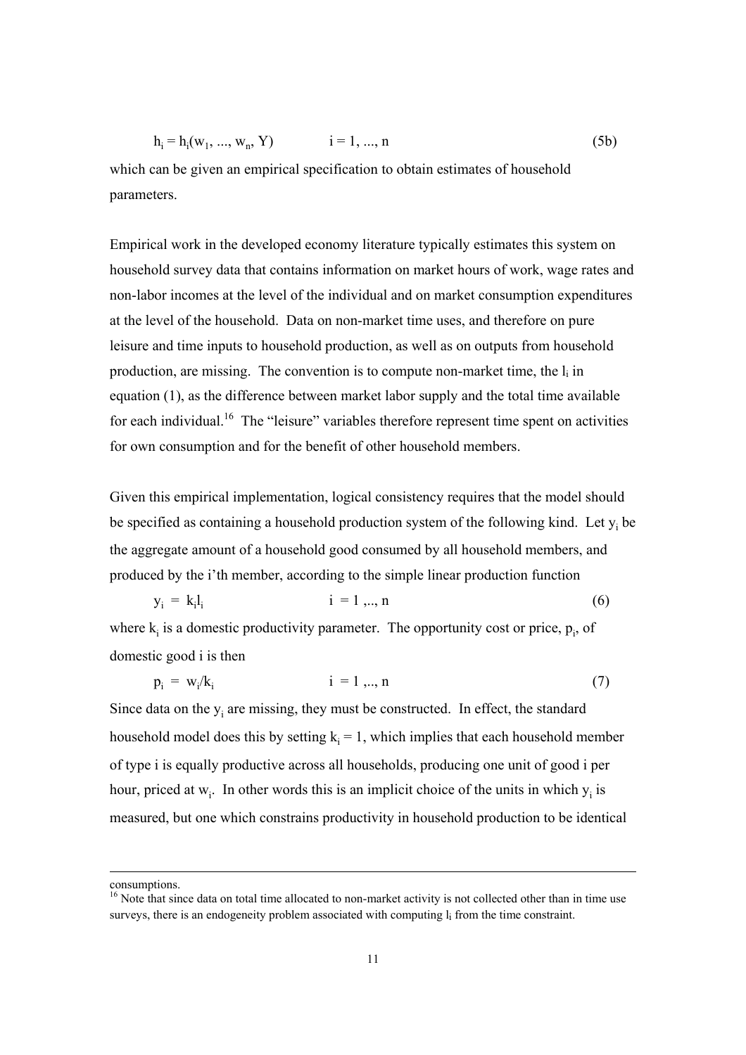$$h_i = h_i(w_1, ..., w_n, Y) \qquad i = 1, ..., n \tag{5b}$$

which can be given an empirical specification to obtain estimates of household parameters.

Empirical work in the developed economy literature typically estimates this system on household survey data that contains information on market hours of work, wage rates and non-labor incomes at the level of the individual and on market consumption expenditures at the level of the household. Data on non-market time uses, and therefore on pure leisure and time inputs to household production, as well as on outputs from household production, are missing. The convention is to compute non-market time, the $l_i$ in equation (1), as the difference between market labor supply and the total time available for each individual.[16] The "leisure" variables therefore represent time spent on activities for own consumption and for the benefit of other household members.

Given this empirical implementation, logical consistency requires that the model should be specified as containing a household production system of the following kind. Let $y_i$ be the aggregate amount of a household good consumed by all household members, and produced by the i'th member, according to the simple linear production function

$$y_i = k_i l_i \qquad i = 1, .., n \tag{6}$$

where $k_i$ is a domestic productivity parameter. The opportunity cost or price, $p_i$, of domestic good i is then

$$p_i = w_i / k_i \qquad i = 1, .., n \tag{7}$$

Since data on the $y_i$ are missing, they must be constructed. In effect, the standard household model does this by setting $k_i = 1$, which implies that each household member of type i is equally productive across all households, producing one unit of good i per hour, priced at $w_i$. In other words this is an implicit choice of the units in which $y_i$ is measured, but one which constrains productivity in household production to be identical

---

consumptions.

[16] Note that since data on total time allocated to non-market activity is not collected other than in time use surveys, there is an endogeneity problem associated with computing $l_i$ from the time constraint.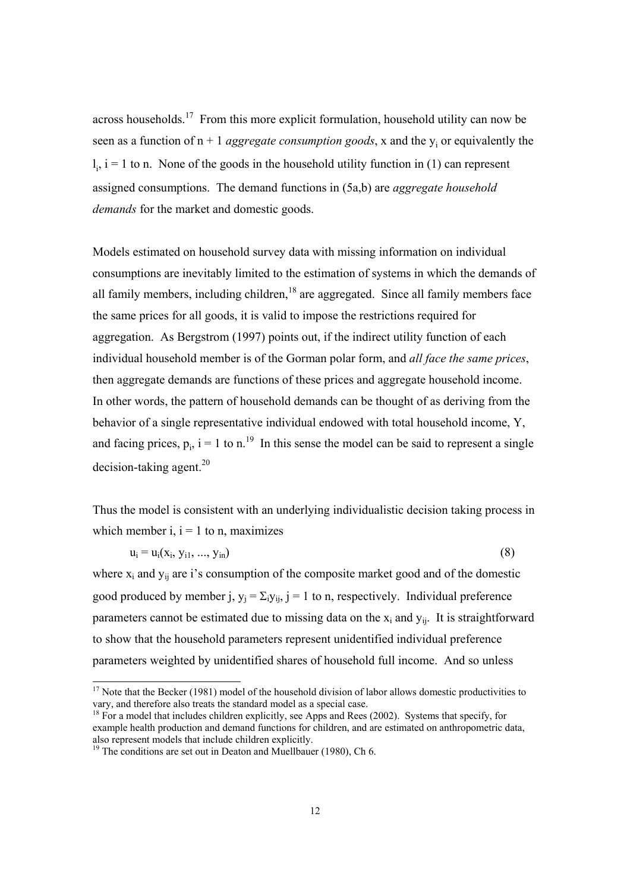across households.[17] From this more explicit formulation, household utility can now be seen as a function of n + 1 *aggregate consumption goods*, x and the $y_i$ or equivalently the $l_i$, i = 1 to n. None of the goods in the household utility function in (1) can represent assigned consumptions. The demand functions in (5a,b) are *aggregate household demands* for the market and domestic goods.

Models estimated on household survey data with missing information on individual consumptions are inevitably limited to the estimation of systems in which the demands of all family members, including children,[18] are aggregated. Since all family members face the same prices for all goods, it is valid to impose the restrictions required for aggregation. As Bergstrom (1997) points out, if the indirect utility function of each individual household member is of the Gorman polar form, and *all face the same prices*, then aggregate demands are functions of these prices and aggregate household income. In other words, the pattern of household demands can be thought of as deriving from the behavior of a single representative individual endowed with total household income, Y, and facing prices, $p_i$, i = 1 to n.[19] In this sense the model can be said to represent a single decision-taking agent.[20]

Thus the model is consistent with an underlying individualistic decision taking process in which member i, i = 1 to n, maximizes

$$u_i = u_i(x_i, y_{i1}, ..., y_{in}) \tag{8}$$

where $x_i$ and $y_{ij}$ are i's consumption of the composite market good and of the domestic good produced by member j, $y_j = \Sigma_i y_{ij}$, j = 1 to n, respectively. Individual preference parameters cannot be estimated due to missing data on the $x_i$ and $y_{ij}$. It is straightforward to show that the household parameters represent unidentified individual preference parameters weighted by unidentified shares of household full income. And so unless

---

[17] Note that the Becker (1981) model of the household division of labor allows domestic productivities to vary, and therefore also treats the standard model as a special case.

[18] For a model that includes children explicitly, see Apps and Rees (2002). Systems that specify, for example health production and demand functions for children, and are estimated on anthropometric data, also represent models that include children explicitly.

[19] The conditions are set out in Deaton and Muellbauer (1980), Ch 6.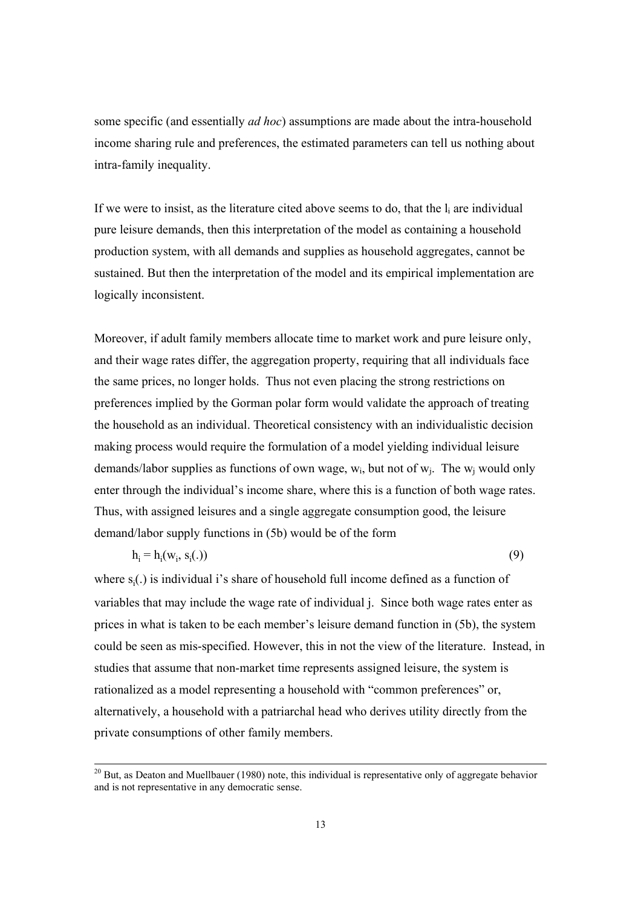some specific (and essentially *ad hoc*) assumptions are made about the intra-household income sharing rule and preferences, the estimated parameters can tell us nothing about intra-family inequality.

If we were to insist, as the literature cited above seems to do, that the $l_i$ are individual pure leisure demands, then this interpretation of the model as containing a household production system, with all demands and supplies as household aggregates, cannot be sustained. But then the interpretation of the model and its empirical implementation are logically inconsistent.

Moreover, if adult family members allocate time to market work and pure leisure only, and their wage rates differ, the aggregation property, requiring that all individuals face the same prices, no longer holds. Thus not even placing the strong restrictions on preferences implied by the Gorman polar form would validate the approach of treating the household as an individual. Theoretical consistency with an individualistic decision making process would require the formulation of a model yielding individual leisure demands/labor supplies as functions of own wage, $w_i$, but not of $w_j$. The $w_j$ would only enter through the individual's income share, where this is a function of both wage rates. Thus, with assigned leisures and a single aggregate consumption good, the leisure demand/labor supply functions in (5b) would be of the form

$$h_i = h_i(w_i, s_i(.)) \tag{9}$$

where $s_i(.)$ is individual i's share of household full income defined as a function of variables that may include the wage rate of individual j. Since both wage rates enter as prices in what is taken to be each member's leisure demand function in (5b), the system could be seen as mis-specified. However, this in not the view of the literature. Instead, in studies that assume that non-market time represents assigned leisure, the system is rationalized as a model representing a household with "common preferences" or, alternatively, a household with a patriarchal head who derives utility directly from the private consumptions of other family members.

---

[20] But, as Deaton and Muellbauer (1980) note, this individual is representative only of aggregate behavior and is not representative in any democratic sense.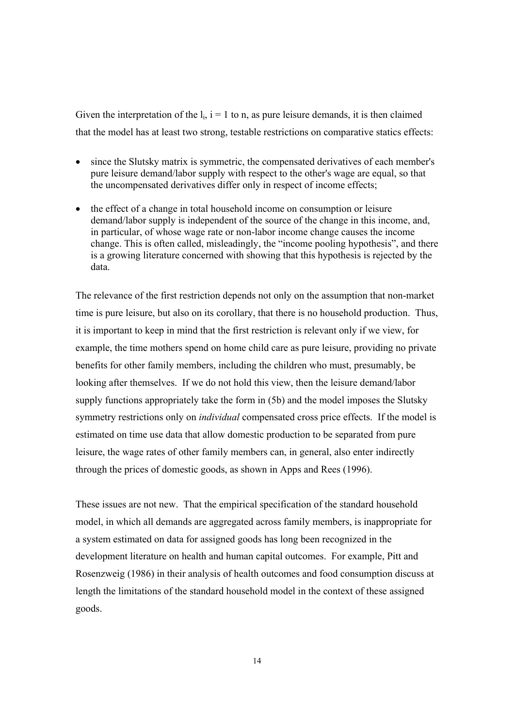Given the interpretation of the $l_i$, $i = 1$ to n, as pure leisure demands, it is then claimed that the model has at least two strong, testable restrictions on comparative statics effects:

- since the Slutsky matrix is symmetric, the compensated derivatives of each member's pure leisure demand/labor supply with respect to the other's wage are equal, so that the uncompensated derivatives differ only in respect of income effects;
- the effect of a change in total household income on consumption or leisure demand/labor supply is independent of the source of the change in this income, and, in particular, of whose wage rate or non-labor income change causes the income change. This is often called, misleadingly, the "income pooling hypothesis", and there is a growing literature concerned with showing that this hypothesis is rejected by the data.

The relevance of the first restriction depends not only on the assumption that non-market time is pure leisure, but also on its corollary, that there is no household production. Thus, it is important to keep in mind that the first restriction is relevant only if we view, for example, the time mothers spend on home child care as pure leisure, providing no private benefits for other family members, including the children who must, presumably, be looking after themselves. If we do not hold this view, then the leisure demand/labor supply functions appropriately take the form in (5b) and the model imposes the Slutsky symmetry restrictions only on *individual* compensated cross price effects. If the model is estimated on time use data that allow domestic production to be separated from pure leisure, the wage rates of other family members can, in general, also enter indirectly through the prices of domestic goods, as shown in Apps and Rees (1996).

These issues are not new. That the empirical specification of the standard household model, in which all demands are aggregated across family members, is inappropriate for a system estimated on data for assigned goods has long been recognized in the development literature on health and human capital outcomes. For example, Pitt and Rosenzweig (1986) in their analysis of health outcomes and food consumption discuss at length the limitations of the standard household model in the context of these assigned goods.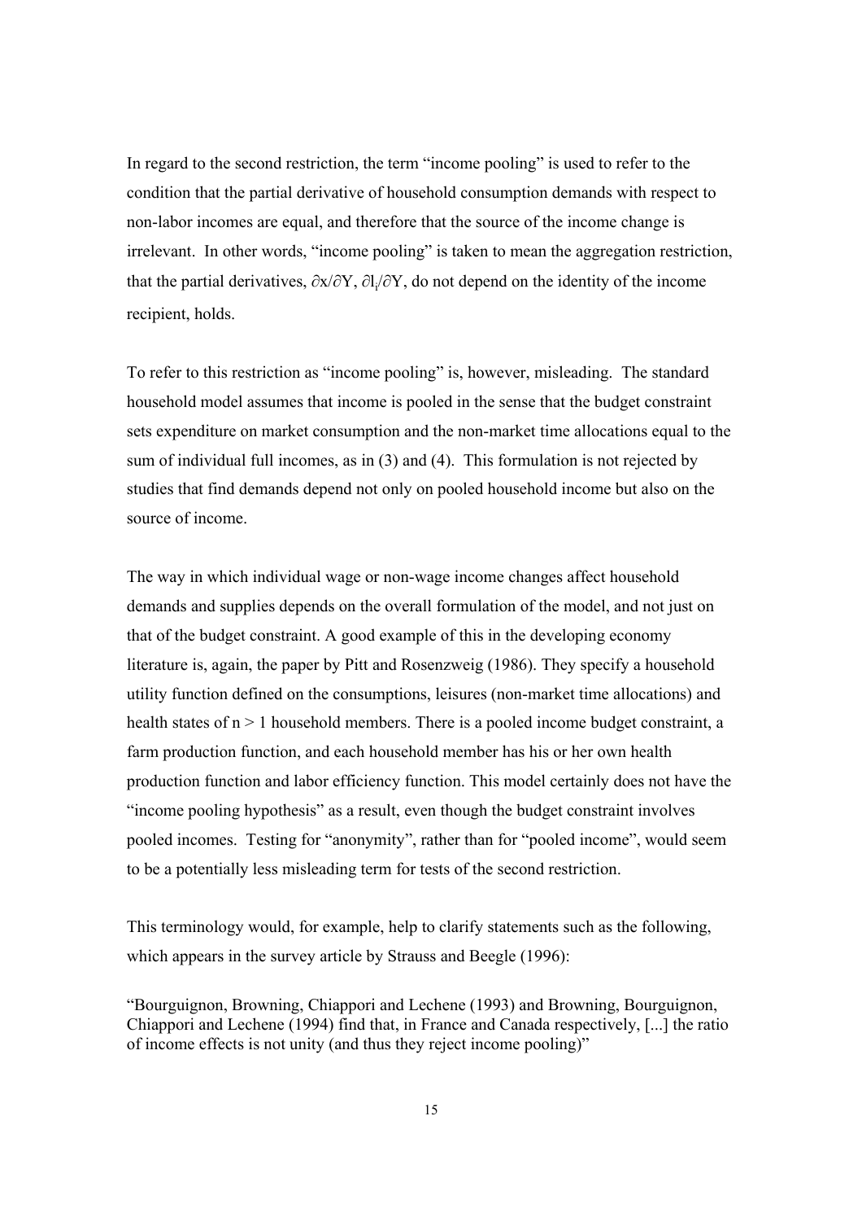In regard to the second restriction, the term "income pooling" is used to refer to the condition that the partial derivative of household consumption demands with respect to non-labor incomes are equal, and therefore that the source of the income change is irrelevant. In other words, "income pooling" is taken to mean the aggregation restriction, that the partial derivatives, $\partial x/\partial Y$, $\partial l_i/\partial Y$, do not depend on the identity of the income recipient, holds.

To refer to this restriction as "income pooling" is, however, misleading. The standard household model assumes that income is pooled in the sense that the budget constraint sets expenditure on market consumption and the non-market time allocations equal to the sum of individual full incomes, as in (3) and (4). This formulation is not rejected by studies that find demands depend not only on pooled household income but also on the source of income.

The way in which individual wage or non-wage income changes affect household demands and supplies depends on the overall formulation of the model, and not just on that of the budget constraint. A good example of this in the developing economy literature is, again, the paper by Pitt and Rosenzweig (1986). They specify a household utility function defined on the consumptions, leisures (non-market time allocations) and health states of $n > 1$ household members. There is a pooled income budget constraint, a farm production function, and each household member has his or her own health production function and labor efficiency function. This model certainly does not have the "income pooling hypothesis" as a result, even though the budget constraint involves pooled incomes. Testing for "anonymity", rather than for "pooled income", would seem to be a potentially less misleading term for tests of the second restriction.

This terminology would, for example, help to clarify statements such as the following, which appears in the survey article by Strauss and Beegle (1996):

> "Bourguignon, Browning, Chiappori and Lechene (1993) and Browning, Bourguignon, Chiappori and Lechene (1994) find that, in France and Canada respectively, [...] the ratio of income effects is not unity (and thus they reject income pooling)"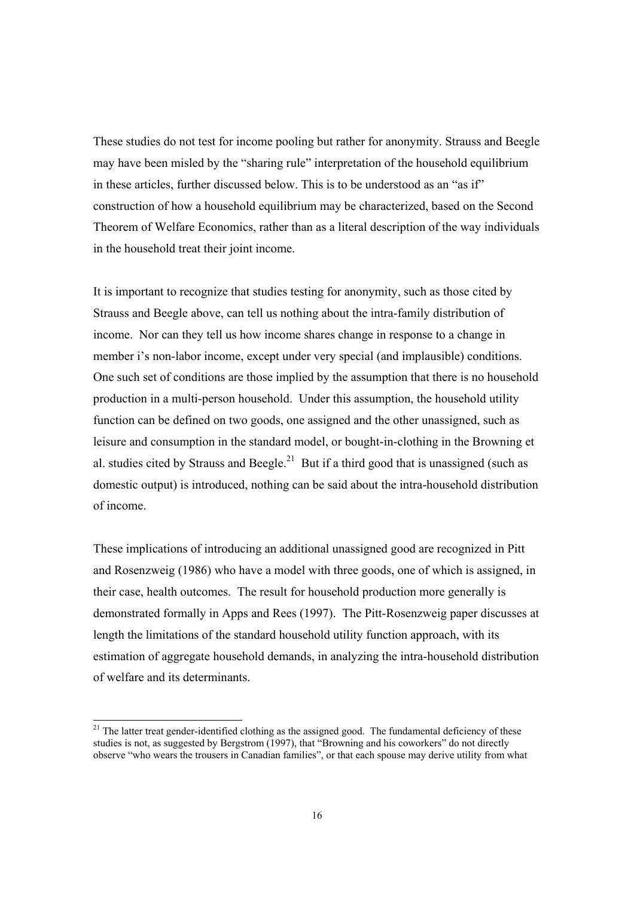These studies do not test for income pooling but rather for anonymity. Strauss and Beegle may have been misled by the "sharing rule" interpretation of the household equilibrium in these articles, further discussed below. This is to be understood as an "as if" construction of how a household equilibrium may be characterized, based on the Second Theorem of Welfare Economics, rather than as a literal description of the way individuals in the household treat their joint income.

It is important to recognize that studies testing for anonymity, such as those cited by Strauss and Beegle above, can tell us nothing about the intra-family distribution of income. Nor can they tell us how income shares change in response to a change in member i's non-labor income, except under very special (and implausible) conditions. One such set of conditions are those implied by the assumption that there is no household production in a multi-person household. Under this assumption, the household utility function can be defined on two goods, one assigned and the other unassigned, such as leisure and consumption in the standard model, or bought-in-clothing in the Browning et al. studies cited by Strauss and Beegle.[21] But if a third good that is unassigned (such as domestic output) is introduced, nothing can be said about the intra-household distribution of income.

These implications of introducing an additional unassigned good are recognized in Pitt and Rosenzweig (1986) who have a model with three goods, one of which is assigned, in their case, health outcomes. The result for household production more generally is demonstrated formally in Apps and Rees (1997). The Pitt-Rosenzweig paper discusses at length the limitations of the standard household utility function approach, with its estimation of aggregate household demands, in analyzing the intra-household distribution of welfare and its determinants.

[21] The latter treat gender-identified clothing as the assigned good. The fundamental deficiency of these studies is not, as suggested by Bergstrom (1997), that "Browning and his coworkers" do not directly observe "who wears the trousers in Canadian families", or that each spouse may derive utility from what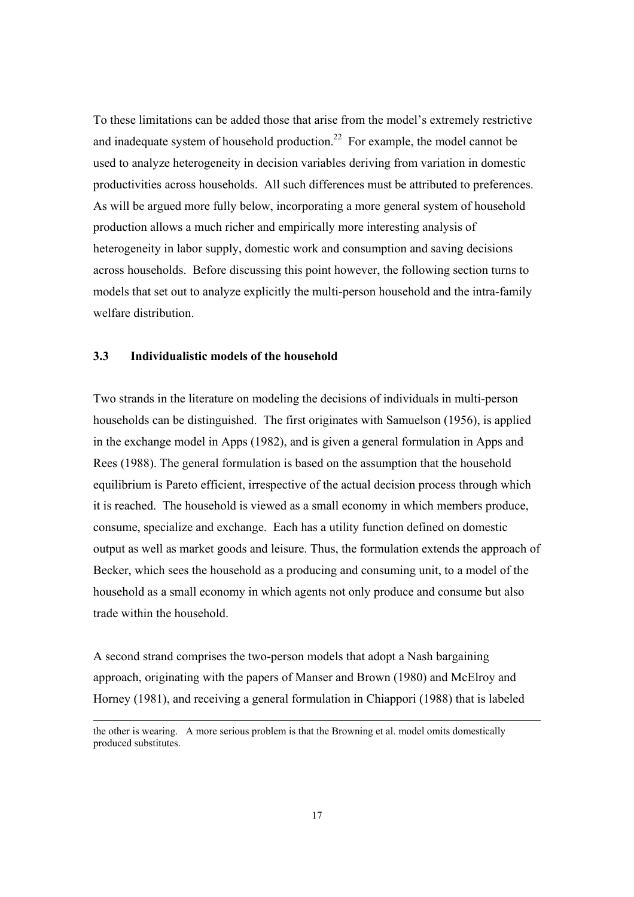To these limitations can be added those that arise from the model's extremely restrictive and inadequate system of household production.[22] For example, the model cannot be used to analyze heterogeneity in decision variables deriving from variation in domestic productivities across households. All such differences must be attributed to preferences. As will be argued more fully below, incorporating a more general system of household production allows a much richer and empirically more interesting analysis of heterogeneity in labor supply, domestic work and consumption and saving decisions across households. Before discussing this point however, the following section turns to models that set out to analyze explicitly the multi-person household and the intra-family welfare distribution.

### 3.3 Individualistic models of the household

Two strands in the literature on modeling the decisions of individuals in multi-person households can be distinguished. The first originates with Samuelson (1956), is applied in the exchange model in Apps (1982), and is given a general formulation in Apps and Rees (1988). The general formulation is based on the assumption that the household equilibrium is Pareto efficient, irrespective of the actual decision process through which it is reached. The household is viewed as a small economy in which members produce, consume, specialize and exchange. Each has a utility function defined on domestic output as well as market goods and leisure. Thus, the formulation extends the approach of Becker, which sees the household as a producing and consuming unit, to a model of the household as a small economy in which agents not only produce and consume but also trade within the household.

A second strand comprises the two-person models that adopt a Nash bargaining approach, originating with the papers of Manser and Brown (1980) and McElroy and Horney (1981), and receiving a general formulation in Chiappori (1988) that is labeled

---

the other is wearing. A more serious problem is that the Browning et al. model omits domestically produced substitutes.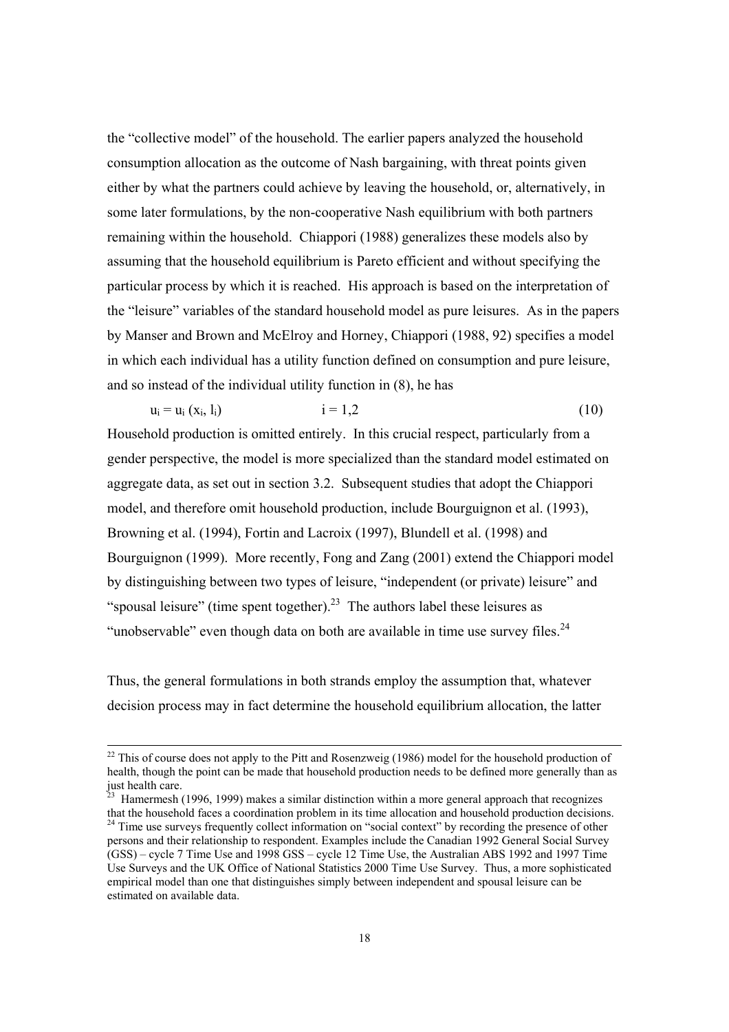the "collective model" of the household. The earlier papers analyzed the household consumption allocation as the outcome of Nash bargaining, with threat points given either by what the partners could achieve by leaving the household, or, alternatively, in some later formulations, by the non-cooperative Nash equilibrium with both partners remaining within the household. Chiappori (1988) generalizes these models also by assuming that the household equilibrium is Pareto efficient and without specifying the particular process by which it is reached. His approach is based on the interpretation of the "leisure" variables of the standard household model as pure leisures. As in the papers by Manser and Brown and McElroy and Horney, Chiappori (1988, 92) specifies a model in which each individual has a utility function defined on consumption and pure leisure, and so instead of the individual utility function in (8), he has

$$u_i = u_i (x_i, l_i) \qquad\qquad i = 1,2 \qquad\qquad (10)$$

Household production is omitted entirely. In this crucial respect, particularly from a gender perspective, the model is more specialized than the standard model estimated on aggregate data, as set out in section 3.2. Subsequent studies that adopt the Chiappori model, and therefore omit household production, include Bourguignon et al. (1993), Browning et al. (1994), Fortin and Lacroix (1997), Blundell et al. (1998) and Bourguignon (1999). More recently, Fong and Zang (2001) extend the Chiappori model by distinguishing between two types of leisure, "independent (or private) leisure" and "spousal leisure" (time spent together).[23] The authors label these leisures as "unobservable" even though data on both are available in time use survey files.[24]

Thus, the general formulations in both strands employ the assumption that, whatever decision process may in fact determine the household equilibrium allocation, the latter

---

[22] This of course does not apply to the Pitt and Rosenzweig (1986) model for the household production of health, though the point can be made that household production needs to be defined more generally than as just health care.

[23] Hamermesh (1996, 1999) makes a similar distinction within a more general approach that recognizes that the household faces a coordination problem in its time allocation and household production decisions.

[24] Time use surveys frequently collect information on "social context" by recording the presence of other persons and their relationship to respondent. Examples include the Canadian 1992 General Social Survey (GSS) – cycle 7 Time Use and 1998 GSS – cycle 12 Time Use, the Australian ABS 1992 and 1997 Time Use Surveys and the UK Office of National Statistics 2000 Time Use Survey. Thus, a more sophisticated empirical model than one that distinguishes simply between independent and spousal leisure can be estimated on available data.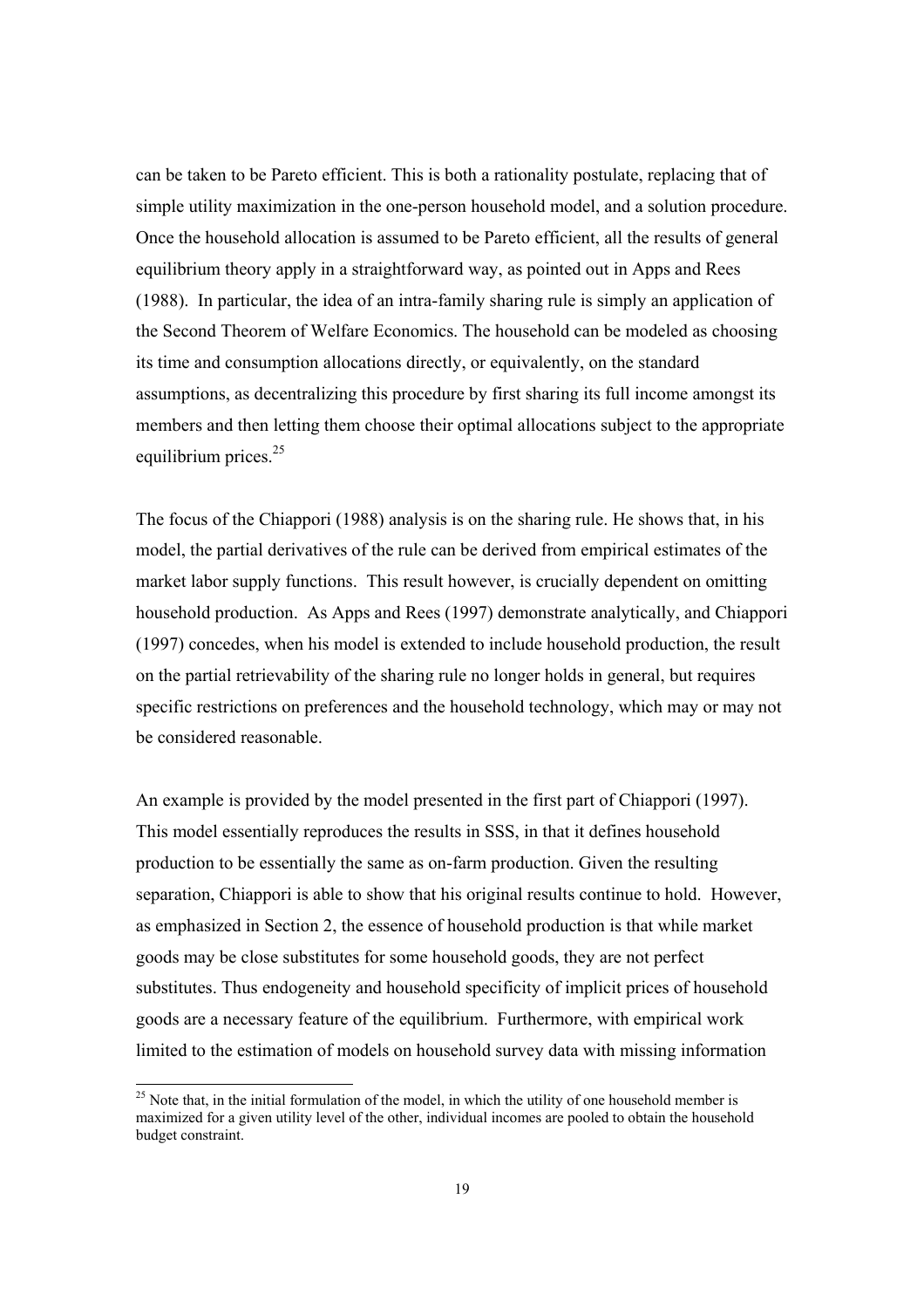can be taken to be Pareto efficient. This is both a rationality postulate, replacing that of simple utility maximization in the one-person household model, and a solution procedure. Once the household allocation is assumed to be Pareto efficient, all the results of general equilibrium theory apply in a straightforward way, as pointed out in Apps and Rees (1988). In particular, the idea of an intra-family sharing rule is simply an application of the Second Theorem of Welfare Economics. The household can be modeled as choosing its time and consumption allocations directly, or equivalently, on the standard assumptions, as decentralizing this procedure by first sharing its full income amongst its members and then letting them choose their optimal allocations subject to the appropriate equilibrium prices.[25]

The focus of the Chiappori (1988) analysis is on the sharing rule. He shows that, in his model, the partial derivatives of the rule can be derived from empirical estimates of the market labor supply functions. This result however, is crucially dependent on omitting household production. As Apps and Rees (1997) demonstrate analytically, and Chiappori (1997) concedes, when his model is extended to include household production, the result on the partial retrievability of the sharing rule no longer holds in general, but requires specific restrictions on preferences and the household technology, which may or may not be considered reasonable.

An example is provided by the model presented in the first part of Chiappori (1997). This model essentially reproduces the results in SSS, in that it defines household production to be essentially the same as on-farm production. Given the resulting separation, Chiappori is able to show that his original results continue to hold. However, as emphasized in Section 2, the essence of household production is that while market goods may be close substitutes for some household goods, they are not perfect substitutes. Thus endogeneity and household specificity of implicit prices of household goods are a necessary feature of the equilibrium. Furthermore, with empirical work limited to the estimation of models on household survey data with missing information

[25] Note that, in the initial formulation of the model, in which the utility of one household member is maximized for a given utility level of the other, individual incomes are pooled to obtain the household budget constraint.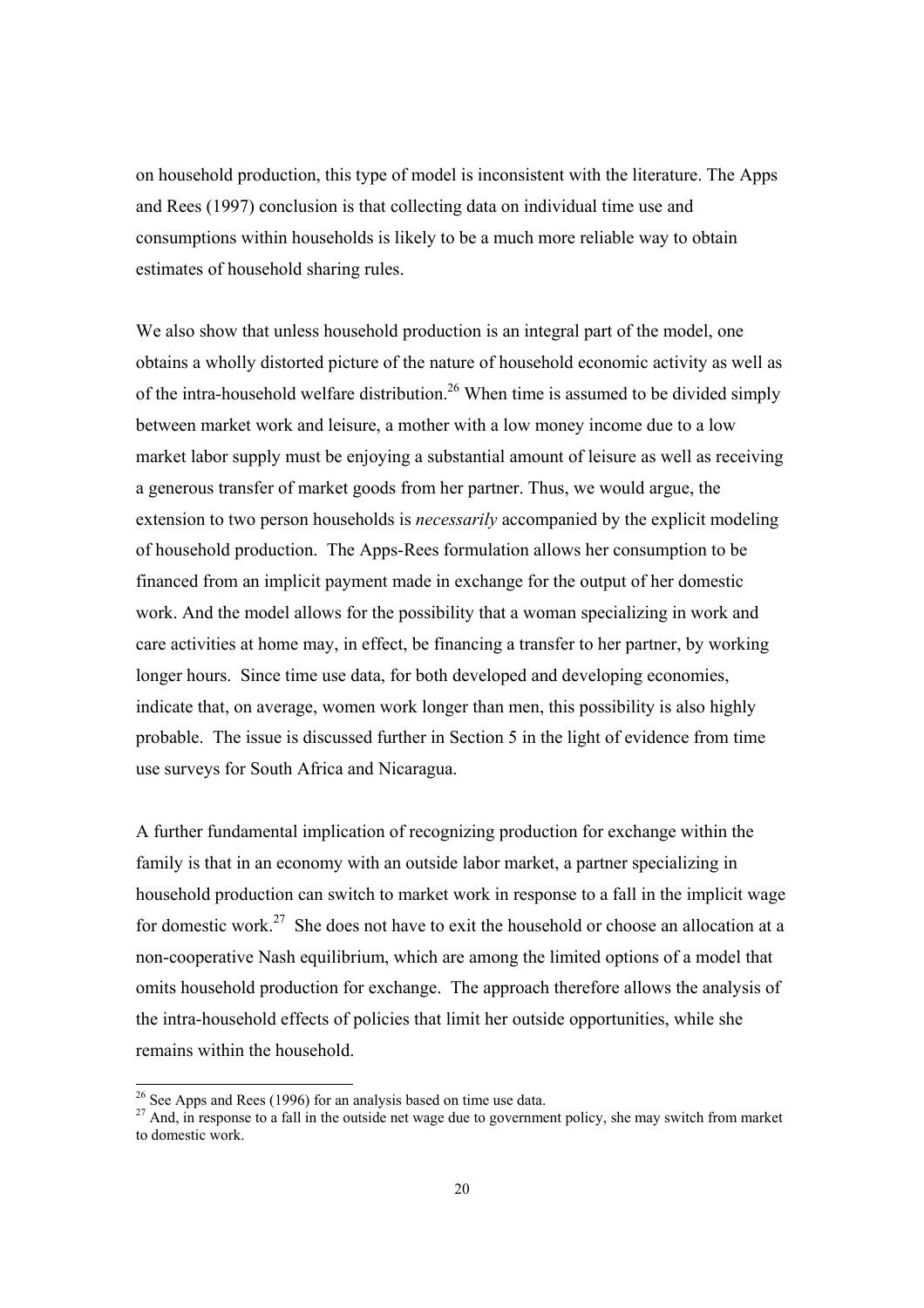on household production, this type of model is inconsistent with the literature. The Apps and Rees (1997) conclusion is that collecting data on individual time use and consumptions within households is likely to be a much more reliable way to obtain estimates of household sharing rules.

We also show that unless household production is an integral part of the model, one obtains a wholly distorted picture of the nature of household economic activity as well as of the intra-household welfare distribution.[26] When time is assumed to be divided simply between market work and leisure, a mother with a low money income due to a low market labor supply must be enjoying a substantial amount of leisure as well as receiving a generous transfer of market goods from her partner. Thus, we would argue, the extension to two person households is *necessarily* accompanied by the explicit modeling of household production. The Apps-Rees formulation allows her consumption to be financed from an implicit payment made in exchange for the output of her domestic work. And the model allows for the possibility that a woman specializing in work and care activities at home may, in effect, be financing a transfer to her partner, by working longer hours. Since time use data, for both developed and developing economies, indicate that, on average, women work longer than men, this possibility is also highly probable. The issue is discussed further in Section 5 in the light of evidence from time use surveys for South Africa and Nicaragua.

A further fundamental implication of recognizing production for exchange within the family is that in an economy with an outside labor market, a partner specializing in household production can switch to market work in response to a fall in the implicit wage for domestic work.[27] She does not have to exit the household or choose an allocation at a non-cooperative Nash equilibrium, which are among the limited options of a model that omits household production for exchange. The approach therefore allows the analysis of the intra-household effects of policies that limit her outside opportunities, while she remains within the household.

[26] See Apps and Rees (1996) for an analysis based on time use data.

[27] And, in response to a fall in the outside net wage due to government policy, she may switch from market to domestic work.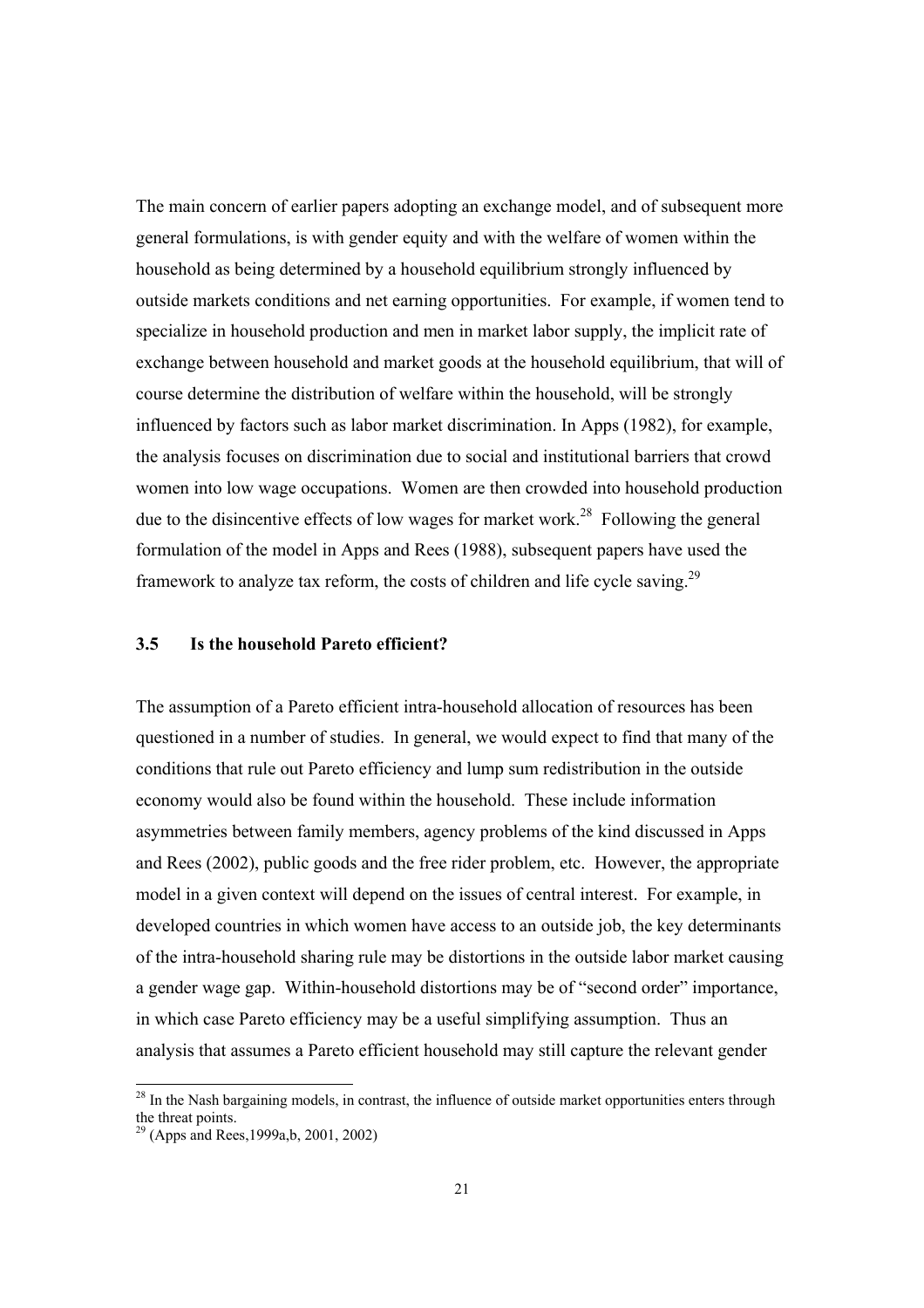The main concern of earlier papers adopting an exchange model, and of subsequent more general formulations, is with gender equity and with the welfare of women within the household as being determined by a household equilibrium strongly influenced by outside markets conditions and net earning opportunities. For example, if women tend to specialize in household production and men in market labor supply, the implicit rate of exchange between household and market goods at the household equilibrium, that will of course determine the distribution of welfare within the household, will be strongly influenced by factors such as labor market discrimination. In Apps (1982), for example, the analysis focuses on discrimination due to social and institutional barriers that crowd women into low wage occupations. Women are then crowded into household production due to the disincentive effects of low wages for market work.[28] Following the general formulation of the model in Apps and Rees (1988), subsequent papers have used the framework to analyze tax reform, the costs of children and life cycle saving.[29]

### 3.5 Is the household Pareto efficient?

The assumption of a Pareto efficient intra-household allocation of resources has been questioned in a number of studies. In general, we would expect to find that many of the conditions that rule out Pareto efficiency and lump sum redistribution in the outside economy would also be found within the household. These include information asymmetries between family members, agency problems of the kind discussed in Apps and Rees (2002), public goods and the free rider problem, etc. However, the appropriate model in a given context will depend on the issues of central interest. For example, in developed countries in which women have access to an outside job, the key determinants of the intra-household sharing rule may be distortions in the outside labor market causing a gender wage gap. Within-household distortions may be of "second order" importance, in which case Pareto efficiency may be a useful simplifying assumption. Thus an analysis that assumes a Pareto efficient household may still capture the relevant gender

[28] In the Nash bargaining models, in contrast, the influence of outside market opportunities enters through the threat points.

[29] (Apps and Rees,1999a,b, 2001, 2002)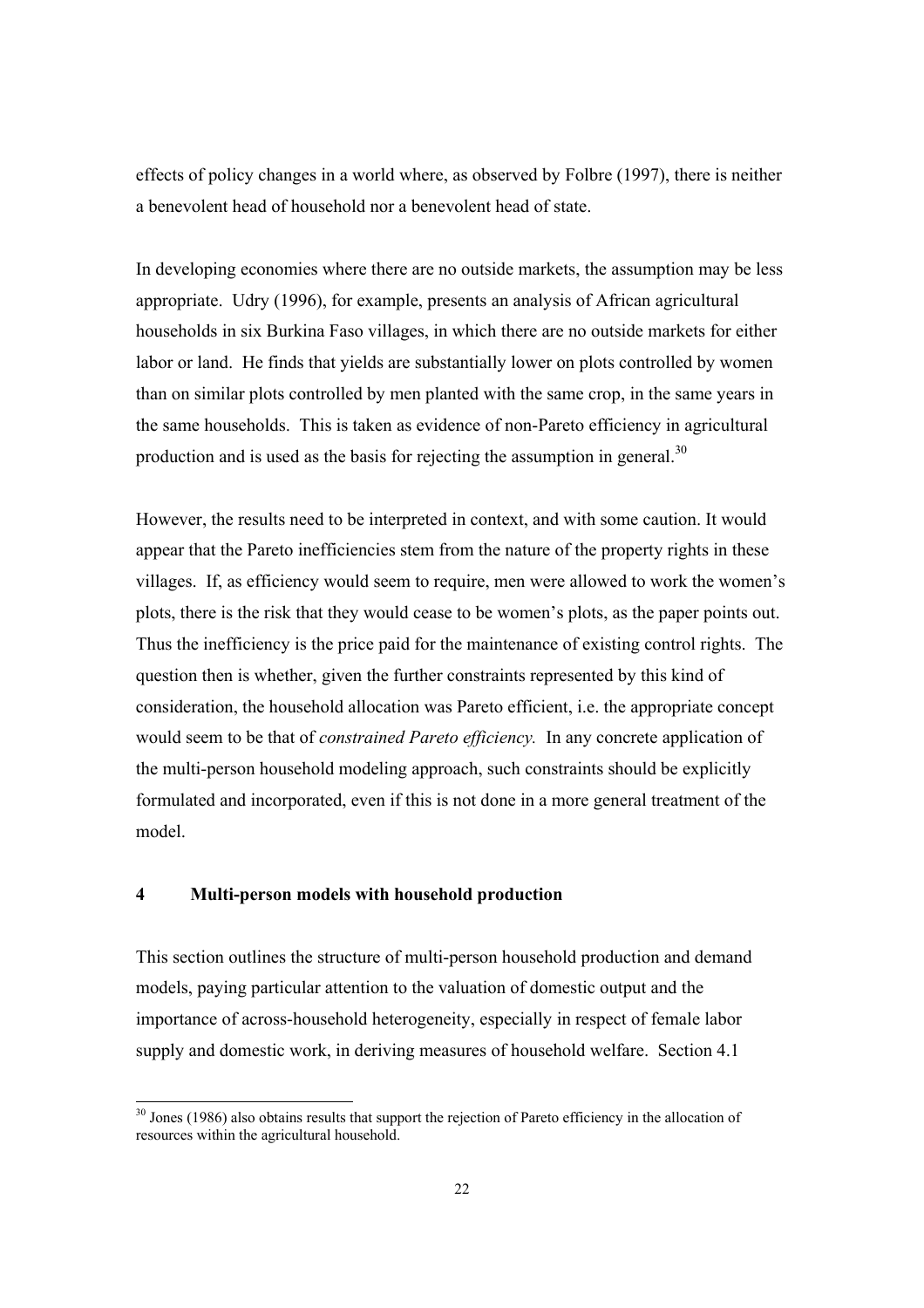effects of policy changes in a world where, as observed by Folbre (1997), there is neither a benevolent head of household nor a benevolent head of state.

In developing economies where there are no outside markets, the assumption may be less appropriate. Udry (1996), for example, presents an analysis of African agricultural households in six Burkina Faso villages, in which there are no outside markets for either labor or land. He finds that yields are substantially lower on plots controlled by women than on similar plots controlled by men planted with the same crop, in the same years in the same households. This is taken as evidence of non-Pareto efficiency in agricultural production and is used as the basis for rejecting the assumption in general.[30]

However, the results need to be interpreted in context, and with some caution. It would appear that the Pareto inefficiencies stem from the nature of the property rights in these villages. If, as efficiency would seem to require, men were allowed to work the women's plots, there is the risk that they would cease to be women's plots, as the paper points out. Thus the inefficiency is the price paid for the maintenance of existing control rights. The question then is whether, given the further constraints represented by this kind of consideration, the household allocation was Pareto efficient, i.e. the appropriate concept would seem to be that of *constrained Pareto efficiency.* In any concrete application of the multi-person household modeling approach, such constraints should be explicitly formulated and incorporated, even if this is not done in a more general treatment of the model.

## 4 Multi-person models with household production

This section outlines the structure of multi-person household production and demand models, paying particular attention to the valuation of domestic output and the importance of across-household heterogeneity, especially in respect of female labor supply and domestic work, in deriving measures of household welfare. Section 4.1

---

[30] Jones (1986) also obtains results that support the rejection of Pareto efficiency in the allocation of resources within the agricultural household.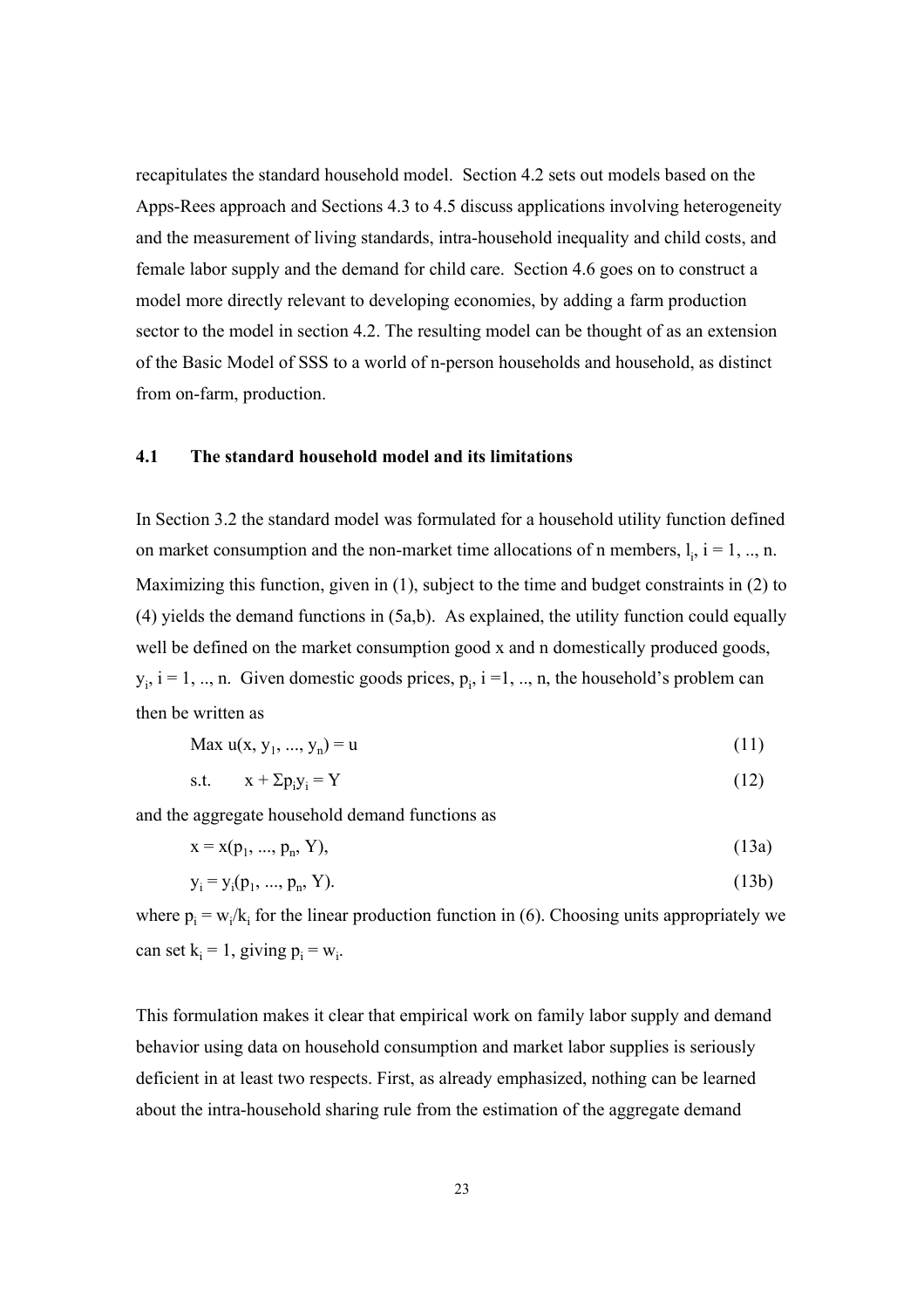recapitulates the standard household model. Section 4.2 sets out models based on the Apps-Rees approach and Sections 4.3 to 4.5 discuss applications involving heterogeneity and the measurement of living standards, intra-household inequality and child costs, and female labor supply and the demand for child care. Section 4.6 goes on to construct a model more directly relevant to developing economies, by adding a farm production sector to the model in section 4.2. The resulting model can be thought of as an extension of the Basic Model of SSS to a world of n-person households and household, as distinct from on-farm, production.

### 4.1 The standard household model and its limitations

In Section 3.2 the standard model was formulated for a household utility function defined on market consumption and the non-market time allocations of n members, $l_i$, $i = 1, .., n$. Maximizing this function, given in (1), subject to the time and budget constraints in (2) to (4) yields the demand functions in (5a,b). As explained, the utility function could equally well be defined on the market consumption good x and n domestically produced goods, $y_i$, $i = 1, .., n$. Given domestic goods prices, $p_i$, $i = 1, .., n$, the household's problem can then be written as

$$\text{Max } u(x, y_1, ..., y_n) = u \tag{11}$$

$$\text{s.t.} \quad x + \Sigma p_i y_i = Y \tag{12}$$

and the aggregate household demand functions as

$$x = x(p_1, ..., p_n, Y), \tag{13a}$$

$$y_i = y_i(p_1, ..., p_n, Y). \tag{13b}$$

where $p_i = w_i/k_i$ for the linear production function in (6). Choosing units appropriately we can set $k_i = 1$, giving $p_i = w_i$.

This formulation makes it clear that empirical work on family labor supply and demand behavior using data on household consumption and market labor supplies is seriously deficient in at least two respects. First, as already emphasized, nothing can be learned about the intra-household sharing rule from the estimation of the aggregate demand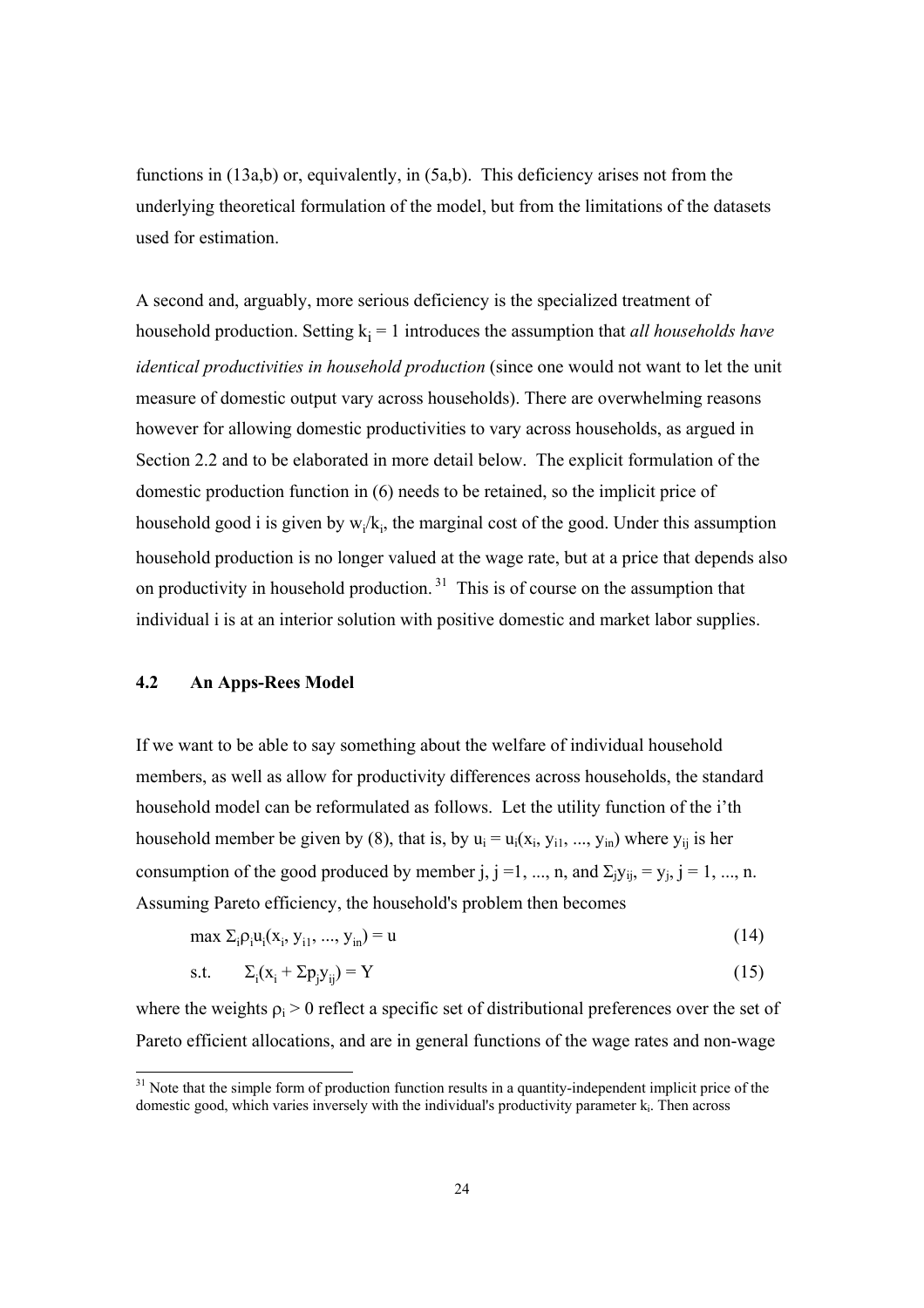functions in (13a,b) or, equivalently, in (5a,b). This deficiency arises not from the underlying theoretical formulation of the model, but from the limitations of the datasets used for estimation.

A second and, arguably, more serious deficiency is the specialized treatment of household production. Setting $k_i = 1$ introduces the assumption that *all households have identical productivities in household production* (since one would not want to let the unit measure of domestic output vary across households). There are overwhelming reasons however for allowing domestic productivities to vary across households, as argued in Section 2.2 and to be elaborated in more detail below. The explicit formulation of the domestic production function in (6) needs to be retained, so the implicit price of household good i is given by $w_i/k_i$, the marginal cost of the good. Under this assumption household production is no longer valued at the wage rate, but at a price that depends also on productivity in household production.[31] This is of course on the assumption that individual i is at an interior solution with positive domestic and market labor supplies.

## 4.2 An Apps-Rees Model

If we want to be able to say something about the welfare of individual household members, as well as allow for productivity differences across households, the standard household model can be reformulated as follows. Let the utility function of the i'th household member be given by (8), that is, by $u_i = u_i(x_i, y_{i1}, ..., y_{in})$ where $y_{ij}$ is her consumption of the good produced by member j, j =1, ..., n, and $\Sigma_j y_{ij} = y_j$, j = 1, ..., n. Assuming Pareto efficiency, the household's problem then becomes

$$\max \Sigma_i \rho_i u_i(x_i, y_{i1}, ..., y_{in}) = u \tag{14}$$

$$\text{s.t.} \quad \Sigma_i(x_i + \Sigma p_j y_{ij}) = Y \tag{15}$$

where the weights $\rho_i > 0$ reflect a specific set of distributional preferences over the set of Pareto efficient allocations, and are in general functions of the wage rates and non-wage

[31] Note that the simple form of production function results in a quantity-independent implicit price of the domestic good, which varies inversely with the individual's productivity parameter $k_i$. Then across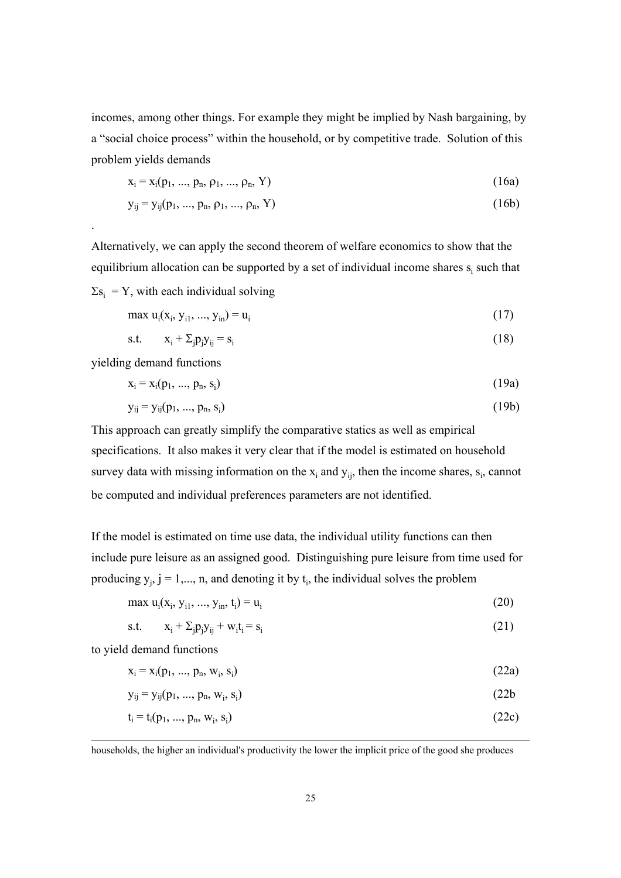incomes, among other things. For example they might be implied by Nash bargaining, by a "social choice process" within the household, or by competitive trade. Solution of this problem yields demands

$$x_i = x_i(p_1, ..., p_n, \rho_1, ..., \rho_n, Y) \tag{16a}$$

$$y_{ij} = y_{ij}(p_1, ..., p_n, \rho_1, ..., \rho_n, Y) \tag{16b}$$

.

Alternatively, we can apply the second theorem of welfare economics to show that the equilibrium allocation can be supported by a set of individual income shares $s_i$ such that $\Sigma s_i = Y$, with each individual solving

$$\max u_i(x_i, y_{i1}, ..., y_{in}) = u_i \tag{17}$$

$$\text{s.t.} \quad x_i + \Sigma_j p_j y_{ij} = s_i \tag{18}$$

yielding demand functions

$$x_i = x_i(p_1, ..., p_n, s_i) \tag{19a}$$

$$y_{ij} = y_{ij}(p_1, ..., p_n, s_i) \tag{19b}$$

This approach can greatly simplify the comparative statics as well as empirical specifications. It also makes it very clear that if the model is estimated on household survey data with missing information on the $x_i$ and $y_{ij}$, then the income shares, $s_i$, cannot be computed and individual preferences parameters are not identified.

If the model is estimated on time use data, the individual utility functions can then include pure leisure as an assigned good. Distinguishing pure leisure from time used for producing $y_j$, $j = 1,..., n$, and denoting it by $t_i$, the individual solves the problem

$$\max u_i(x_i, y_{i1}, ..., y_{in}, t_i) = u_i \tag{20}$$

$$\text{s.t.} \quad x_i + \Sigma_j p_j y_{ij} + w_i t_i = s_i \tag{21}$$

to yield demand functions

$$x_i = x_i(p_1, ..., p_n, w_i, s_i) \tag{22a}$$

$$y_{ij} = y_{ij}(p_1, ..., p_n, w_i, s_i) \tag{22b}$$

$$t_i = t_i(p_1, ..., p_n, w_i, s_i) \tag{22c}$$

---

households, the higher an individual's productivity the lower the implicit price of the good she produces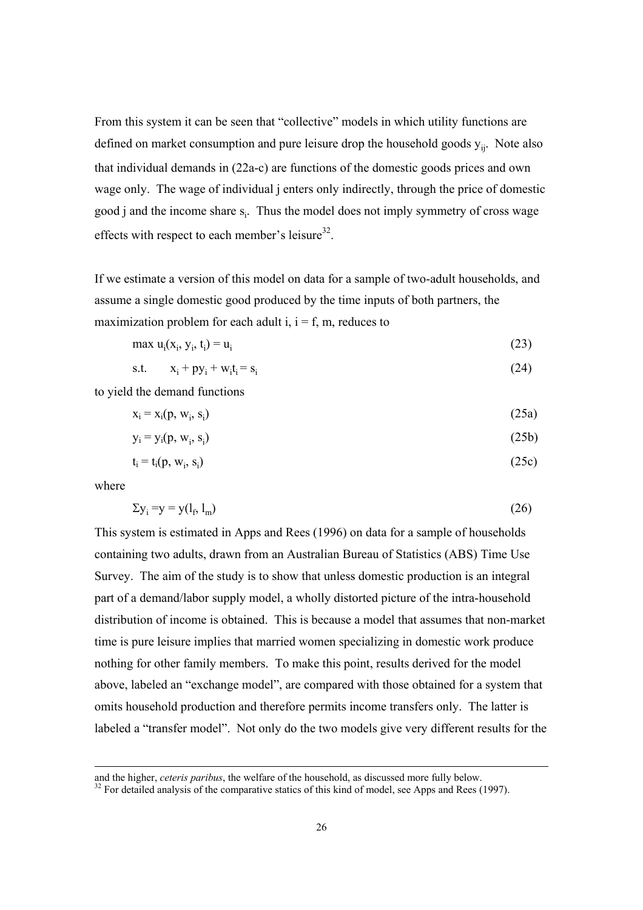From this system it can be seen that "collective" models in which utility functions are defined on market consumption and pure leisure drop the household goods $y_{ij}$. Note also that individual demands in (22a-c) are functions of the domestic goods prices and own wage only. The wage of individual j enters only indirectly, through the price of domestic good j and the income share $s_i$. Thus the model does not imply symmetry of cross wage effects with respect to each member's leisure[32].

If we estimate a version of this model on data for a sample of two-adult households, and assume a single domestic good produced by the time inputs of both partners, the maximization problem for each adult i, i = f, m, reduces to

$$\max u_i(x_i, y_i, t_i) = u_i \tag{23}$$

$$\text{s.t.} \quad x_i + py_i + w_i t_i = s_i \tag{24}$$

to yield the demand functions

$$x_i = x_i(p, w_i, s_i) \tag{25a}$$

$$y_i = y_i(p, w_i, s_i) \tag{25b}$$

$$t_i = t_i(p, w_i, s_i) \tag{25c}$$

where

$$\Sigma y_i = y = y(l_f, l_m) \tag{26}$$

This system is estimated in Apps and Rees (1996) on data for a sample of households containing two adults, drawn from an Australian Bureau of Statistics (ABS) Time Use Survey. The aim of the study is to show that unless domestic production is an integral part of a demand/labor supply model, a wholly distorted picture of the intra-household distribution of income is obtained. This is because a model that assumes that non-market time is pure leisure implies that married women specializing in domestic work produce nothing for other family members. To make this point, results derived for the model above, labeled an "exchange model", are compared with those obtained for a system that omits household production and therefore permits income transfers only. The latter is labeled a "transfer model". Not only do the two models give very different results for the

---

and the higher, *ceteris paribus*, the welfare of the household, as discussed more fully below.

[32] For detailed analysis of the comparative statics of this kind of model, see Apps and Rees (1997).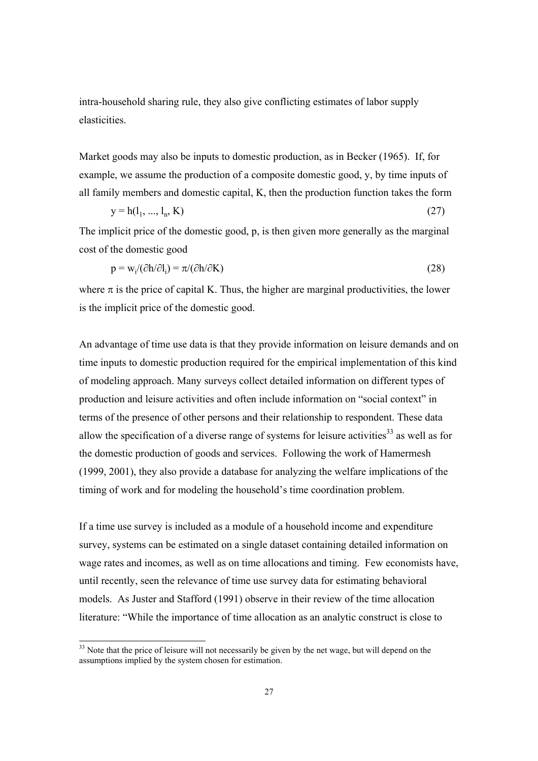intra-household sharing rule, they also give conflicting estimates of labor supply elasticities.

Market goods may also be inputs to domestic production, as in Becker (1965). If, for example, we assume the production of a composite domestic good, y, by time inputs of all family members and domestic capital, K, then the production function takes the form

$$y = h(l_1, ..., l_n, K) \quad (27)$$

The implicit price of the domestic good, p, is then given more generally as the marginal cost of the domestic good

$$p = w_i/(\partial h/\partial l_i) = \pi/(\partial h/\partial K) \quad (28)$$

where $\pi$ is the price of capital K. Thus, the higher are marginal productivities, the lower is the implicit price of the domestic good.

An advantage of time use data is that they provide information on leisure demands and on time inputs to domestic production required for the empirical implementation of this kind of modeling approach. Many surveys collect detailed information on different types of production and leisure activities and often include information on "social context" in terms of the presence of other persons and their relationship to respondent. These data allow the specification of a diverse range of systems for leisure activities[33] as well as for the domestic production of goods and services. Following the work of Hamermesh (1999, 2001), they also provide a database for analyzing the welfare implications of the timing of work and for modeling the household's time coordination problem.

If a time use survey is included as a module of a household income and expenditure survey, systems can be estimated on a single dataset containing detailed information on wage rates and incomes, as well as on time allocations and timing. Few economists have, until recently, seen the relevance of time use survey data for estimating behavioral models. As Juster and Stafford (1991) observe in their review of the time allocation literature: "While the importance of time allocation as an analytic construct is close to

[33] Note that the price of leisure will not necessarily be given by the net wage, but will depend on the assumptions implied by the system chosen for estimation.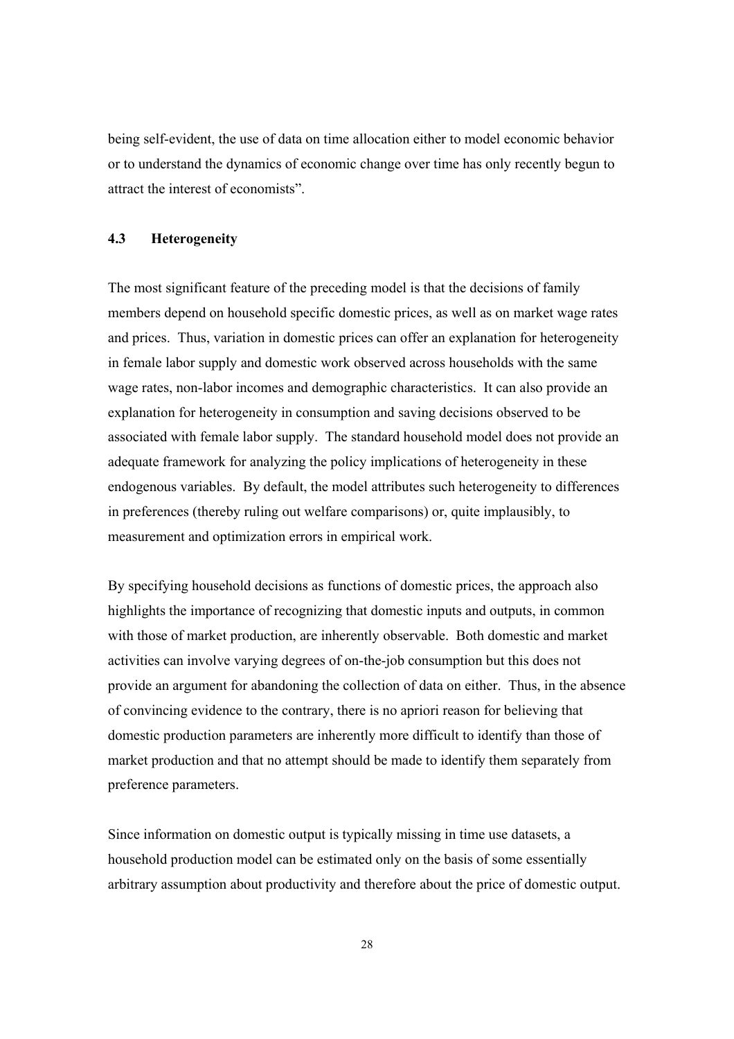being self-evident, the use of data on time allocation either to model economic behavior or to understand the dynamics of economic change over time has only recently begun to attract the interest of economists".

### 4.3 Heterogeneity

The most significant feature of the preceding model is that the decisions of family members depend on household specific domestic prices, as well as on market wage rates and prices. Thus, variation in domestic prices can offer an explanation for heterogeneity in female labor supply and domestic work observed across households with the same wage rates, non-labor incomes and demographic characteristics. It can also provide an explanation for heterogeneity in consumption and saving decisions observed to be associated with female labor supply. The standard household model does not provide an adequate framework for analyzing the policy implications of heterogeneity in these endogenous variables. By default, the model attributes such heterogeneity to differences in preferences (thereby ruling out welfare comparisons) or, quite implausibly, to measurement and optimization errors in empirical work.

By specifying household decisions as functions of domestic prices, the approach also highlights the importance of recognizing that domestic inputs and outputs, in common with those of market production, are inherently observable. Both domestic and market activities can involve varying degrees of on-the-job consumption but this does not provide an argument for abandoning the collection of data on either. Thus, in the absence of convincing evidence to the contrary, there is no apriori reason for believing that domestic production parameters are inherently more difficult to identify than those of market production and that no attempt should be made to identify them separately from preference parameters.

Since information on domestic output is typically missing in time use datasets, a household production model can be estimated only on the basis of some essentially arbitrary assumption about productivity and therefore about the price of domestic output.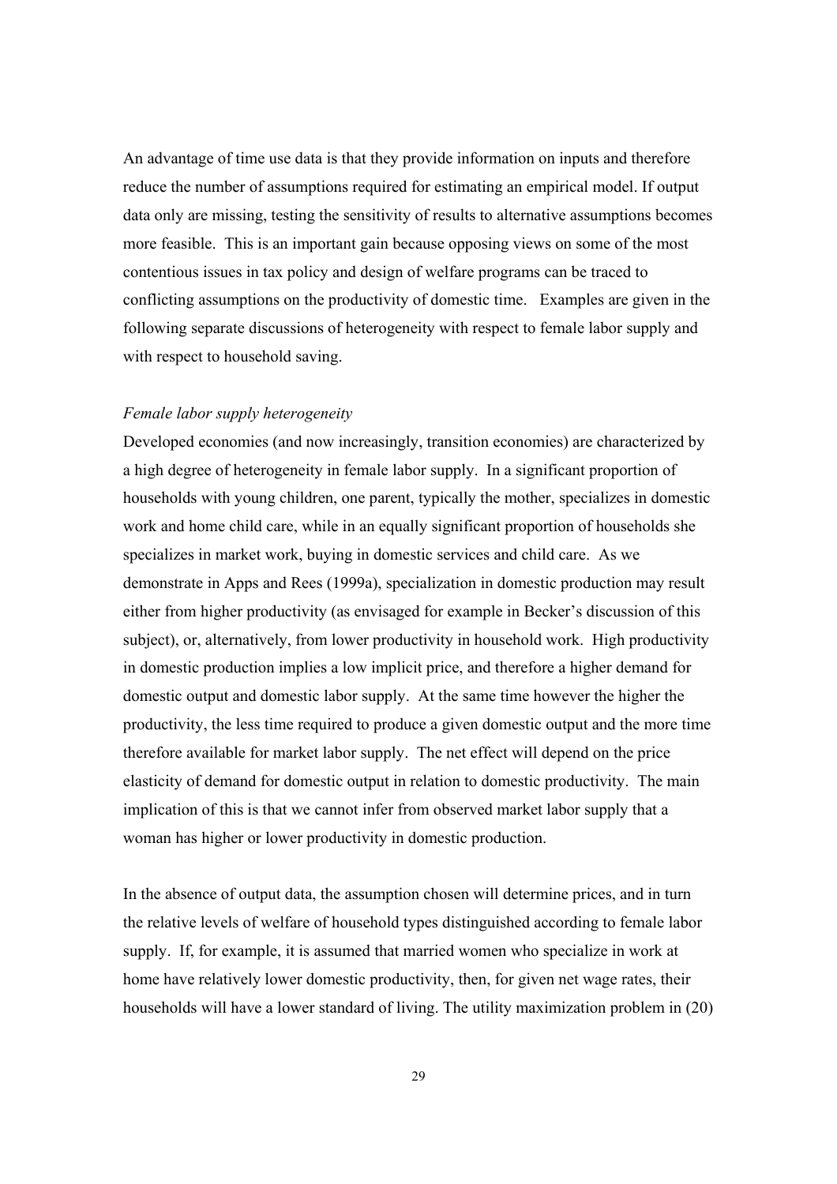An advantage of time use data is that they provide information on inputs and therefore reduce the number of assumptions required for estimating an empirical model. If output data only are missing, testing the sensitivity of results to alternative assumptions becomes more feasible. This is an important gain because opposing views on some of the most contentious issues in tax policy and design of welfare programs can be traced to conflicting assumptions on the productivity of domestic time. Examples are given in the following separate discussions of heterogeneity with respect to female labor supply and with respect to household saving.

*Female labor supply heterogeneity*

Developed economies (and now increasingly, transition economies) are characterized by a high degree of heterogeneity in female labor supply. In a significant proportion of households with young children, one parent, typically the mother, specializes in domestic work and home child care, while in an equally significant proportion of households she specializes in market work, buying in domestic services and child care. As we demonstrate in Apps and Rees (1999a), specialization in domestic production may result either from higher productivity (as envisaged for example in Becker's discussion of this subject), or, alternatively, from lower productivity in household work. High productivity in domestic production implies a low implicit price, and therefore a higher demand for domestic output and domestic labor supply. At the same time however the higher the productivity, the less time required to produce a given domestic output and the more time therefore available for market labor supply. The net effect will depend on the price elasticity of demand for domestic output in relation to domestic productivity. The main implication of this is that we cannot infer from observed market labor supply that a woman has higher or lower productivity in domestic production.

In the absence of output data, the assumption chosen will determine prices, and in turn the relative levels of welfare of household types distinguished according to female labor supply. If, for example, it is assumed that married women who specialize in work at home have relatively lower domestic productivity, then, for given net wage rates, their households will have a lower standard of living. The utility maximization problem in (20)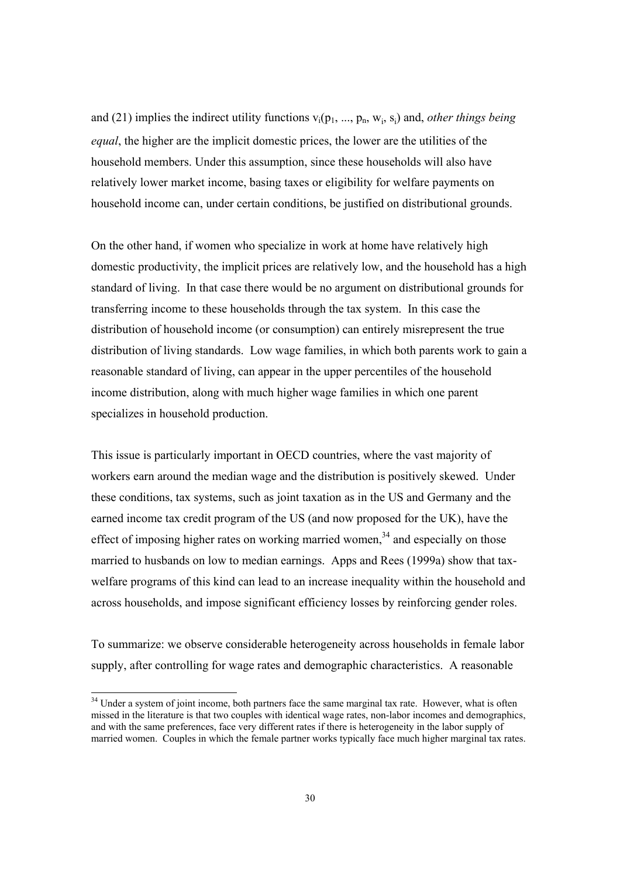and (21) implies the indirect utility functions $v_i(p_1, ..., p_n, w_i, s_i)$ and, *other things being equal*, the higher are the implicit domestic prices, the lower are the utilities of the household members. Under this assumption, since these households will also have relatively lower market income, basing taxes or eligibility for welfare payments on household income can, under certain conditions, be justified on distributional grounds.

On the other hand, if women who specialize in work at home have relatively high domestic productivity, the implicit prices are relatively low, and the household has a high standard of living. In that case there would be no argument on distributional grounds for transferring income to these households through the tax system. In this case the distribution of household income (or consumption) can entirely misrepresent the true distribution of living standards. Low wage families, in which both parents work to gain a reasonable standard of living, can appear in the upper percentiles of the household income distribution, along with much higher wage families in which one parent specializes in household production.

This issue is particularly important in OECD countries, where the vast majority of workers earn around the median wage and the distribution is positively skewed. Under these conditions, tax systems, such as joint taxation as in the US and Germany and the earned income tax credit program of the US (and now proposed for the UK), have the effect of imposing higher rates on working married women,[34] and especially on those married to husbands on low to median earnings. Apps and Rees (1999a) show that tax-welfare programs of this kind can lead to an increase inequality within the household and across households, and impose significant efficiency losses by reinforcing gender roles.

To summarize: we observe considerable heterogeneity across households in female labor supply, after controlling for wage rates and demographic characteristics. A reasonable

[34] Under a system of joint income, both partners face the same marginal tax rate. However, what is often missed in the literature is that two couples with identical wage rates, non-labor incomes and demographics, and with the same preferences, face very different rates if there is heterogeneity in the labor supply of married women. Couples in which the female partner works typically face much higher marginal tax rates.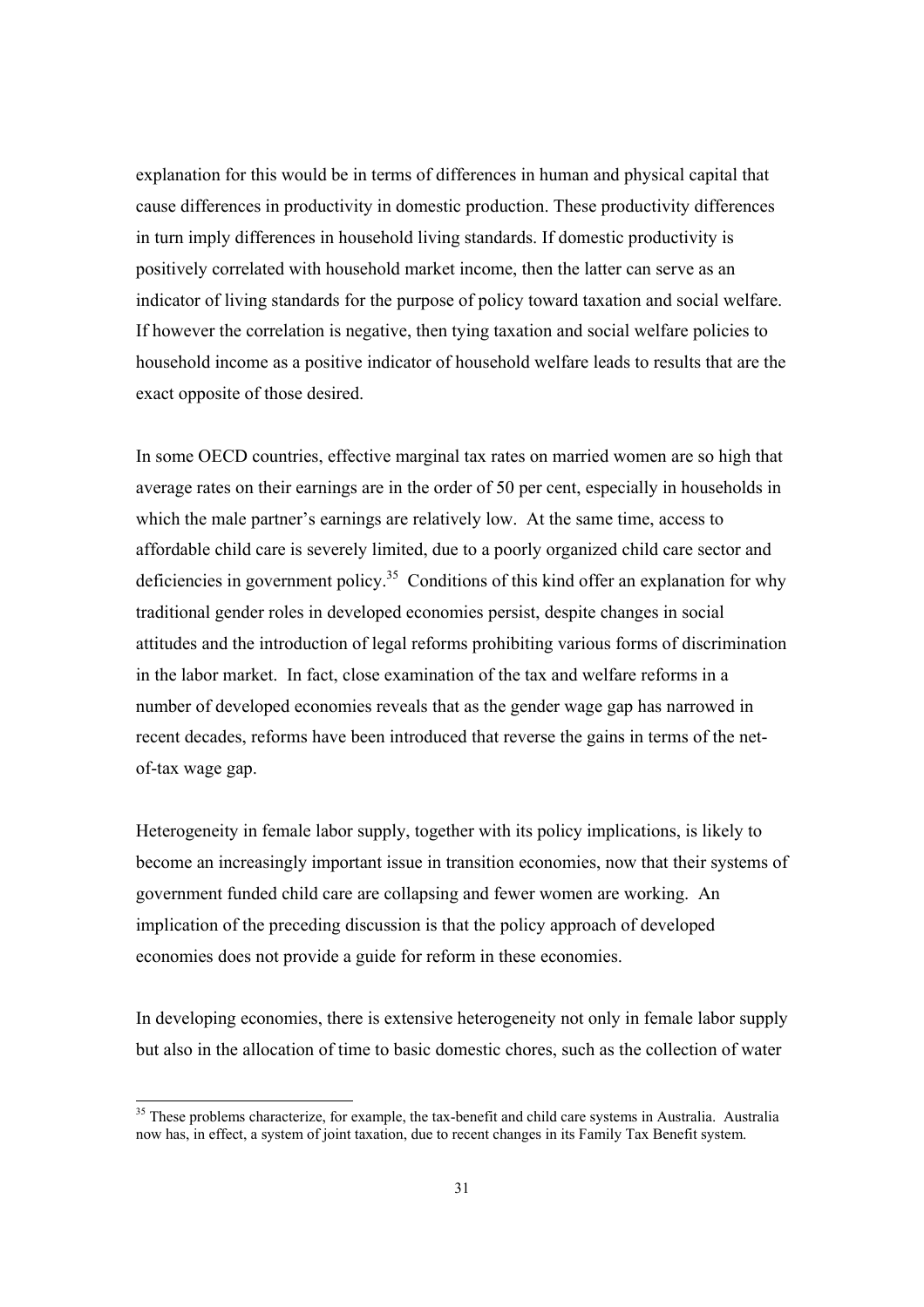explanation for this would be in terms of differences in human and physical capital that cause differences in productivity in domestic production. These productivity differences in turn imply differences in household living standards. If domestic productivity is positively correlated with household market income, then the latter can serve as an indicator of living standards for the purpose of policy toward taxation and social welfare. If however the correlation is negative, then tying taxation and social welfare policies to household income as a positive indicator of household welfare leads to results that are the exact opposite of those desired.

In some OECD countries, effective marginal tax rates on married women are so high that average rates on their earnings are in the order of 50 per cent, especially in households in which the male partner's earnings are relatively low. At the same time, access to affordable child care is severely limited, due to a poorly organized child care sector and deficiencies in government policy.[35] Conditions of this kind offer an explanation for why traditional gender roles in developed economies persist, despite changes in social attitudes and the introduction of legal reforms prohibiting various forms of discrimination in the labor market. In fact, close examination of the tax and welfare reforms in a number of developed economies reveals that as the gender wage gap has narrowed in recent decades, reforms have been introduced that reverse the gains in terms of the net-of-tax wage gap.

Heterogeneity in female labor supply, together with its policy implications, is likely to become an increasingly important issue in transition economies, now that their systems of government funded child care are collapsing and fewer women are working. An implication of the preceding discussion is that the policy approach of developed economies does not provide a guide for reform in these economies.

In developing economies, there is extensive heterogeneity not only in female labor supply but also in the allocation of time to basic domestic chores, such as the collection of water

[35] These problems characterize, for example, the tax-benefit and child care systems in Australia. Australia now has, in effect, a system of joint taxation, due to recent changes in its Family Tax Benefit system.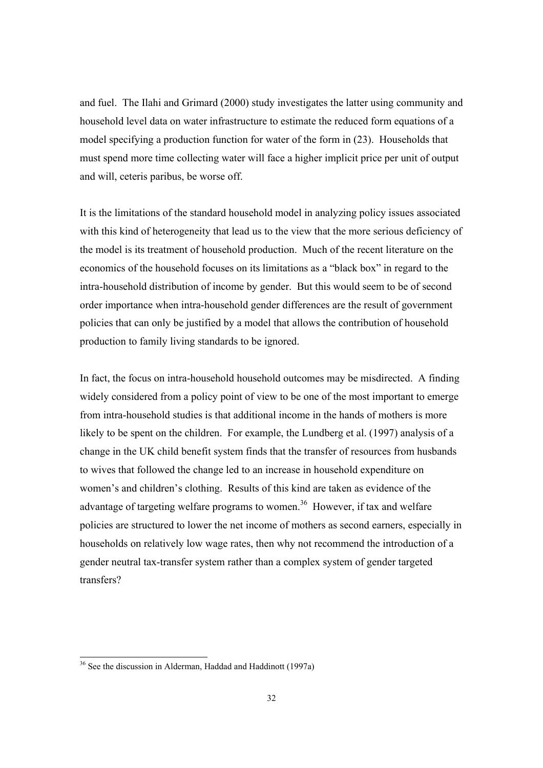and fuel. The Ilahi and Grimard (2000) study investigates the latter using community and household level data on water infrastructure to estimate the reduced form equations of a model specifying a production function for water of the form in (23). Households that must spend more time collecting water will face a higher implicit price per unit of output and will, ceteris paribus, be worse off.

It is the limitations of the standard household model in analyzing policy issues associated with this kind of heterogeneity that lead us to the view that the more serious deficiency of the model is its treatment of household production. Much of the recent literature on the economics of the household focuses on its limitations as a "black box" in regard to the intra-household distribution of income by gender. But this would seem to be of second order importance when intra-household gender differences are the result of government policies that can only be justified by a model that allows the contribution of household production to family living standards to be ignored.

In fact, the focus on intra-household household outcomes may be misdirected. A finding widely considered from a policy point of view to be one of the most important to emerge from intra-household studies is that additional income in the hands of mothers is more likely to be spent on the children. For example, the Lundberg et al. (1997) analysis of a change in the UK child benefit system finds that the transfer of resources from husbands to wives that followed the change led to an increase in household expenditure on women's and children's clothing. Results of this kind are taken as evidence of the advantage of targeting welfare programs to women.[36] However, if tax and welfare policies are structured to lower the net income of mothers as second earners, especially in households on relatively low wage rates, then why not recommend the introduction of a gender neutral tax-transfer system rather than a complex system of gender targeted transfers?

[36] See the discussion in Alderman, Haddad and Haddinott (1997a)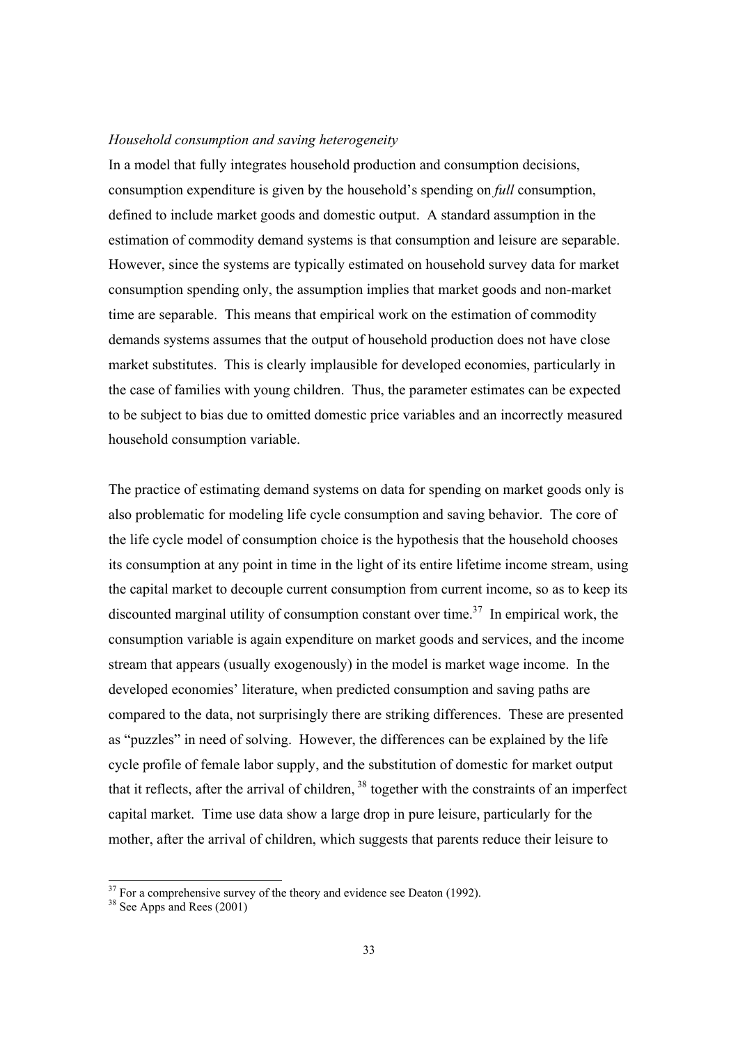*Household consumption and saving heterogeneity*

In a model that fully integrates household production and consumption decisions, consumption expenditure is given by the household's spending on *full* consumption, defined to include market goods and domestic output. A standard assumption in the estimation of commodity demand systems is that consumption and leisure are separable. However, since the systems are typically estimated on household survey data for market consumption spending only, the assumption implies that market goods and non-market time are separable. This means that empirical work on the estimation of commodity demands systems assumes that the output of household production does not have close market substitutes. This is clearly implausible for developed economies, particularly in the case of families with young children. Thus, the parameter estimates can be expected to be subject to bias due to omitted domestic price variables and an incorrectly measured household consumption variable.

The practice of estimating demand systems on data for spending on market goods only is also problematic for modeling life cycle consumption and saving behavior. The core of the life cycle model of consumption choice is the hypothesis that the household chooses its consumption at any point in time in the light of its entire lifetime income stream, using the capital market to decouple current consumption from current income, so as to keep its discounted marginal utility of consumption constant over time.[37] In empirical work, the consumption variable is again expenditure on market goods and services, and the income stream that appears (usually exogenously) in the model is market wage income. In the developed economies' literature, when predicted consumption and saving paths are compared to the data, not surprisingly there are striking differences. These are presented as "puzzles" in need of solving. However, the differences can be explained by the life cycle profile of female labor supply, and the substitution of domestic for market output that it reflects, after the arrival of children,[38] together with the constraints of an imperfect capital market. Time use data show a large drop in pure leisure, particularly for the mother, after the arrival of children, which suggests that parents reduce their leisure to

[37] For a comprehensive survey of the theory and evidence see Deaton (1992).

[38] See Apps and Rees (2001)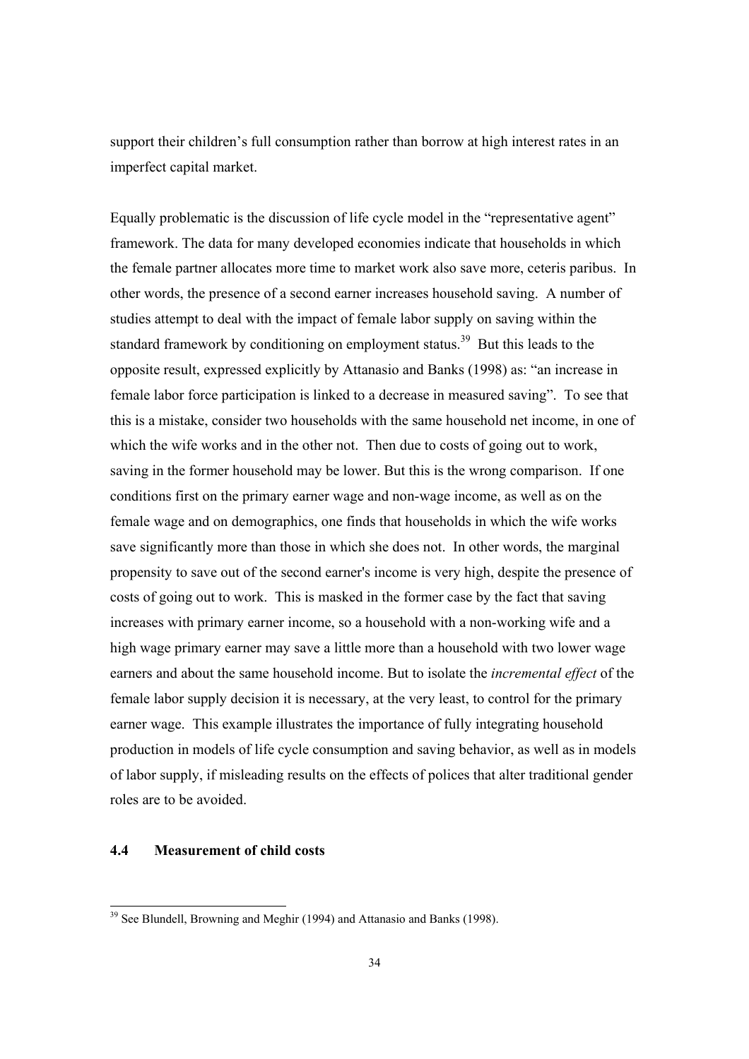support their children's full consumption rather than borrow at high interest rates in an imperfect capital market.

Equally problematic is the discussion of life cycle model in the "representative agent" framework. The data for many developed economies indicate that households in which the female partner allocates more time to market work also save more, ceteris paribus. In other words, the presence of a second earner increases household saving. A number of studies attempt to deal with the impact of female labor supply on saving within the standard framework by conditioning on employment status.[39] But this leads to the opposite result, expressed explicitly by Attanasio and Banks (1998) as: "an increase in female labor force participation is linked to a decrease in measured saving". To see that this is a mistake, consider two households with the same household net income, in one of which the wife works and in the other not. Then due to costs of going out to work, saving in the former household may be lower. But this is the wrong comparison. If one conditions first on the primary earner wage and non-wage income, as well as on the female wage and on demographics, one finds that households in which the wife works save significantly more than those in which she does not. In other words, the marginal propensity to save out of the second earner's income is very high, despite the presence of costs of going out to work. This is masked in the former case by the fact that saving increases with primary earner income, so a household with a non-working wife and a high wage primary earner may save a little more than a household with two lower wage earners and about the same household income. But to isolate the *incremental effect* of the female labor supply decision it is necessary, at the very least, to control for the primary earner wage. This example illustrates the importance of fully integrating household production in models of life cycle consumption and saving behavior, as well as in models of labor supply, if misleading results on the effects of polices that alter traditional gender roles are to be avoided.

### 4.4 Measurement of child costs

[39] See Blundell, Browning and Meghir (1994) and Attanasio and Banks (1998).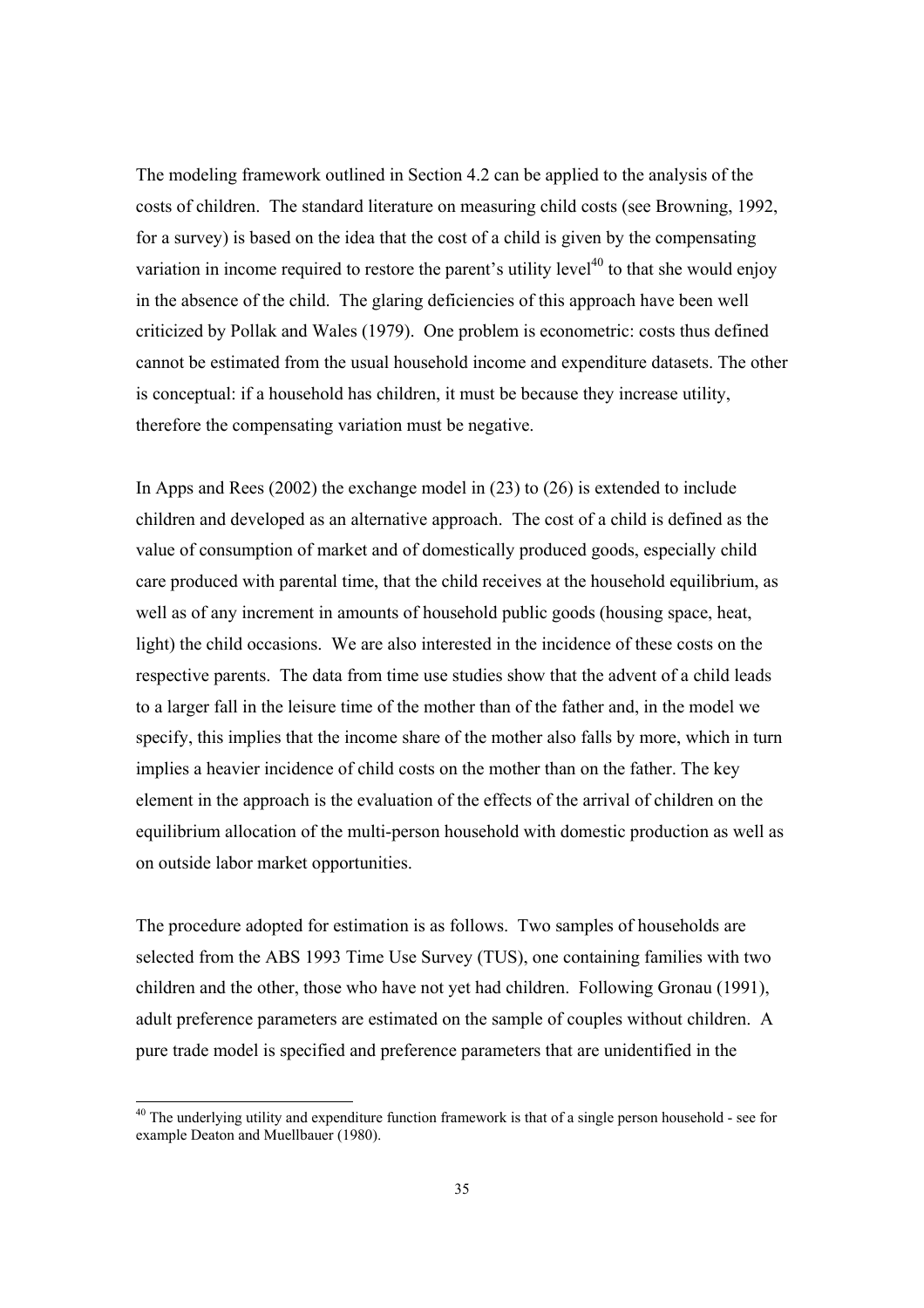The modeling framework outlined in Section 4.2 can be applied to the analysis of the costs of children. The standard literature on measuring child costs (see Browning, 1992, for a survey) is based on the idea that the cost of a child is given by the compensating variation in income required to restore the parent's utility level[40] to that she would enjoy in the absence of the child. The glaring deficiencies of this approach have been well criticized by Pollak and Wales (1979). One problem is econometric: costs thus defined cannot be estimated from the usual household income and expenditure datasets. The other is conceptual: if a household has children, it must be because they increase utility, therefore the compensating variation must be negative.

In Apps and Rees (2002) the exchange model in (23) to (26) is extended to include children and developed as an alternative approach. The cost of a child is defined as the value of consumption of market and of domestically produced goods, especially child care produced with parental time, that the child receives at the household equilibrium, as well as of any increment in amounts of household public goods (housing space, heat, light) the child occasions. We are also interested in the incidence of these costs on the respective parents. The data from time use studies show that the advent of a child leads to a larger fall in the leisure time of the mother than of the father and, in the model we specify, this implies that the income share of the mother also falls by more, which in turn implies a heavier incidence of child costs on the mother than on the father. The key element in the approach is the evaluation of the effects of the arrival of children on the equilibrium allocation of the multi-person household with domestic production as well as on outside labor market opportunities.

The procedure adopted for estimation is as follows. Two samples of households are selected from the ABS 1993 Time Use Survey (TUS), one containing families with two children and the other, those who have not yet had children. Following Gronau (1991), adult preference parameters are estimated on the sample of couples without children. A pure trade model is specified and preference parameters that are unidentified in the

[40] The underlying utility and expenditure function framework is that of a single person household - see for example Deaton and Muellbauer (1980).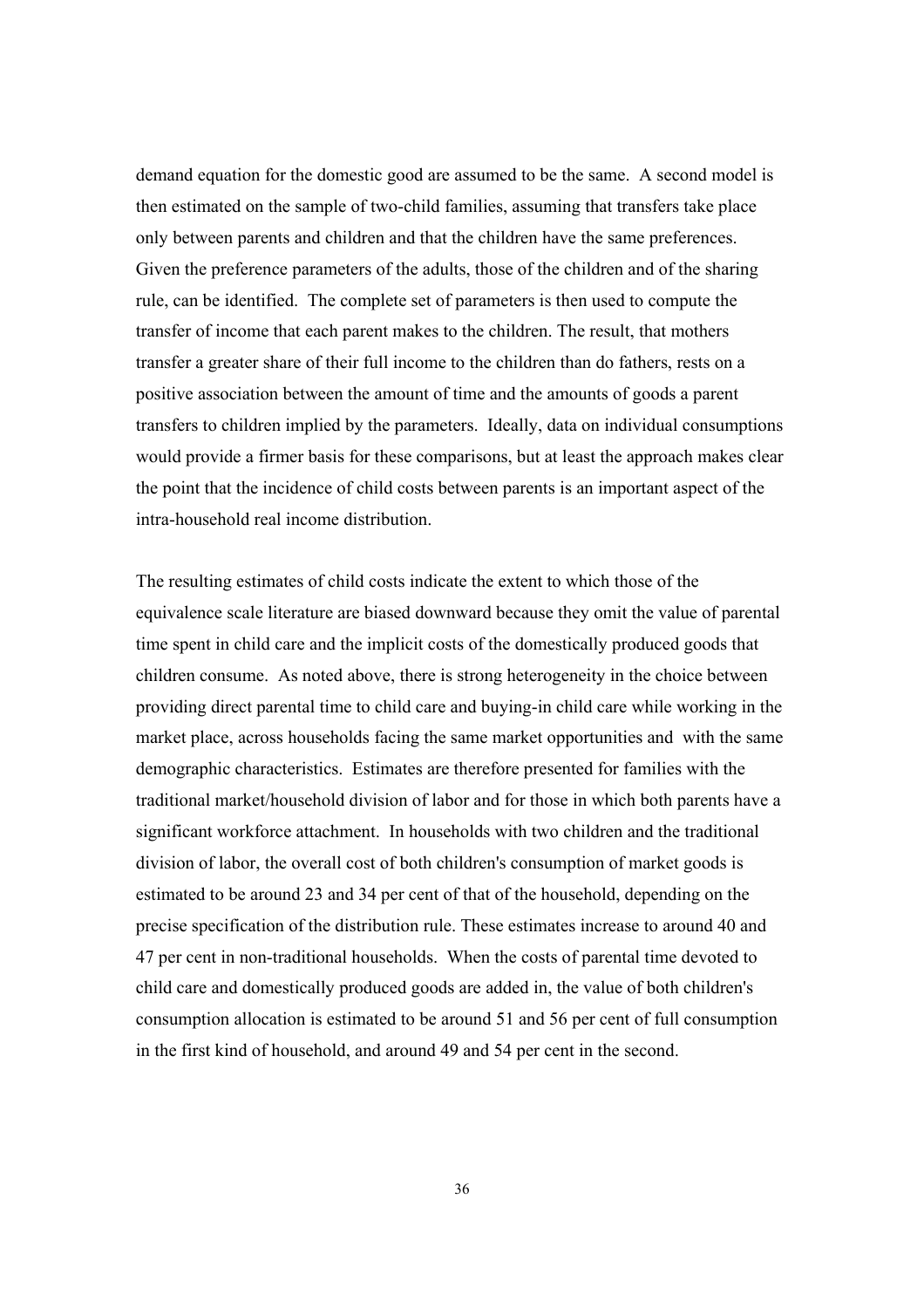demand equation for the domestic good are assumed to be the same. A second model is then estimated on the sample of two-child families, assuming that transfers take place only between parents and children and that the children have the same preferences. Given the preference parameters of the adults, those of the children and of the sharing rule, can be identified. The complete set of parameters is then used to compute the transfer of income that each parent makes to the children. The result, that mothers transfer a greater share of their full income to the children than do fathers, rests on a positive association between the amount of time and the amounts of goods a parent transfers to children implied by the parameters. Ideally, data on individual consumptions would provide a firmer basis for these comparisons, but at least the approach makes clear the point that the incidence of child costs between parents is an important aspect of the intra-household real income distribution.

The resulting estimates of child costs indicate the extent to which those of the equivalence scale literature are biased downward because they omit the value of parental time spent in child care and the implicit costs of the domestically produced goods that children consume. As noted above, there is strong heterogeneity in the choice between providing direct parental time to child care and buying-in child care while working in the market place, across households facing the same market opportunities and with the same demographic characteristics. Estimates are therefore presented for families with the traditional market/household division of labor and for those in which both parents have a significant workforce attachment. In households with two children and the traditional division of labor, the overall cost of both children's consumption of market goods is estimated to be around 23 and 34 per cent of that of the household, depending on the precise specification of the distribution rule. These estimates increase to around 40 and 47 per cent in non-traditional households. When the costs of parental time devoted to child care and domestically produced goods are added in, the value of both children's consumption allocation is estimated to be around 51 and 56 per cent of full consumption in the first kind of household, and around 49 and 54 per cent in the second.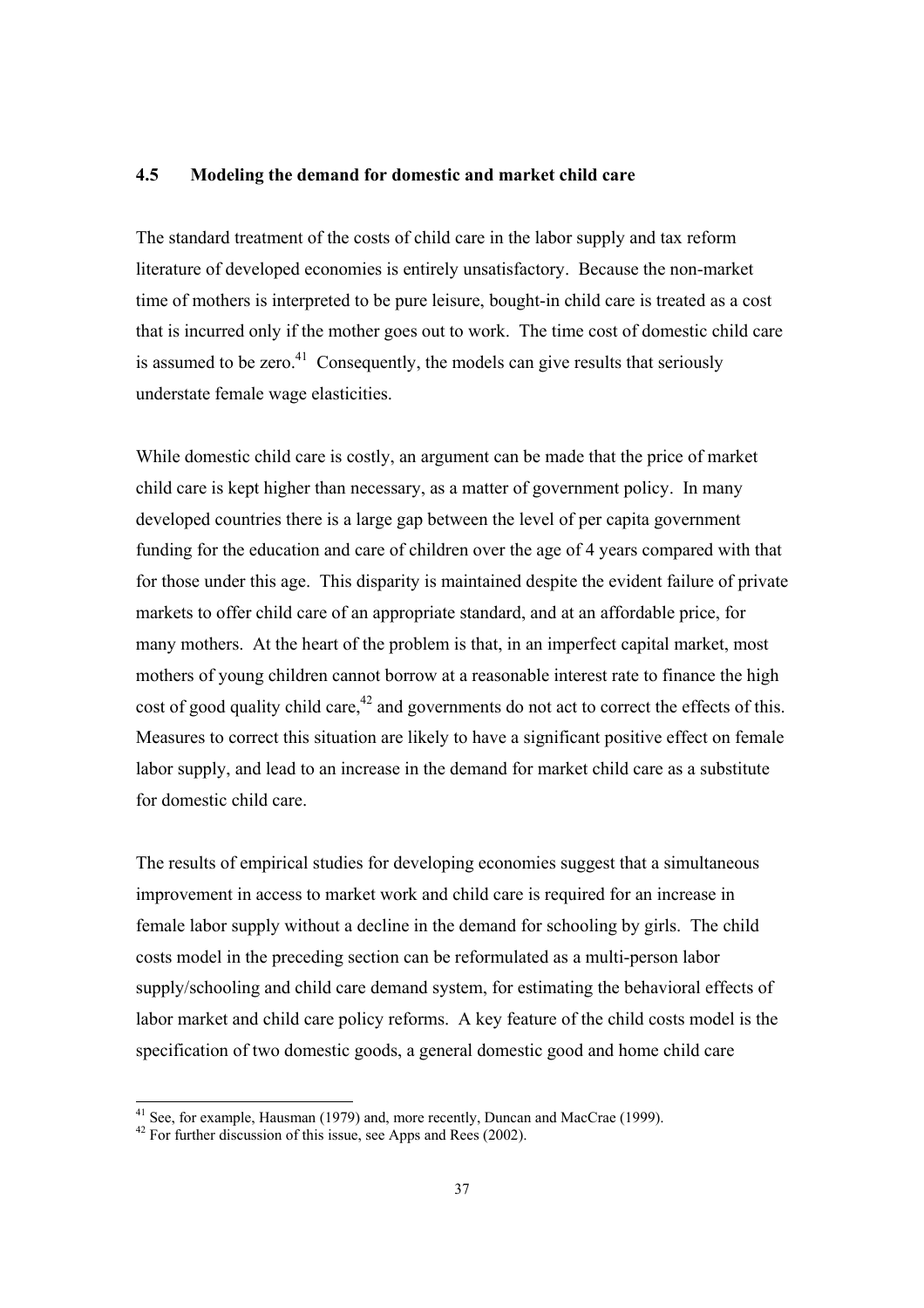### 4.5 Modeling the demand for domestic and market child care

The standard treatment of the costs of child care in the labor supply and tax reform literature of developed economies is entirely unsatisfactory. Because the non-market time of mothers is interpreted to be pure leisure, bought-in child care is treated as a cost that is incurred only if the mother goes out to work. The time cost of domestic child care is assumed to be zero.[41] Consequently, the models can give results that seriously understate female wage elasticities.

While domestic child care is costly, an argument can be made that the price of market child care is kept higher than necessary, as a matter of government policy. In many developed countries there is a large gap between the level of per capita government funding for the education and care of children over the age of 4 years compared with that for those under this age. This disparity is maintained despite the evident failure of private markets to offer child care of an appropriate standard, and at an affordable price, for many mothers. At the heart of the problem is that, in an imperfect capital market, most mothers of young children cannot borrow at a reasonable interest rate to finance the high cost of good quality child care,[42] and governments do not act to correct the effects of this. Measures to correct this situation are likely to have a significant positive effect on female labor supply, and lead to an increase in the demand for market child care as a substitute for domestic child care.

The results of empirical studies for developing economies suggest that a simultaneous improvement in access to market work and child care is required for an increase in female labor supply without a decline in the demand for schooling by girls. The child costs model in the preceding section can be reformulated as a multi-person labor supply/schooling and child care demand system, for estimating the behavioral effects of labor market and child care policy reforms. A key feature of the child costs model is the specification of two domestic goods, a general domestic good and home child care

---

[41] See, for example, Hausman (1979) and, more recently, Duncan and MacCrae (1999).

[42] For further discussion of this issue, see Apps and Rees (2002).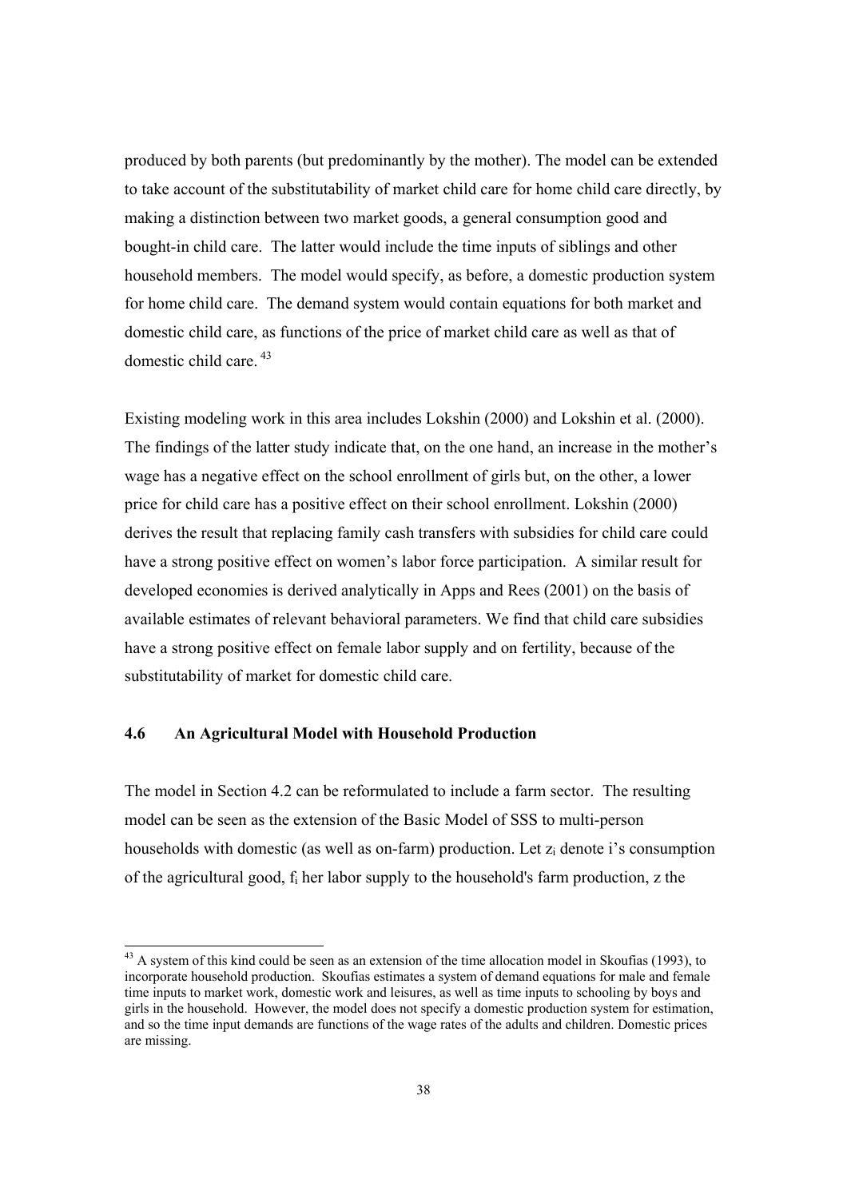produced by both parents (but predominantly by the mother). The model can be extended to take account of the substitutability of market child care for home child care directly, by making a distinction between two market goods, a general consumption good and bought-in child care. The latter would include the time inputs of siblings and other household members. The model would specify, as before, a domestic production system for home child care. The demand system would contain equations for both market and domestic child care, as functions of the price of market child care as well as that of domestic child care. [43]

Existing modeling work in this area includes Lokshin (2000) and Lokshin et al. (2000). The findings of the latter study indicate that, on the one hand, an increase in the mother's wage has a negative effect on the school enrollment of girls but, on the other, a lower price for child care has a positive effect on their school enrollment. Lokshin (2000) derives the result that replacing family cash transfers with subsidies for child care could have a strong positive effect on women's labor force participation. A similar result for developed economies is derived analytically in Apps and Rees (2001) on the basis of available estimates of relevant behavioral parameters. We find that child care subsidies have a strong positive effect on female labor supply and on fertility, because of the substitutability of market for domestic child care.

### 4.6 An Agricultural Model with Household Production

The model in Section 4.2 can be reformulated to include a farm sector. The resulting model can be seen as the extension of the Basic Model of SSS to multi-person households with domestic (as well as on-farm) production. Let $z_i$ denote i's consumption of the agricultural good, $f_i$ her labor supply to the household's farm production, z the

---

[43] A system of this kind could be seen as an extension of the time allocation model in Skoufias (1993), to incorporate household production. Skoufias estimates a system of demand equations for male and female time inputs to market work, domestic work and leisures, as well as time inputs to schooling by boys and girls in the household. However, the model does not specify a domestic production system for estimation, and so the time input demands are functions of the wage rates of the adults and children. Domestic prices are missing.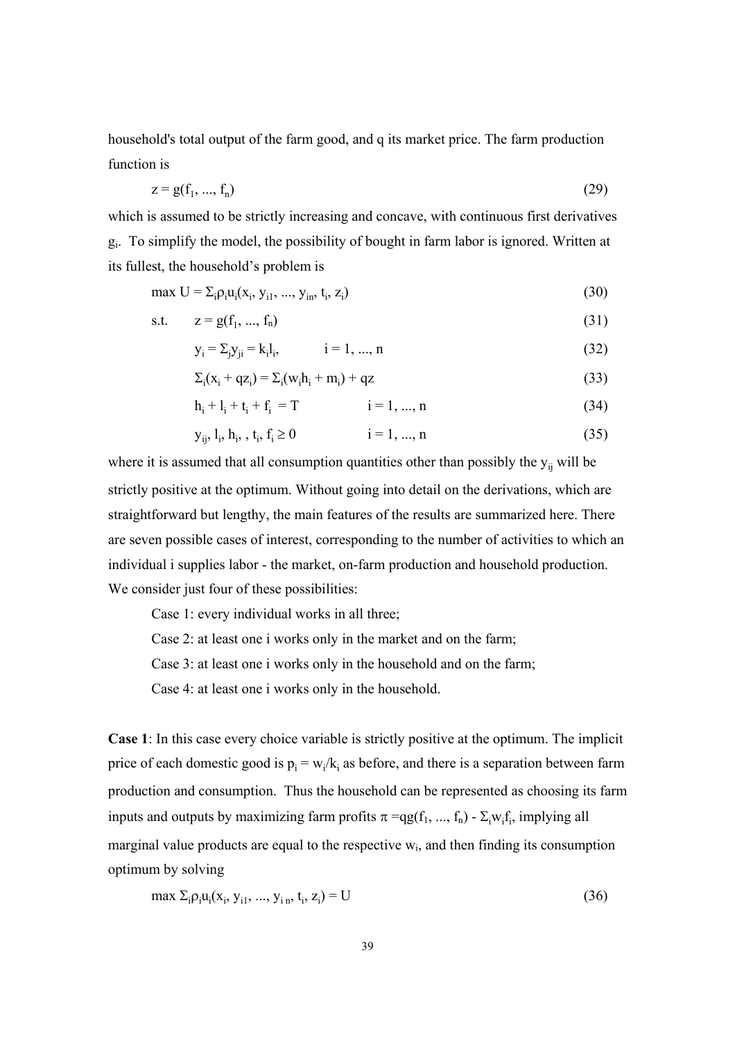household's total output of the farm good, and q its market price. The farm production function is

$$z = g(f_1, ..., f_n) \tag{29}$$

which is assumed to be strictly increasing and concave, with continuous first derivatives $g_i$. To simplify the model, the possibility of bought in farm labor is ignored. Written at its fullest, the household's problem is

$$\max U = \Sigma_i \rho_i u_i(x_i, y_{i1}, ..., y_{in}, t_i, z_i) \tag{30}$$

$$\text{s.t.} \quad z = g(f_1, ..., f_n) \tag{31}$$

$$y_i = \Sigma_j y_{ji} = k_i l_i, \qquad i = 1, ..., n \tag{32}$$

$$\Sigma_i(x_i + qz_i) = \Sigma_i(w_i h_i + m_i) + qz \tag{33}$$

$$h_i + l_i + t_i + f_i = T \qquad i = 1, ..., n \tag{34}$$

$$y_{ij}, l_i, h_i, t_i, f_i \geq 0 \qquad i = 1, ..., n \tag{35}$$

where it is assumed that all consumption quantities other than possibly the $y_{ij}$ will be strictly positive at the optimum. Without going into detail on the derivations, which are straightforward but lengthy, the main features of the results are summarized here. There are seven possible cases of interest, corresponding to the number of activities to which an individual i supplies labor - the market, on-farm production and household production. We consider just four of these possibilities:

Case 1: every individual works in all three;

Case 2: at least one i works only in the market and on the farm;

Case 3: at least one i works only in the household and on the farm;

Case 4: at least one i works only in the household.

**Case 1**: In this case every choice variable is strictly positive at the optimum. The implicit price of each domestic good is $p_i = w_i/k_i$ as before, and there is a separation between farm production and consumption. Thus the household can be represented as choosing its farm inputs and outputs by maximizing farm profits $\pi = qg(f_1, ..., f_n) - \Sigma_i w_i f_i$, implying all marginal value products are equal to the respective $w_i$, and then finding its consumption optimum by solving

$$\max \Sigma_i \rho_i u_i(x_i, y_{i1}, ..., y_{in}, t_i, z_i) = U \tag{36}$$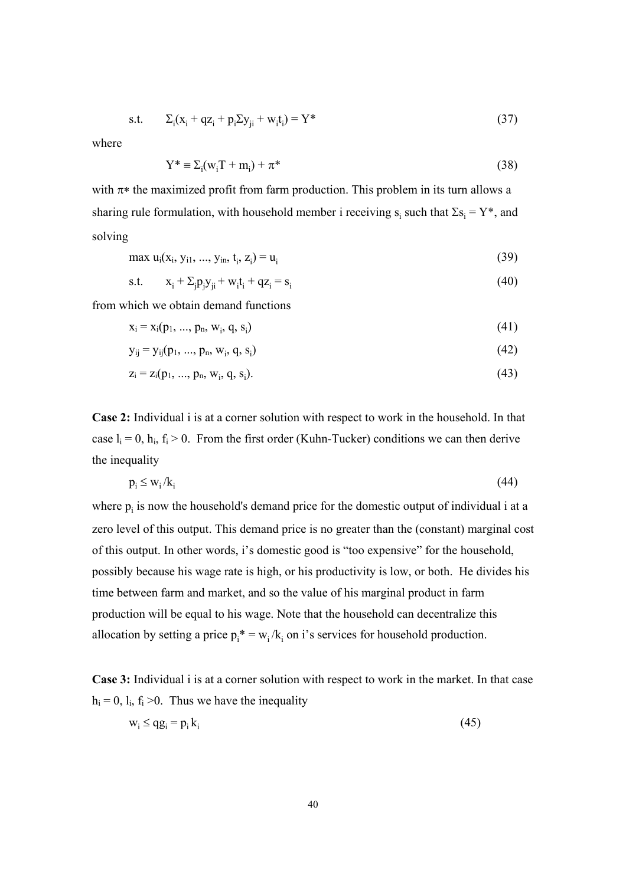$$\text{s.t.} \qquad \Sigma_i(x_i + qz_i + p_i\Sigma y_{ji} + w_i t_i) = Y^* \tag{37}$$

where

$$Y^* \equiv \Sigma_i(w_i T + m_i) + \pi^* \tag{38}$$

with $\pi^*$ the maximized profit from farm production. This problem in its turn allows a sharing rule formulation, with household member i receiving $s_i$ such that $\Sigma s_i = Y^*$, and solving

$$\max u_i(x_i, y_{i1}, ..., y_{in}, t_i, z_i) = u_i \tag{39}$$

$$\text{s.t.} \qquad x_i + \Sigma_j p_j y_{ji} + w_i t_i + qz_i = s_i \tag{40}$$

from which we obtain demand functions

$$x_i = x_i(p_1, ..., p_n, w_i, q, s_i) \tag{41}$$

$$y_{ij} = y_{ij}(p_1, ..., p_n, w_i, q, s_i) \tag{42}$$

$$z_i = z_i(p_1, ..., p_n, w_i, q, s_i). \tag{43}$$

**Case 2:** Individual i is at a corner solution with respect to work in the household. In that case $l_i = 0$, $h_i$, $f_i > 0$. From the first order (Kuhn-Tucker) conditions we can then derive the inequality

$$p_i \leq w_i / k_i \tag{44}$$

where $p_i$ is now the household's demand price for the domestic output of individual i at a zero level of this output. This demand price is no greater than the (constant) marginal cost of this output. In other words, i's domestic good is "too expensive" for the household, possibly because his wage rate is high, or his productivity is low, or both. He divides his time between farm and market, and so the value of his marginal product in farm production will be equal to his wage. Note that the household can decentralize this allocation by setting a price $p_i^* = w_i / k_i$ on i's services for household production.

**Case 3:** Individual i is at a corner solution with respect to work in the market. In that case $h_i = 0$, $l_i$, $f_i > 0$. Thus we have the inequality

$$w_i \leq qg_i = p_i k_i \tag{45}$$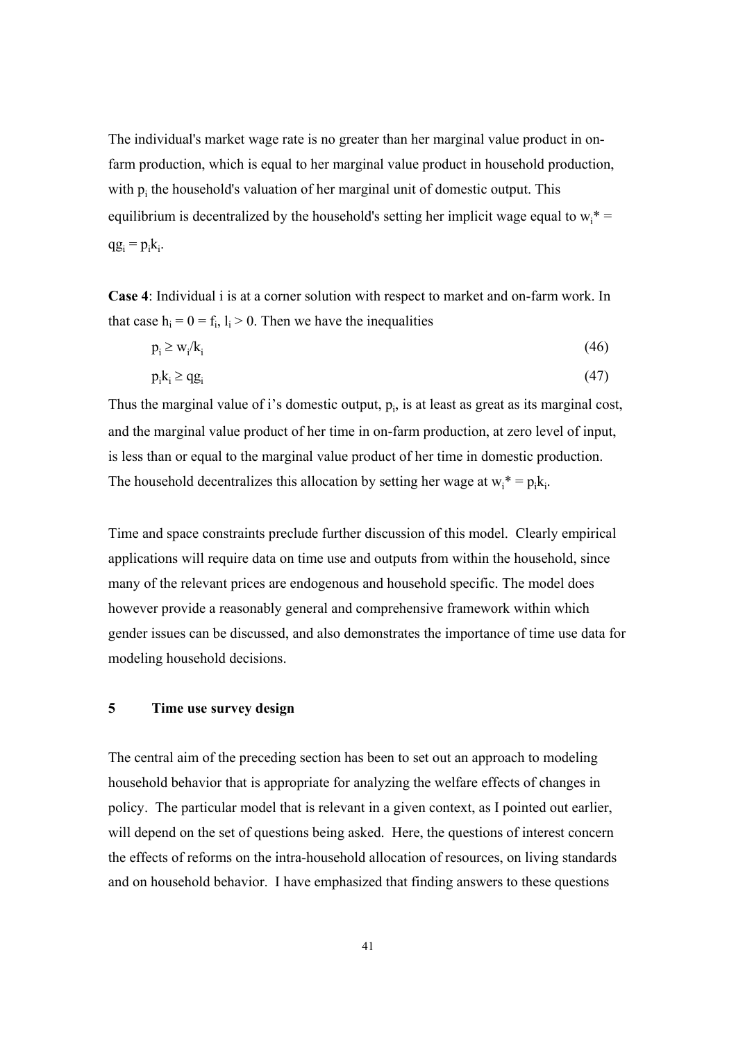The individual's market wage rate is no greater than her marginal value product in on-farm production, which is equal to her marginal value product in household production, with $p_i$ the household's valuation of her marginal unit of domestic output. This equilibrium is decentralized by the household's setting her implicit wage equal to $w_i^* = qg_i = p_ik_i$.

**Case 4**: Individual i is at a corner solution with respect to market and on-farm work. In that case $h_i = 0 = f_i$, $l_i > 0$. Then we have the inequalities

$$p_i \geq w_i/k_i \tag{46}$$

$$p_ik_i \geq qg_i \tag{47}$$

Thus the marginal value of i's domestic output, $p_i$, is at least as great as its marginal cost, and the marginal value product of her time in on-farm production, at zero level of input, is less than or equal to the marginal value product of her time in domestic production. The household decentralizes this allocation by setting her wage at $w_i^* = p_ik_i$.

Time and space constraints preclude further discussion of this model. Clearly empirical applications will require data on time use and outputs from within the household, since many of the relevant prices are endogenous and household specific. The model does however provide a reasonably general and comprehensive framework within which gender issues can be discussed, and also demonstrates the importance of time use data for modeling household decisions.

## 5 Time use survey design

The central aim of the preceding section has been to set out an approach to modeling household behavior that is appropriate for analyzing the welfare effects of changes in policy. The particular model that is relevant in a given context, as I pointed out earlier, will depend on the set of questions being asked. Here, the questions of interest concern the effects of reforms on the intra-household allocation of resources, on living standards and on household behavior. I have emphasized that finding answers to these questions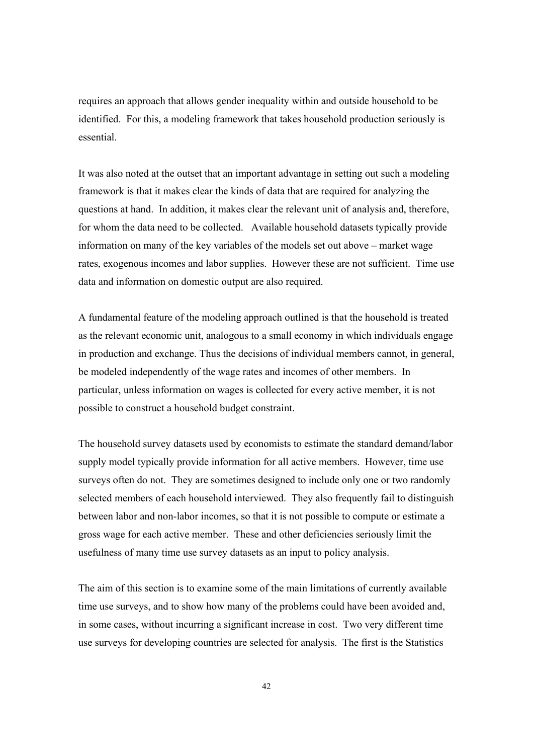requires an approach that allows gender inequality within and outside household to be identified. For this, a modeling framework that takes household production seriously is essential.

It was also noted at the outset that an important advantage in setting out such a modeling framework is that it makes clear the kinds of data that are required for analyzing the questions at hand. In addition, it makes clear the relevant unit of analysis and, therefore, for whom the data need to be collected. Available household datasets typically provide information on many of the key variables of the models set out above – market wage rates, exogenous incomes and labor supplies. However these are not sufficient. Time use data and information on domestic output are also required.

A fundamental feature of the modeling approach outlined is that the household is treated as the relevant economic unit, analogous to a small economy in which individuals engage in production and exchange. Thus the decisions of individual members cannot, in general, be modeled independently of the wage rates and incomes of other members. In particular, unless information on wages is collected for every active member, it is not possible to construct a household budget constraint.

The household survey datasets used by economists to estimate the standard demand/labor supply model typically provide information for all active members. However, time use surveys often do not. They are sometimes designed to include only one or two randomly selected members of each household interviewed. They also frequently fail to distinguish between labor and non-labor incomes, so that it is not possible to compute or estimate a gross wage for each active member. These and other deficiencies seriously limit the usefulness of many time use survey datasets as an input to policy analysis.

The aim of this section is to examine some of the main limitations of currently available time use surveys, and to show how many of the problems could have been avoided and, in some cases, without incurring a significant increase in cost. Two very different time use surveys for developing countries are selected for analysis. The first is the Statistics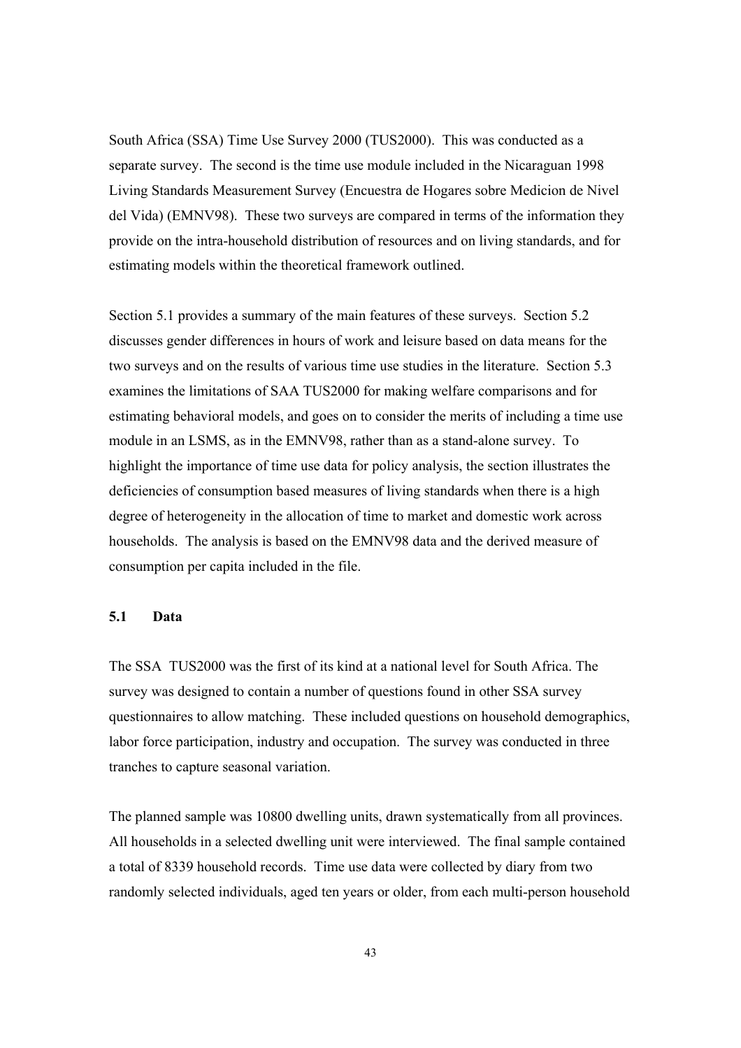South Africa (SSA) Time Use Survey 2000 (TUS2000). This was conducted as a separate survey. The second is the time use module included in the Nicaraguan 1998 Living Standards Measurement Survey (Encuestra de Hogares sobre Medicion de Nivel del Vida) (EMNV98). These two surveys are compared in terms of the information they provide on the intra-household distribution of resources and on living standards, and for estimating models within the theoretical framework outlined.

Section 5.1 provides a summary of the main features of these surveys. Section 5.2 discusses gender differences in hours of work and leisure based on data means for the two surveys and on the results of various time use studies in the literature. Section 5.3 examines the limitations of SAA TUS2000 for making welfare comparisons and for estimating behavioral models, and goes on to consider the merits of including a time use module in an LSMS, as in the EMNV98, rather than as a stand-alone survey. To highlight the importance of time use data for policy analysis, the section illustrates the deficiencies of consumption based measures of living standards when there is a high degree of heterogeneity in the allocation of time to market and domestic work across households. The analysis is based on the EMNV98 data and the derived measure of consumption per capita included in the file.

## 5.1 Data

The SSA TUS2000 was the first of its kind at a national level for South Africa. The survey was designed to contain a number of questions found in other SSA survey questionnaires to allow matching. These included questions on household demographics, labor force participation, industry and occupation. The survey was conducted in three tranches to capture seasonal variation.

The planned sample was 10800 dwelling units, drawn systematically from all provinces. All households in a selected dwelling unit were interviewed. The final sample contained a total of 8339 household records. Time use data were collected by diary from two randomly selected individuals, aged ten years or older, from each multi-person household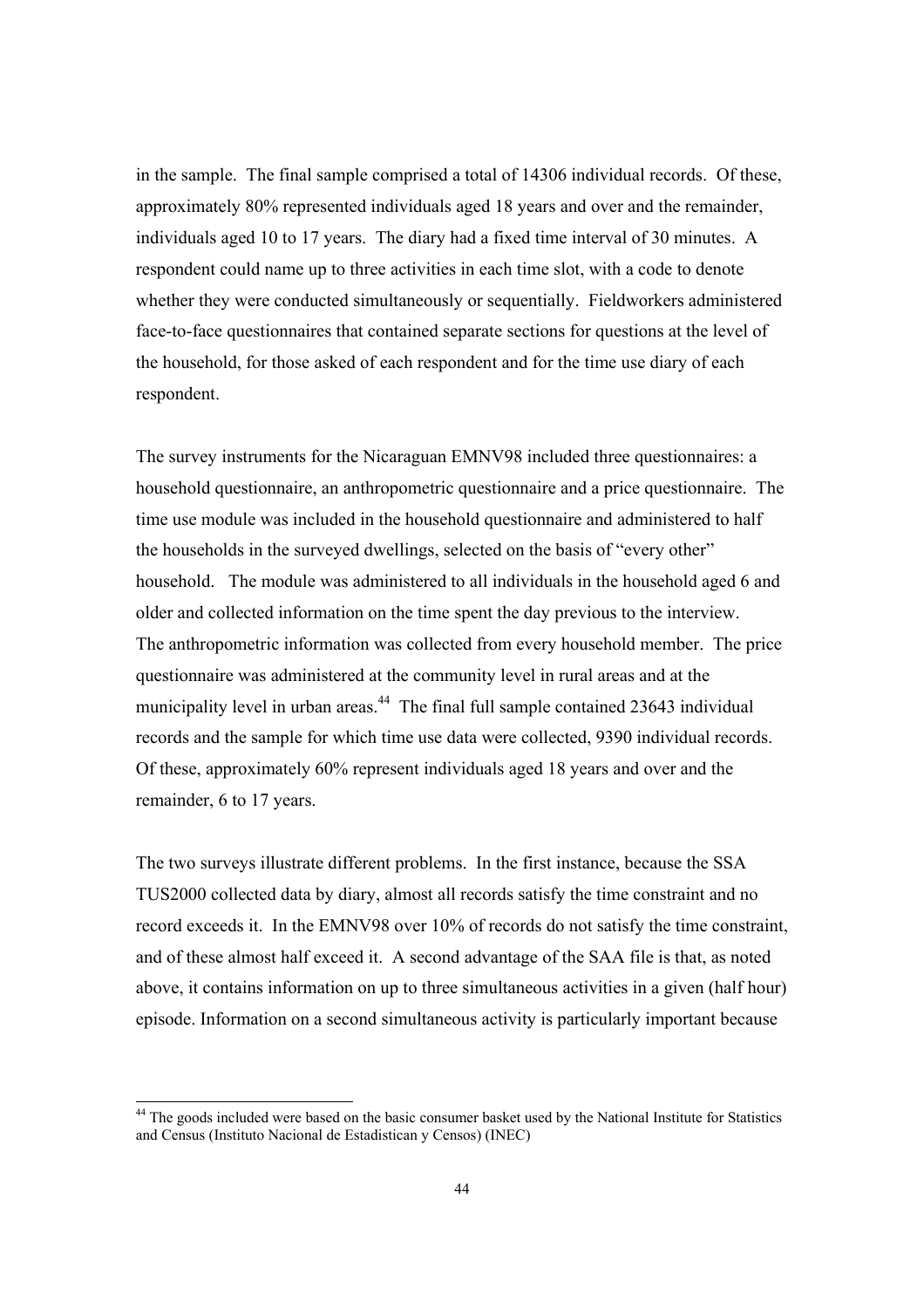in the sample. The final sample comprised a total of 14306 individual records. Of these, approximately 80% represented individuals aged 18 years and over and the remainder, individuals aged 10 to 17 years. The diary had a fixed time interval of 30 minutes. A respondent could name up to three activities in each time slot, with a code to denote whether they were conducted simultaneously or sequentially. Fieldworkers administered face-to-face questionnaires that contained separate sections for questions at the level of the household, for those asked of each respondent and for the time use diary of each respondent.

The survey instruments for the Nicaraguan EMNV98 included three questionnaires: a household questionnaire, an anthropometric questionnaire and a price questionnaire. The time use module was included in the household questionnaire and administered to half the households in the surveyed dwellings, selected on the basis of "every other" household. The module was administered to all individuals in the household aged 6 and older and collected information on the time spent the day previous to the interview. The anthropometric information was collected from every household member. The price questionnaire was administered at the community level in rural areas and at the municipality level in urban areas.[44] The final full sample contained 23643 individual records and the sample for which time use data were collected, 9390 individual records. Of these, approximately 60% represent individuals aged 18 years and over and the remainder, 6 to 17 years.

The two surveys illustrate different problems. In the first instance, because the SSA TUS2000 collected data by diary, almost all records satisfy the time constraint and no record exceeds it. In the EMNV98 over 10% of records do not satisfy the time constraint, and of these almost half exceed it. A second advantage of the SAA file is that, as noted above, it contains information on up to three simultaneous activities in a given (half hour) episode. Information on a second simultaneous activity is particularly important because

---

[44] The goods included were based on the basic consumer basket used by the National Institute for Statistics and Census (Instituto Nacional de Estadistican y Censos) (INEC)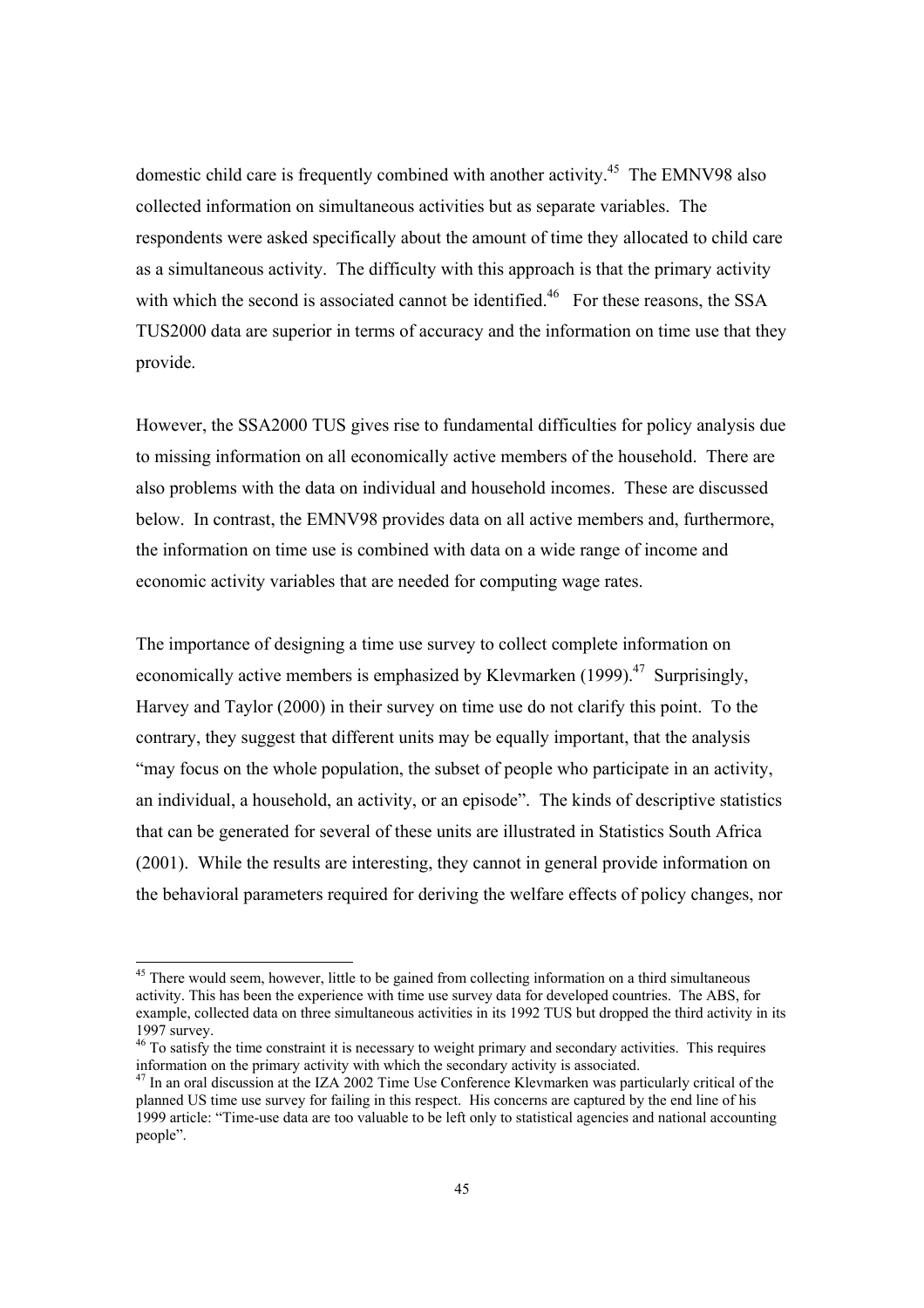domestic child care is frequently combined with another activity.[45] The EMNV98 also collected information on simultaneous activities but as separate variables. The respondents were asked specifically about the amount of time they allocated to child care as a simultaneous activity. The difficulty with this approach is that the primary activity with which the second is associated cannot be identified.[46] For these reasons, the SSA TUS2000 data are superior in terms of accuracy and the information on time use that they provide.

However, the SSA2000 TUS gives rise to fundamental difficulties for policy analysis due to missing information on all economically active members of the household. There are also problems with the data on individual and household incomes. These are discussed below. In contrast, the EMNV98 provides data on all active members and, furthermore, the information on time use is combined with data on a wide range of income and economic activity variables that are needed for computing wage rates.

The importance of designing a time use survey to collect complete information on economically active members is emphasized by Klevmarken (1999).[47] Surprisingly, Harvey and Taylor (2000) in their survey on time use do not clarify this point. To the contrary, they suggest that different units may be equally important, that the analysis "may focus on the whole population, the subset of people who participate in an activity, an individual, a household, an activity, or an episode". The kinds of descriptive statistics that can be generated for several of these units are illustrated in Statistics South Africa (2001). While the results are interesting, they cannot in general provide information on the behavioral parameters required for deriving the welfare effects of policy changes, nor

---

[45] There would seem, however, little to be gained from collecting information on a third simultaneous activity. This has been the experience with time use survey data for developed countries. The ABS, for example, collected data on three simultaneous activities in its 1992 TUS but dropped the third activity in its 1997 survey.

[46] To satisfy the time constraint it is necessary to weight primary and secondary activities. This requires information on the primary activity with which the secondary activity is associated.

[47] In an oral discussion at the IZA 2002 Time Use Conference Klevmarken was particularly critical of the planned US time use survey for failing in this respect. His concerns are captured by the end line of his 1999 article: "Time-use data are too valuable to be left only to statistical agencies and national accounting people".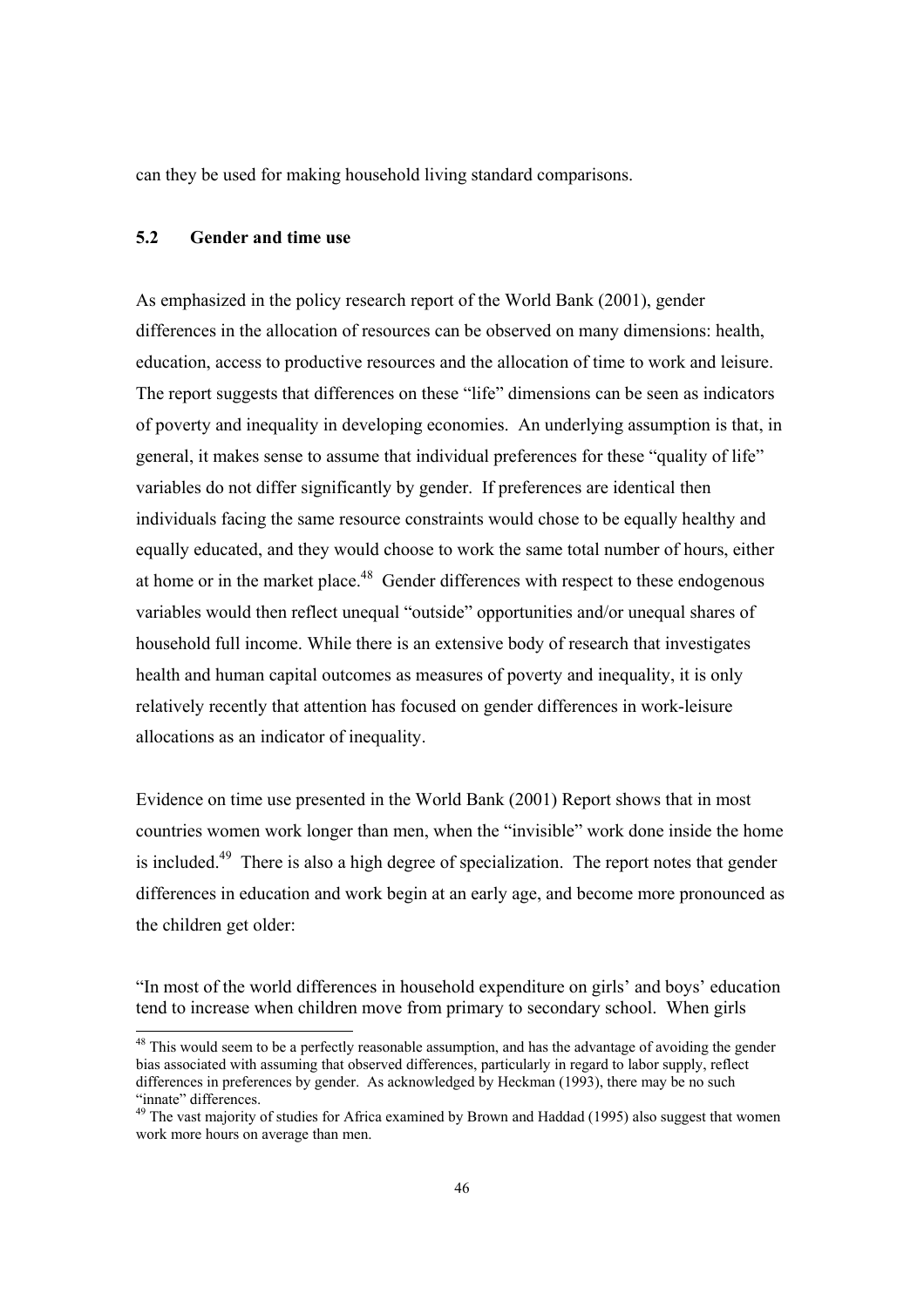can they be used for making household living standard comparisons.

### 5.2 Gender and time use

As emphasized in the policy research report of the World Bank (2001), gender differences in the allocation of resources can be observed on many dimensions: health, education, access to productive resources and the allocation of time to work and leisure. The report suggests that differences on these "life" dimensions can be seen as indicators of poverty and inequality in developing economies. An underlying assumption is that, in general, it makes sense to assume that individual preferences for these "quality of life" variables do not differ significantly by gender. If preferences are identical then individuals facing the same resource constraints would chose to be equally healthy and equally educated, and they would choose to work the same total number of hours, either at home or in the market place.[48] Gender differences with respect to these endogenous variables would then reflect unequal "outside" opportunities and/or unequal shares of household full income. While there is an extensive body of research that investigates health and human capital outcomes as measures of poverty and inequality, it is only relatively recently that attention has focused on gender differences in work-leisure allocations as an indicator of inequality.

Evidence on time use presented in the World Bank (2001) Report shows that in most countries women work longer than men, when the "invisible" work done inside the home is included.[49] There is also a high degree of specialization. The report notes that gender differences in education and work begin at an early age, and become more pronounced as the children get older:

"In most of the world differences in household expenditure on girls' and boys' education tend to increase when children move from primary to secondary school. When girls

[48] This would seem to be a perfectly reasonable assumption, and has the advantage of avoiding the gender bias associated with assuming that observed differences, particularly in regard to labor supply, reflect differences in preferences by gender. As acknowledged by Heckman (1993), there may be no such "innate" differences.

[49] The vast majority of studies for Africa examined by Brown and Haddad (1995) also suggest that women work more hours on average than men.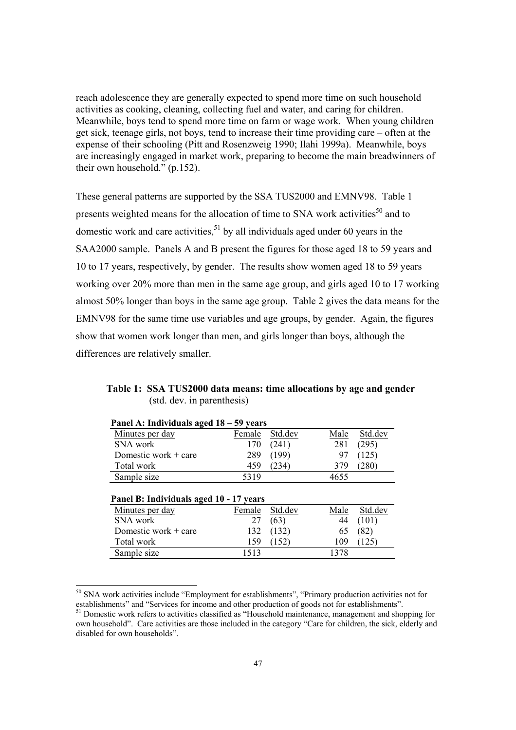reach adolescence they are generally expected to spend more time on such household activities as cooking, cleaning, collecting fuel and water, and caring for children. Meanwhile, boys tend to spend more time on farm or wage work. When young children get sick, teenage girls, not boys, tend to increase their time providing care – often at the expense of their schooling (Pitt and Rosenzweig 1990; Ilahi 1999a). Meanwhile, boys are increasingly engaged in market work, preparing to become the main breadwinners of their own household." (p.152).

These general patterns are supported by the SSA TUS2000 and EMNV98. Table 1 presents weighted means for the allocation of time to SNA work activities[50] and to domestic work and care activities,[51] by all individuals aged under 60 years in the SAA2000 sample. Panels A and B present the figures for those aged 18 to 59 years and 10 to 17 years, respectively, by gender. The results show women aged 18 to 59 years working over 20% more than men in the same age group, and girls aged 10 to 17 working almost 50% longer than boys in the same age group. Table 2 gives the data means for the EMNV98 for the same time use variables and age groups, by gender. Again, the figures show that women work longer than men, and girls longer than boys, although the differences are relatively smaller.

**Table 1: SSA TUS2000 data means: time allocations by age and gender**
(std. dev. in parenthesis)

**Panel A: Individuals aged 18 – 59 years**

| Minutes per day | Female | Std.dev | Male | Std.dev |
|---|---|---|---|---|
| SNA work | 170 | (241) | 281 | (295) |
| Domestic work + care | 289 | (199) | 97 | (125) |
| Total work | 459 | (234) | 379 | (280) |
| Sample size | 5319 | | 4655 | |

**Panel B: Individuals aged 10 - 17 years**

| Minutes per day | Female | Std.dev | Male | Std.dev |
|---|---|---|---|---|
| SNA work | 27 | (63) | 44 | (101) |
| Domestic work + care | 132 | (132) | 65 | (82) |
| Total work | 159 | (152) | 109 | (125) |
| Sample size | 1513 | | 1378 | |

[50] SNA work activities include "Employment for establishments", "Primary production activities not for establishments" and "Services for income and other production of goods not for establishments".

[51] Domestic work refers to activities classified as "Household maintenance, management and shopping for own household". Care activities are those included in the category "Care for children, the sick, elderly and disabled for own households".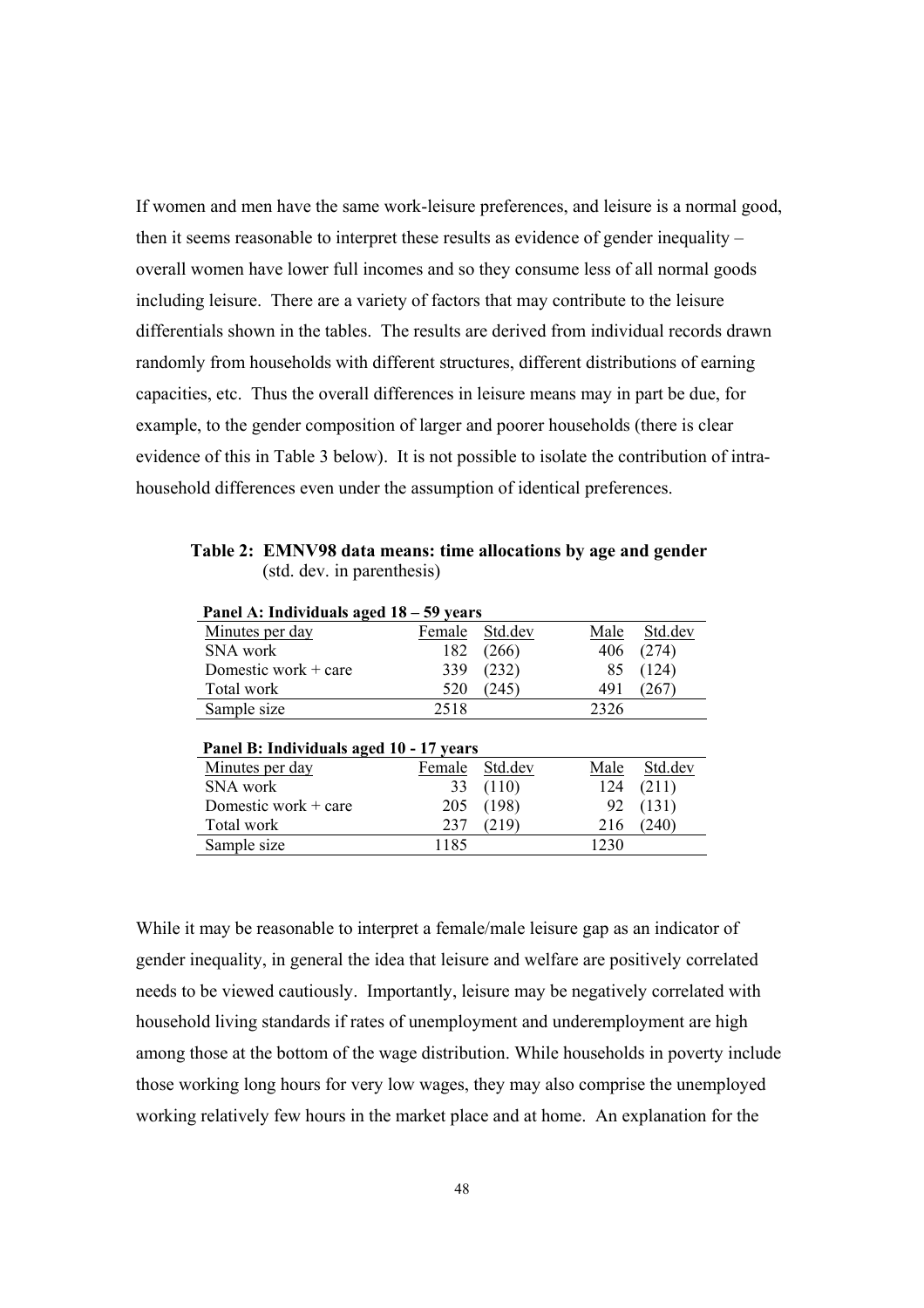If women and men have the same work-leisure preferences, and leisure is a normal good, then it seems reasonable to interpret these results as evidence of gender inequality – overall women have lower full incomes and so they consume less of all normal goods including leisure. There are a variety of factors that may contribute to the leisure differentials shown in the tables. The results are derived from individual records drawn randomly from households with different structures, different distributions of earning capacities, etc. Thus the overall differences in leisure means may in part be due, for example, to the gender composition of larger and poorer households (there is clear evidence of this in Table 3 below). It is not possible to isolate the contribution of intra-household differences even under the assumption of identical preferences.

**Table 2: EMNV98 data means: time allocations by age and gender**
(std. dev. in parenthesis)

**Panel A: Individuals aged 18 – 59 years**

| Minutes per day | Female | Std.dev | Male | Std.dev |
|---|---|---|---|---|
| SNA work | 182 | (266) | 406 | (274) |
| Domestic work + care | 339 | (232) | 85 | (124) |
| Total work | 520 | (245) | 491 | (267) |
| Sample size | 2518 | | 2326 | |

**Panel B: Individuals aged 10 - 17 years**

| Minutes per day | Female | Std.dev | Male | Std.dev |
|---|---|---|---|---|
| SNA work | 33 | (110) | 124 | (211) |
| Domestic work + care | 205 | (198) | 92 | (131) |
| Total work | 237 | (219) | 216 | (240) |
| Sample size | 1185 | | 1230 | |

While it may be reasonable to interpret a female/male leisure gap as an indicator of gender inequality, in general the idea that leisure and welfare are positively correlated needs to be viewed cautiously. Importantly, leisure may be negatively correlated with household living standards if rates of unemployment and underemployment are high among those at the bottom of the wage distribution. While households in poverty include those working long hours for very low wages, they may also comprise the unemployed working relatively few hours in the market place and at home. An explanation for the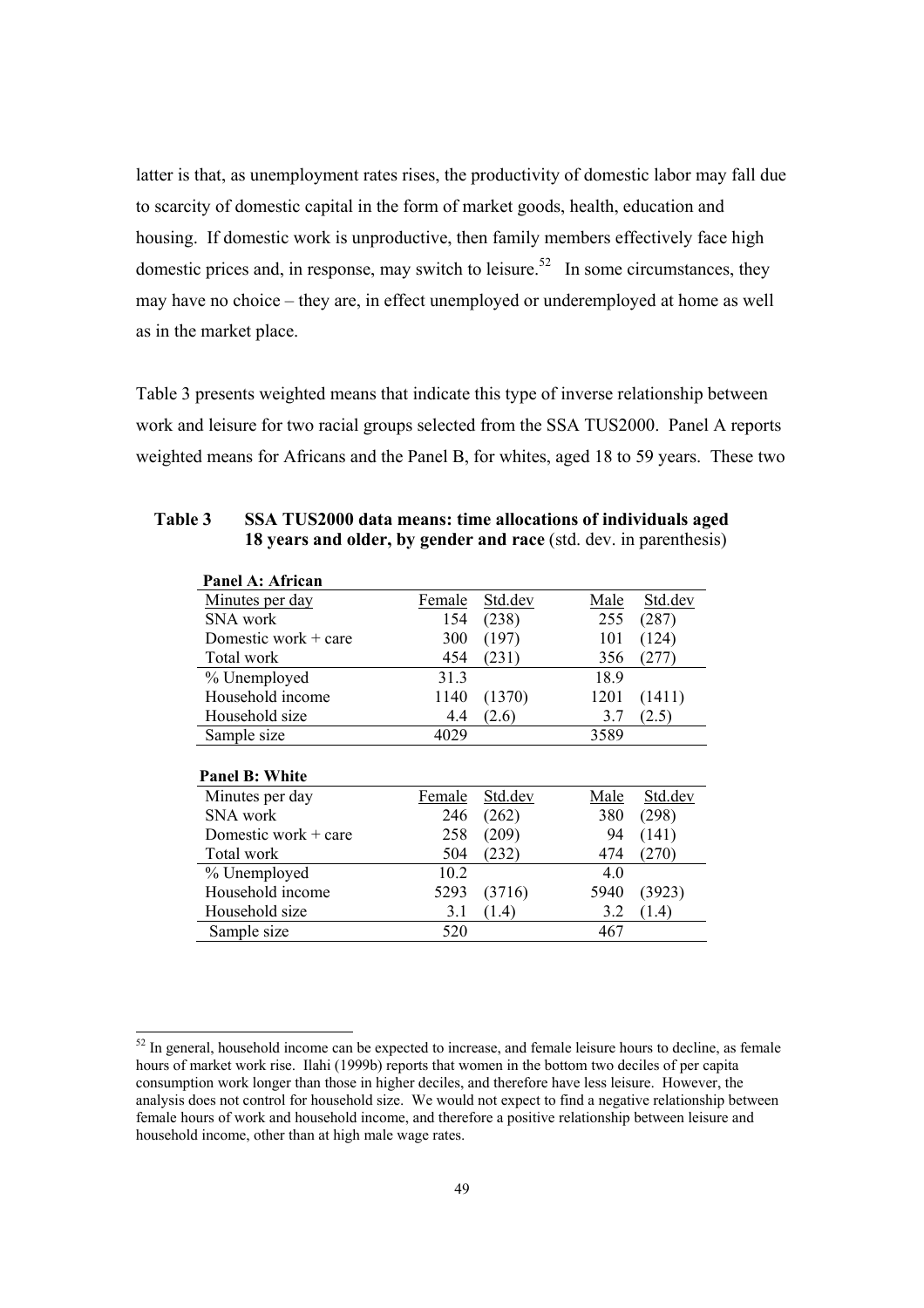latter is that, as unemployment rates rises, the productivity of domestic labor may fall due to scarcity of domestic capital in the form of market goods, health, education and housing. If domestic work is unproductive, then family members effectively face high domestic prices and, in response, may switch to leisure.[52] In some circumstances, they may have no choice – they are, in effect unemployed or underemployed at home as well as in the market place.

Table 3 presents weighted means that indicate this type of inverse relationship between work and leisure for two racial groups selected from the SSA TUS2000. Panel A reports weighted means for Africans and the Panel B, for whites, aged 18 to 59 years. These two

**Table 3 SSA TUS2000 data means: time allocations of individuals aged 18 years and older, by gender and race** (std. dev. in parenthesis)

**Panel A: African**

| Minutes per day | Female | Std.dev | Male | Std.dev |
|---|---|---|---|---|
| SNA work | 154 | (238) | 255 | (287) |
| Domestic work + care | 300 | (197) | 101 | (124) |
| Total work | 454 | (231) | 356 | (277) |
| % Unemployed | 31.3 | | 18.9 | |
| Household income | 1140 | (1370) | 1201 | (1411) |
| Household size | 4.4 | (2.6) | 3.7 | (2.5) |
| Sample size | 4029 | | 3589 | |

**Panel B: White**

| Minutes per day | Female | Std.dev | Male | Std.dev |
|---|---|---|---|---|
| SNA work | 246 | (262) | 380 | (298) |
| Domestic work + care | 258 | (209) | 94 | (141) |
| Total work | 504 | (232) | 474 | (270) |
| % Unemployed | 10.2 | | 4.0 | |
| Household income | 5293 | (3716) | 5940 | (3923) |
| Household size | 3.1 | (1.4) | 3.2 | (1.4) |
| Sample size | 520 | | 467 | |

[52] In general, household income can be expected to increase, and female leisure hours to decline, as female hours of market work rise. Ilahi (1999b) reports that women in the bottom two deciles of per capita consumption work longer than those in higher deciles, and therefore have less leisure. However, the analysis does not control for household size. We would not expect to find a negative relationship between female hours of work and household income, and therefore a positive relationship between leisure and household income, other than at high male wage rates.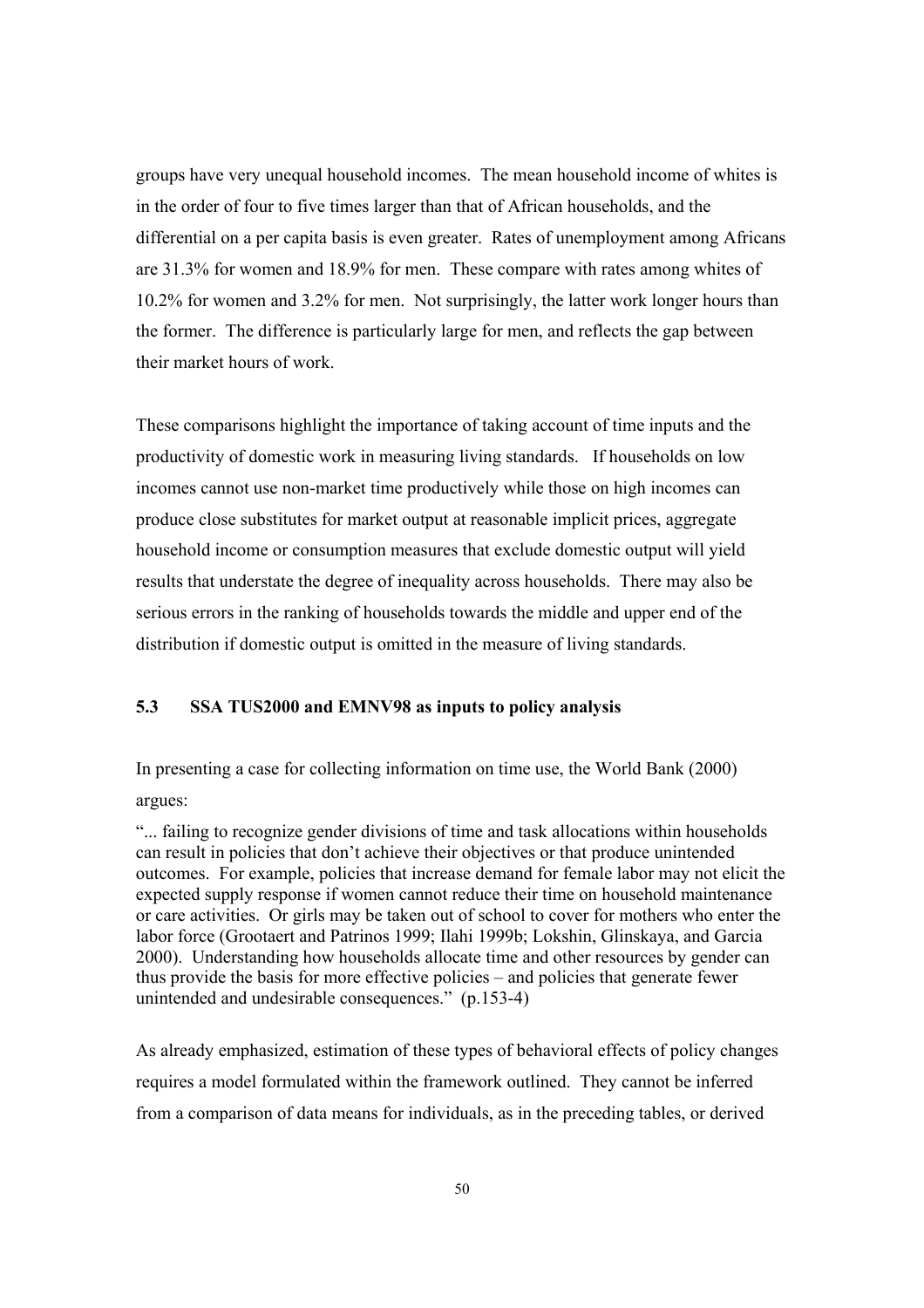groups have very unequal household incomes. The mean household income of whites is in the order of four to five times larger than that of African households, and the differential on a per capita basis is even greater. Rates of unemployment among Africans are 31.3% for women and 18.9% for men. These compare with rates among whites of 10.2% for women and 3.2% for men. Not surprisingly, the latter work longer hours than the former. The difference is particularly large for men, and reflects the gap between their market hours of work.

These comparisons highlight the importance of taking account of time inputs and the productivity of domestic work in measuring living standards. If households on low incomes cannot use non-market time productively while those on high incomes can produce close substitutes for market output at reasonable implicit prices, aggregate household income or consumption measures that exclude domestic output will yield results that understate the degree of inequality across households. There may also be serious errors in the ranking of households towards the middle and upper end of the distribution if domestic output is omitted in the measure of living standards.

### 5.3 SSA TUS2000 and EMNV98 as inputs to policy analysis

In presenting a case for collecting information on time use, the World Bank (2000) argues:

> "... failing to recognize gender divisions of time and task allocations within households can result in policies that don't achieve their objectives or that produce unintended outcomes. For example, policies that increase demand for female labor may not elicit the expected supply response if women cannot reduce their time on household maintenance or care activities. Or girls may be taken out of school to cover for mothers who enter the labor force (Grootaert and Patrinos 1999; Ilahi 1999b; Lokshin, Glinskaya, and Garcia 2000). Understanding how households allocate time and other resources by gender can thus provide the basis for more effective policies – and policies that generate fewer unintended and undesirable consequences." (p.153-4)

As already emphasized, estimation of these types of behavioral effects of policy changes requires a model formulated within the framework outlined. They cannot be inferred from a comparison of data means for individuals, as in the preceding tables, or derived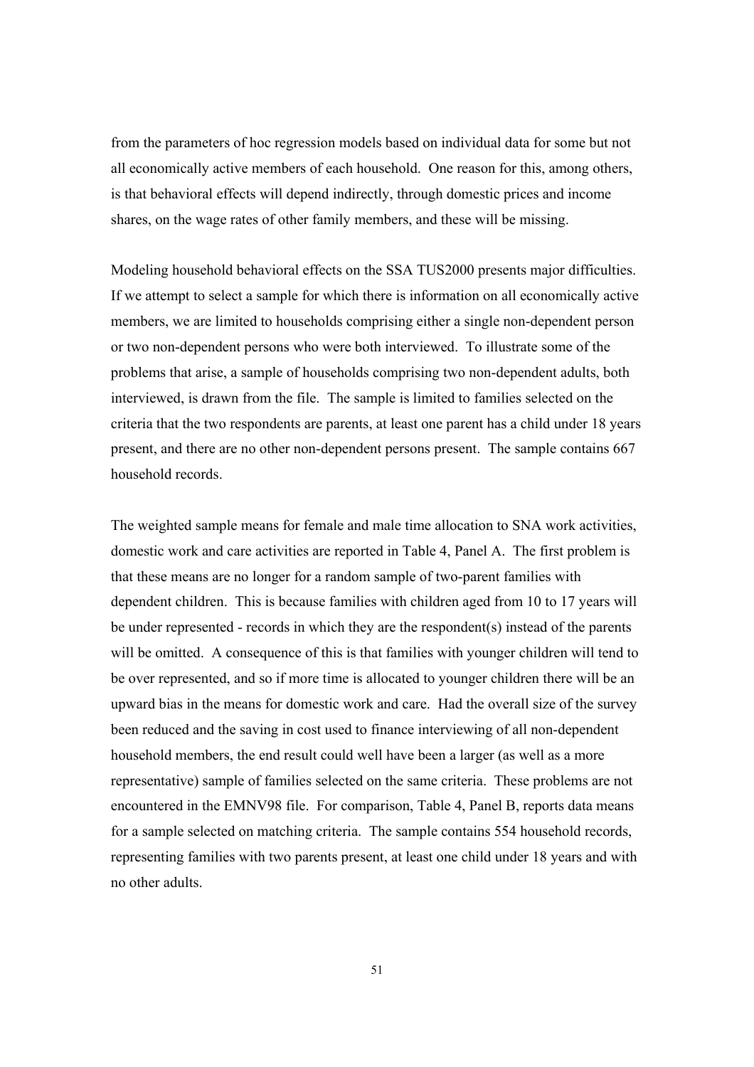from the parameters of hoc regression models based on individual data for some but not all economically active members of each household. One reason for this, among others, is that behavioral effects will depend indirectly, through domestic prices and income shares, on the wage rates of other family members, and these will be missing.

Modeling household behavioral effects on the SSA TUS2000 presents major difficulties. If we attempt to select a sample for which there is information on all economically active members, we are limited to households comprising either a single non-dependent person or two non-dependent persons who were both interviewed. To illustrate some of the problems that arise, a sample of households comprising two non-dependent adults, both interviewed, is drawn from the file. The sample is limited to families selected on the criteria that the two respondents are parents, at least one parent has a child under 18 years present, and there are no other non-dependent persons present. The sample contains 667 household records.

The weighted sample means for female and male time allocation to SNA work activities, domestic work and care activities are reported in Table 4, Panel A. The first problem is that these means are no longer for a random sample of two-parent families with dependent children. This is because families with children aged from 10 to 17 years will be under represented - records in which they are the respondent(s) instead of the parents will be omitted. A consequence of this is that families with younger children will tend to be over represented, and so if more time is allocated to younger children there will be an upward bias in the means for domestic work and care. Had the overall size of the survey been reduced and the saving in cost used to finance interviewing of all non-dependent household members, the end result could well have been a larger (as well as a more representative) sample of families selected on the same criteria. These problems are not encountered in the EMNV98 file. For comparison, Table 4, Panel B, reports data means for a sample selected on matching criteria. The sample contains 554 household records, representing families with two parents present, at least one child under 18 years and with no other adults.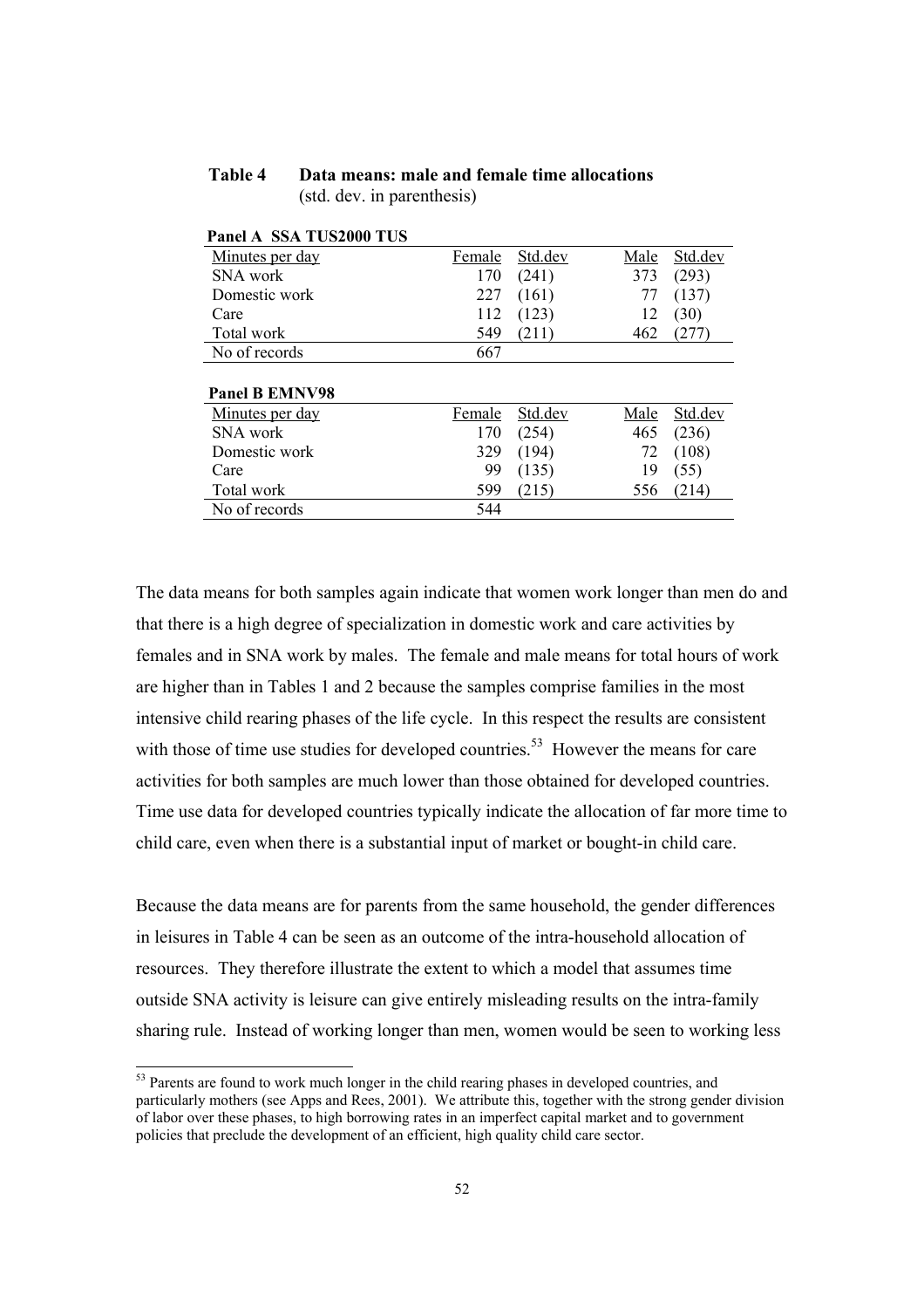**Table 4 Data means: male and female time allocations**
(std. dev. in parenthesis)

**Panel A SSA TUS2000 TUS**

| Minutes per day | Female | Std.dev | Male | Std.dev |
|---|---|---|---|---|
| SNA work | 170 | (241) | 373 | (293) |
| Domestic work | 227 | (161) | 77 | (137) |
| Care | 112 | (123) | 12 | (30) |
| Total work | 549 | (211) | 462 | (277) |
| No of records | 667 | | | |

**Panel B EMNV98**

| Minutes per day | Female | Std.dev | Male | Std.dev |
|---|---|---|---|---|
| SNA work | 170 | (254) | 465 | (236) |
| Domestic work | 329 | (194) | 72 | (108) |
| Care | 99 | (135) | 19 | (55) |
| Total work | 599 | (215) | 556 | (214) |
| No of records | 544 | | | |

The data means for both samples again indicate that women work longer than men do and that there is a high degree of specialization in domestic work and care activities by females and in SNA work by males. The female and male means for total hours of work are higher than in Tables 1 and 2 because the samples comprise families in the most intensive child rearing phases of the life cycle. In this respect the results are consistent with those of time use studies for developed countries.[53] However the means for care activities for both samples are much lower than those obtained for developed countries. Time use data for developed countries typically indicate the allocation of far more time to child care, even when there is a substantial input of market or bought-in child care.

Because the data means are for parents from the same household, the gender differences in leisures in Table 4 can be seen as an outcome of the intra-household allocation of resources. They therefore illustrate the extent to which a model that assumes time outside SNA activity is leisure can give entirely misleading results on the intra-family sharing rule. Instead of working longer than men, women would be seen to working less

[53] Parents are found to work much longer in the child rearing phases in developed countries, and particularly mothers (see Apps and Rees, 2001). We attribute this, together with the strong gender division of labor over these phases, to high borrowing rates in an imperfect capital market and to government policies that preclude the development of an efficient, high quality child care sector.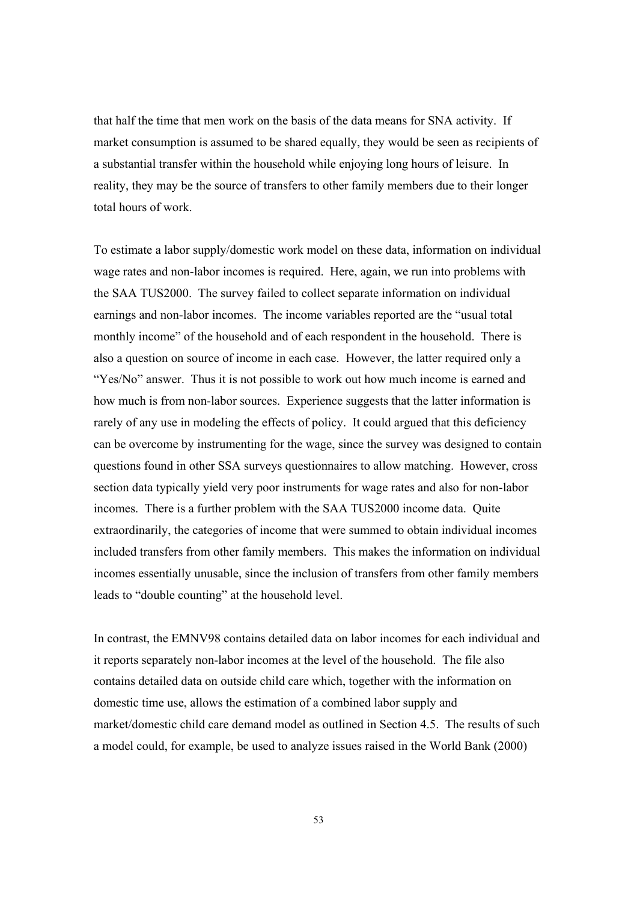that half the time that men work on the basis of the data means for SNA activity. If market consumption is assumed to be shared equally, they would be seen as recipients of a substantial transfer within the household while enjoying long hours of leisure. In reality, they may be the source of transfers to other family members due to their longer total hours of work.

To estimate a labor supply/domestic work model on these data, information on individual wage rates and non-labor incomes is required. Here, again, we run into problems with the SAA TUS2000. The survey failed to collect separate information on individual earnings and non-labor incomes. The income variables reported are the "usual total monthly income" of the household and of each respondent in the household. There is also a question on source of income in each case. However, the latter required only a "Yes/No" answer. Thus it is not possible to work out how much income is earned and how much is from non-labor sources. Experience suggests that the latter information is rarely of any use in modeling the effects of policy. It could argued that this deficiency can be overcome by instrumenting for the wage, since the survey was designed to contain questions found in other SSA surveys questionnaires to allow matching. However, cross section data typically yield very poor instruments for wage rates and also for non-labor incomes. There is a further problem with the SAA TUS2000 income data. Quite extraordinarily, the categories of income that were summed to obtain individual incomes included transfers from other family members. This makes the information on individual incomes essentially unusable, since the inclusion of transfers from other family members leads to "double counting" at the household level.

In contrast, the EMNV98 contains detailed data on labor incomes for each individual and it reports separately non-labor incomes at the level of the household. The file also contains detailed data on outside child care which, together with the information on domestic time use, allows the estimation of a combined labor supply and market/domestic child care demand model as outlined in Section 4.5. The results of such a model could, for example, be used to analyze issues raised in the World Bank (2000)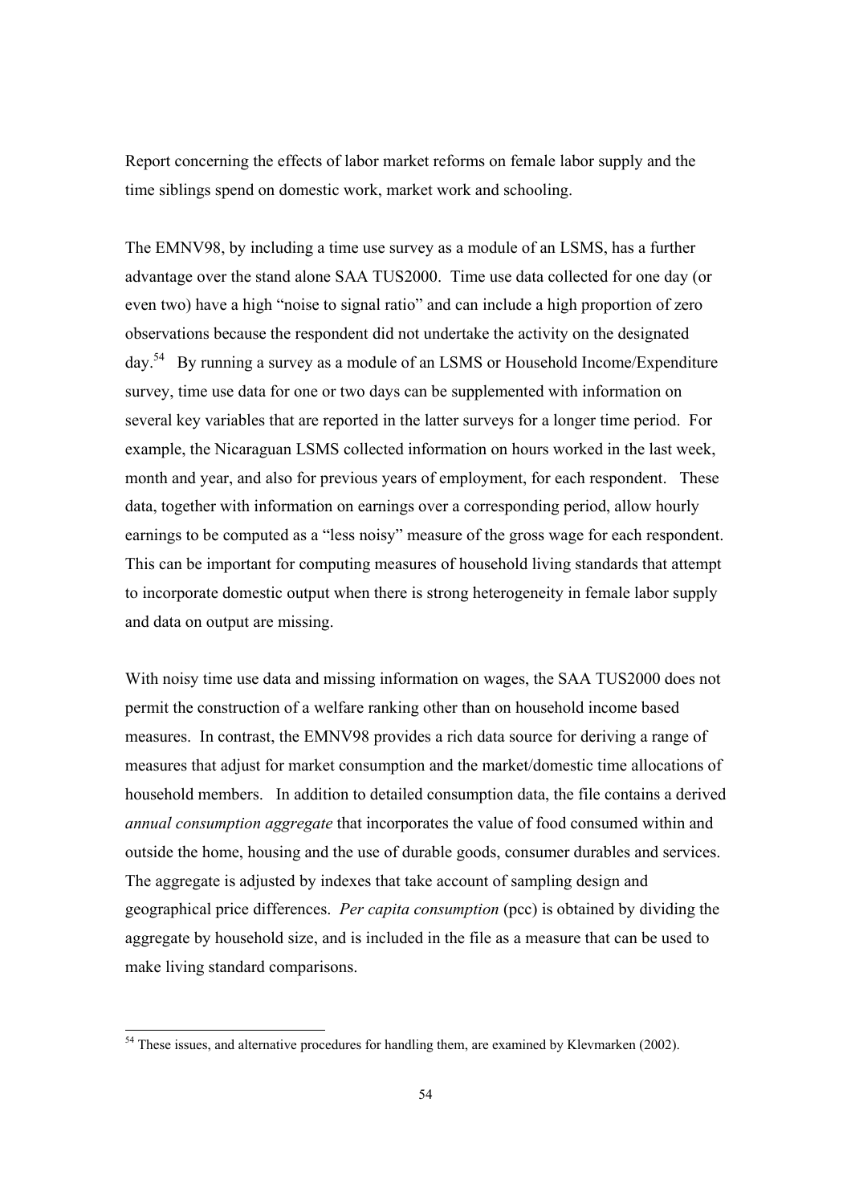Report concerning the effects of labor market reforms on female labor supply and the time siblings spend on domestic work, market work and schooling.

The EMNV98, by including a time use survey as a module of an LSMS, has a further advantage over the stand alone SAA TUS2000. Time use data collected for one day (or even two) have a high "noise to signal ratio" and can include a high proportion of zero observations because the respondent did not undertake the activity on the designated day.[54] By running a survey as a module of an LSMS or Household Income/Expenditure survey, time use data for one or two days can be supplemented with information on several key variables that are reported in the latter surveys for a longer time period. For example, the Nicaraguan LSMS collected information on hours worked in the last week, month and year, and also for previous years of employment, for each respondent. These data, together with information on earnings over a corresponding period, allow hourly earnings to be computed as a "less noisy" measure of the gross wage for each respondent. This can be important for computing measures of household living standards that attempt to incorporate domestic output when there is strong heterogeneity in female labor supply and data on output are missing.

With noisy time use data and missing information on wages, the SAA TUS2000 does not permit the construction of a welfare ranking other than on household income based measures. In contrast, the EMNV98 provides a rich data source for deriving a range of measures that adjust for market consumption and the market/domestic time allocations of household members. In addition to detailed consumption data, the file contains a derived *annual consumption aggregate* that incorporates the value of food consumed within and outside the home, housing and the use of durable goods, consumer durables and services. The aggregate is adjusted by indexes that take account of sampling design and geographical price differences. *Per capita consumption* (pcc) is obtained by dividing the aggregate by household size, and is included in the file as a measure that can be used to make living standard comparisons.

[54] These issues, and alternative procedures for handling them, are examined by Klevmarken (2002).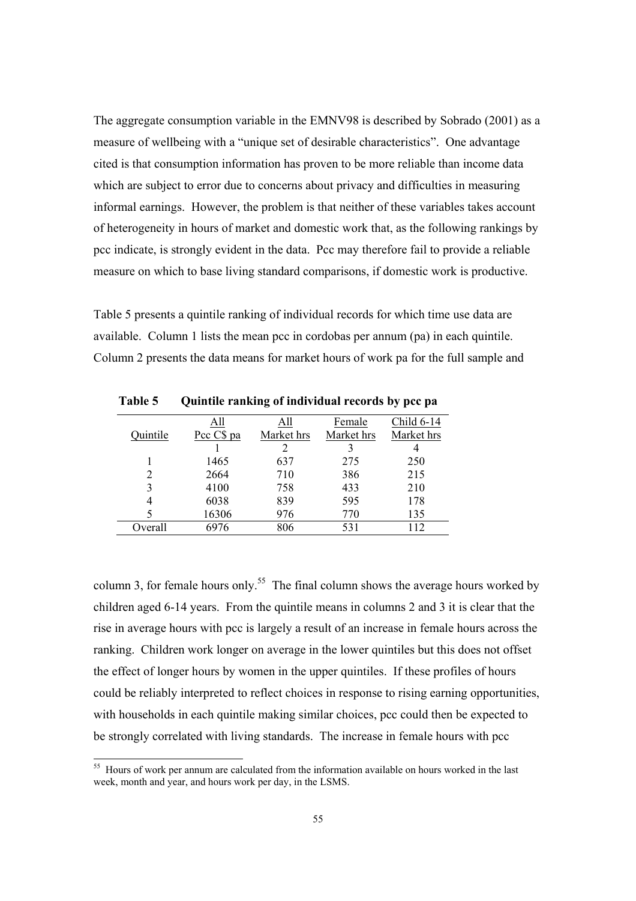The aggregate consumption variable in the EMNV98 is described by Sobrado (2001) as a measure of wellbeing with a "unique set of desirable characteristics". One advantage cited is that consumption information has proven to be more reliable than income data which are subject to error due to concerns about privacy and difficulties in measuring informal earnings. However, the problem is that neither of these variables takes account of heterogeneity in hours of market and domestic work that, as the following rankings by pcc indicate, is strongly evident in the data. Pcc may therefore fail to provide a reliable measure on which to base living standard comparisons, if domestic work is productive.

Table 5 presents a quintile ranking of individual records for which time use data are available. Column 1 lists the mean pcc in cordobas per annum (pa) in each quintile. Column 2 presents the data means for market hours of work pa for the full sample and column 3, for female hours only.[55] The final column shows the average hours worked by children aged 6-14 years. From the quintile means in columns 2 and 3 it is clear that the rise in average hours with pcc is largely a result of an increase in female hours across the ranking. Children work longer on average in the lower quintiles but this does not offset the effect of longer hours by women in the upper quintiles. If these profiles of hours could be reliably interpreted to reflect choices in response to rising earning opportunities, with households in each quintile making similar choices, pcc could then be expected to be strongly correlated with living standards. The increase in female hours with pcc

**Table 5 Quintile ranking of individual records by pcc pa**

| Quintile | All Pcc C$ pa | All Market hrs | Female Market hrs | Child 6-14 Market hrs |
|---|---|---|---|---|
| | 1 | 2 | 3 | 4 |
| 1 | 1465 | 637 | 275 | 250 |
| 2 | 2664 | 710 | 386 | 215 |
| 3 | 4100 | 758 | 433 | 210 |
| 4 | 6038 | 839 | 595 | 178 |
| 5 | 16306 | 976 | 770 | 135 |
| Overall | 6976 | 806 | 531 | 112 |

[55] Hours of work per annum are calculated from the information available on hours worked in the last week, month and year, and hours work per day, in the LSMS.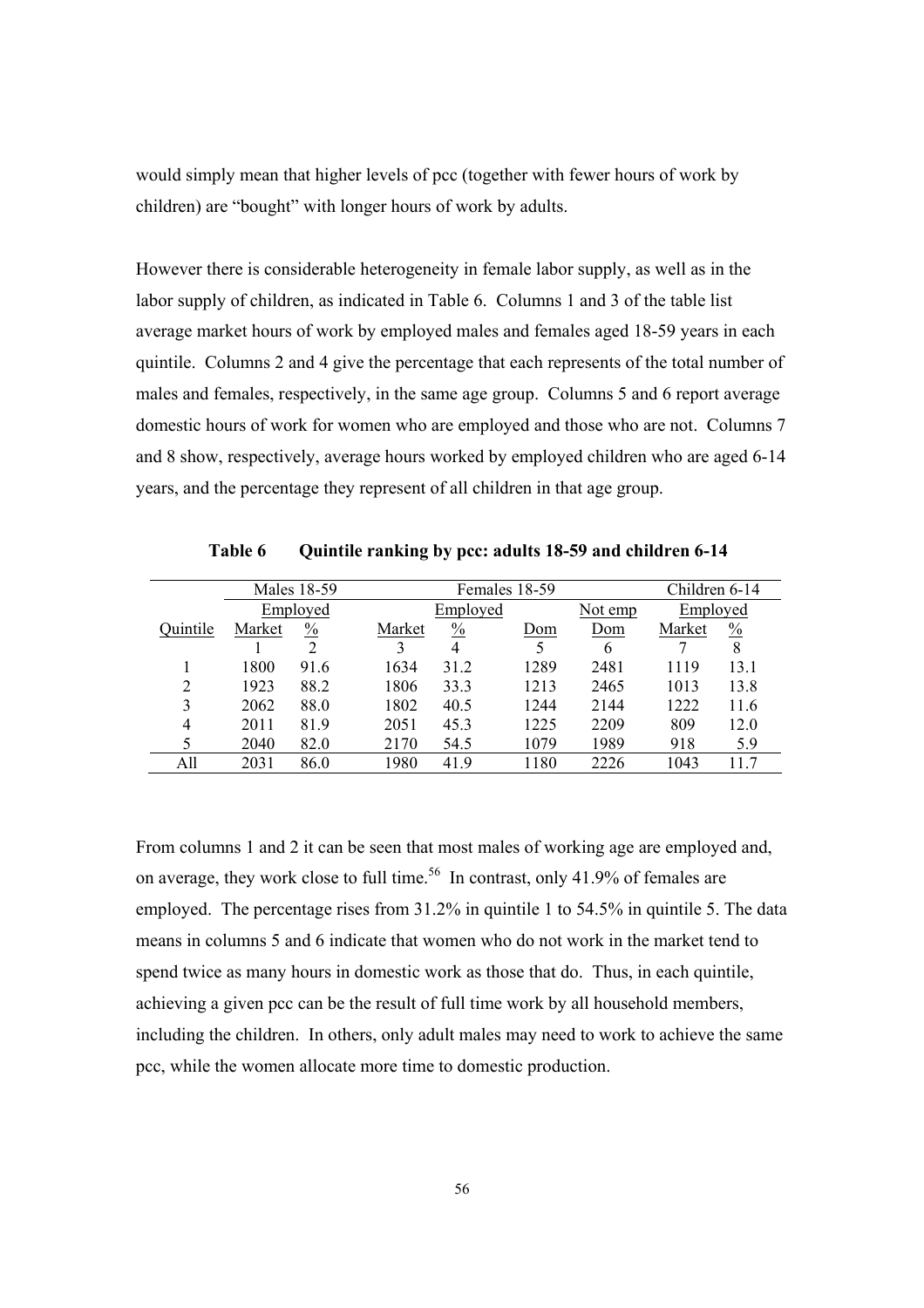would simply mean that higher levels of pcc (together with fewer hours of work by children) are "bought" with longer hours of work by adults.

However there is considerable heterogeneity in female labor supply, as well as in the labor supply of children, as indicated in Table 6. Columns 1 and 3 of the table list average market hours of work by employed males and females aged 18-59 years in each quintile. Columns 2 and 4 give the percentage that each represents of the total number of males and females, respectively, in the same age group. Columns 5 and 6 report average domestic hours of work for women who are employed and those who are not. Columns 7 and 8 show, respectively, average hours worked by employed children who are aged 6-14 years, and the percentage they represent of all children in that age group.

**Table 6 Quintile ranking by pcc: adults 18-59 and children 6-14**

| | Males 18-59 | | Females 18-59 | | | | Children 6-14 | |
|---|---|---|---|---|---|---|---|---|
| | Employed | | Employed | | | Not emp | Employed | |
| Quintile | Market | % | Market | % | Dom | Dom | Market | % |
| | 1 | 2 | 3 | 4 | 5 | 6 | 7 | 8 |
| 1 | 1800 | 91.6 | 1634 | 31.2 | 1289 | 2481 | 1119 | 13.1 |
| 2 | 1923 | 88.2 | 1806 | 33.3 | 1213 | 2465 | 1013 | 13.8 |
| 3 | 2062 | 88.0 | 1802 | 40.5 | 1244 | 2144 | 1222 | 11.6 |
| 4 | 2011 | 81.9 | 2051 | 45.3 | 1225 | 2209 | 809 | 12.0 |
| 5 | 2040 | 82.0 | 2170 | 54.5 | 1079 | 1989 | 918 | 5.9 |
| All | 2031 | 86.0 | 1980 | 41.9 | 1180 | 2226 | 1043 | 11.7 |

From columns 1 and 2 it can be seen that most males of working age are employed and, on average, they work close to full time.[56] In contrast, only 41.9% of females are employed. The percentage rises from 31.2% in quintile 1 to 54.5% in quintile 5. The data means in columns 5 and 6 indicate that women who do not work in the market tend to spend twice as many hours in domestic work as those that do. Thus, in each quintile, achieving a given pcc can be the result of full time work by all household members, including the children. In others, only adult males may need to work to achieve the same pcc, while the women allocate more time to domestic production.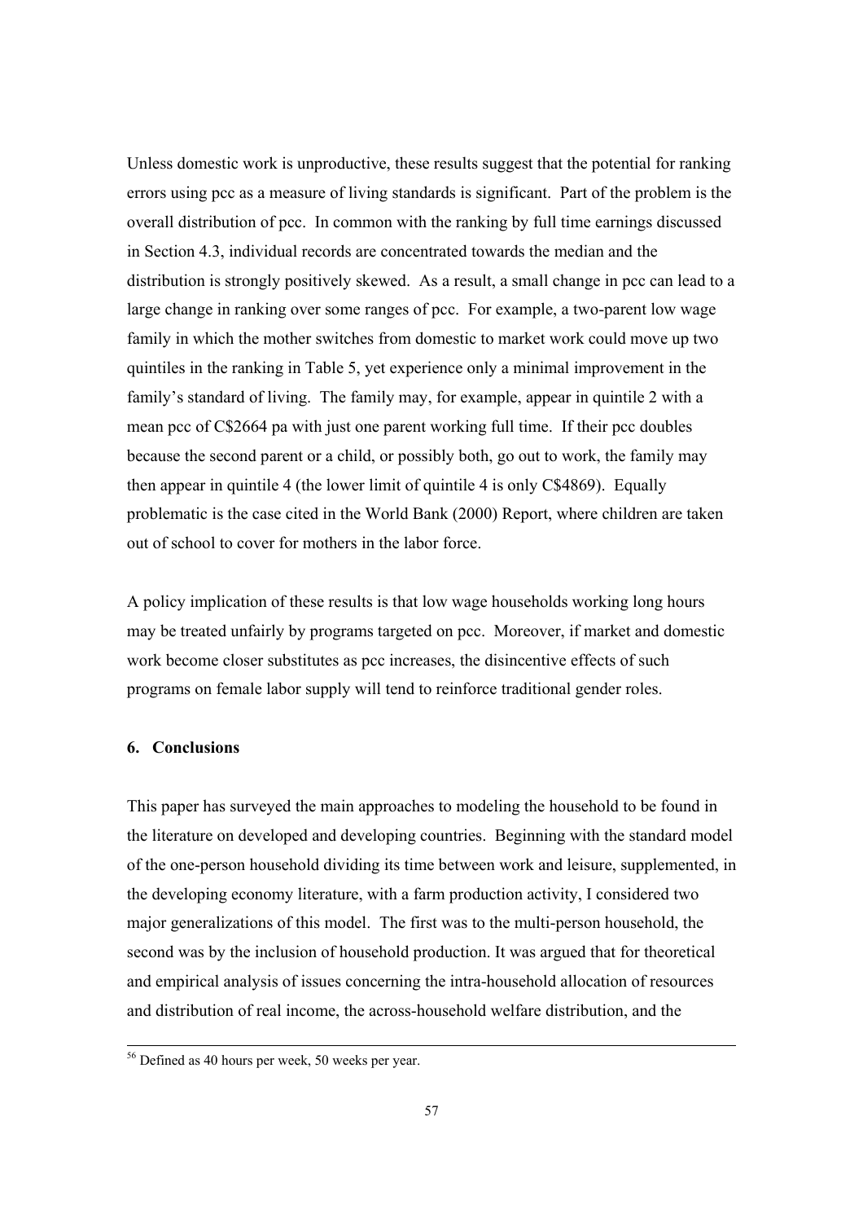Unless domestic work is unproductive, these results suggest that the potential for ranking errors using pcc as a measure of living standards is significant. Part of the problem is the overall distribution of pcc. In common with the ranking by full time earnings discussed in Section 4.3, individual records are concentrated towards the median and the distribution is strongly positively skewed. As a result, a small change in pcc can lead to a large change in ranking over some ranges of pcc. For example, a two-parent low wage family in which the mother switches from domestic to market work could move up two quintiles in the ranking in Table 5, yet experience only a minimal improvement in the family's standard of living. The family may, for example, appear in quintile 2 with a mean pcc of C$2664 pa with just one parent working full time. If their pcc doubles because the second parent or a child, or possibly both, go out to work, the family may then appear in quintile 4 (the lower limit of quintile 4 is only C$4869). Equally problematic is the case cited in the World Bank (2000) Report, where children are taken out of school to cover for mothers in the labor force.

A policy implication of these results is that low wage households working long hours may be treated unfairly by programs targeted on pcc. Moreover, if market and domestic work become closer substitutes as pcc increases, the disincentive effects of such programs on female labor supply will tend to reinforce traditional gender roles.

## 6. Conclusions

This paper has surveyed the main approaches to modeling the household to be found in the literature on developed and developing countries. Beginning with the standard model of the one-person household dividing its time between work and leisure, supplemented, in the developing economy literature, with a farm production activity, I considered two major generalizations of this model. The first was to the multi-person household, the second was by the inclusion of household production. It was argued that for theoretical and empirical analysis of issues concerning the intra-household allocation of resources and distribution of real income, the across-household welfare distribution, and the

[56] Defined as 40 hours per week, 50 weeks per year.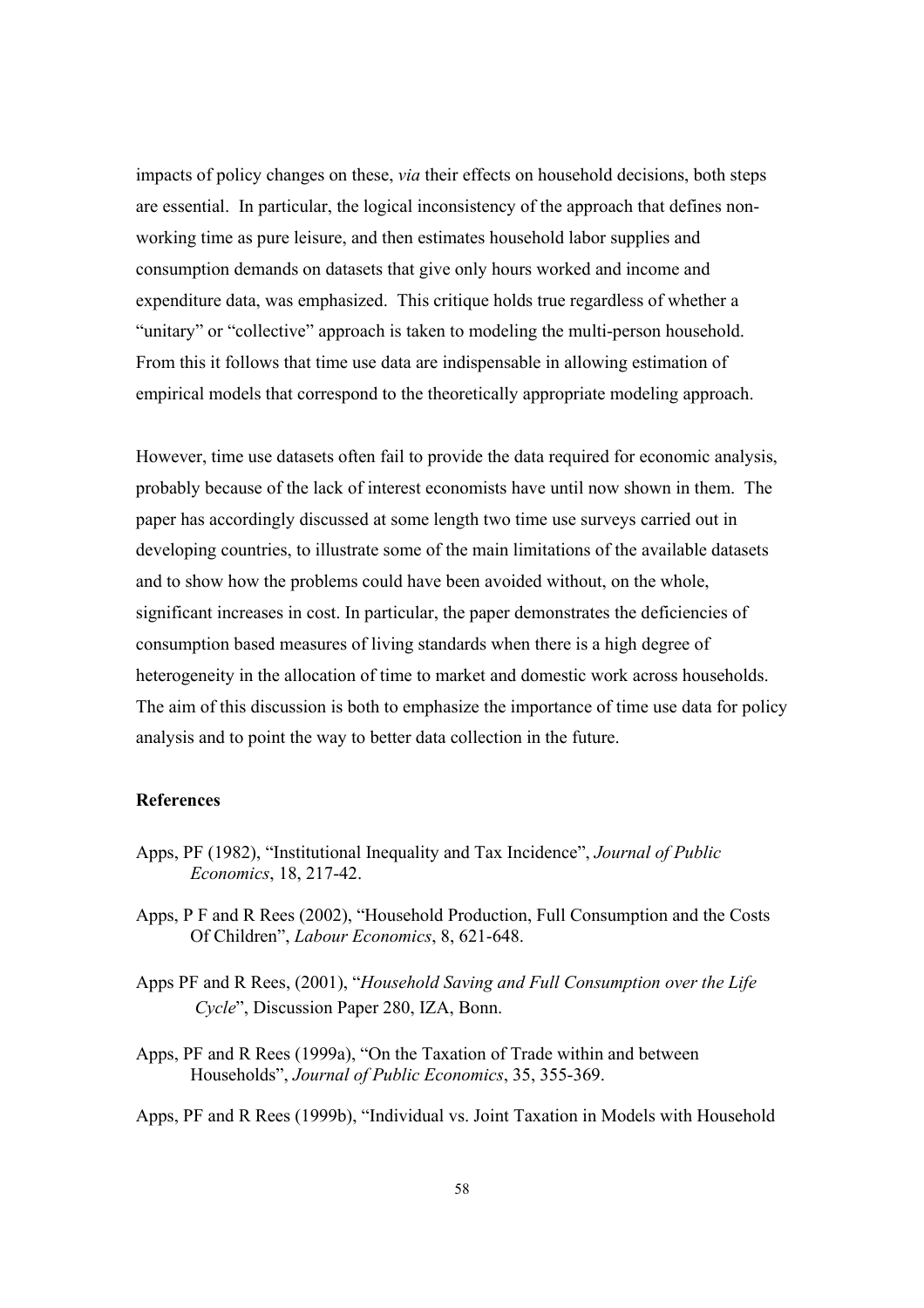impacts of policy changes on these, *via* their effects on household decisions, both steps are essential. In particular, the logical inconsistency of the approach that defines non-working time as pure leisure, and then estimates household labor supplies and consumption demands on datasets that give only hours worked and income and expenditure data, was emphasized. This critique holds true regardless of whether a "unitary" or "collective" approach is taken to modeling the multi-person household. From this it follows that time use data are indispensable in allowing estimation of empirical models that correspond to the theoretically appropriate modeling approach.

However, time use datasets often fail to provide the data required for economic analysis, probably because of the lack of interest economists have until now shown in them. The paper has accordingly discussed at some length two time use surveys carried out in developing countries, to illustrate some of the main limitations of the available datasets and to show how the problems could have been avoided without, on the whole, significant increases in cost. In particular, the paper demonstrates the deficiencies of consumption based measures of living standards when there is a high degree of heterogeneity in the allocation of time to market and domestic work across households. The aim of this discussion is both to emphasize the importance of time use data for policy analysis and to point the way to better data collection in the future.

**References**

Apps, PF (1982), "Institutional Inequality and Tax Incidence", *Journal of Public Economics*, 18, 217-42.

Apps, P F and R Rees (2002), "Household Production, Full Consumption and the Costs Of Children", *Labour Economics*, 8, 621-648.

Apps PF and R Rees, (2001), "*Household Saving and Full Consumption over the Life Cycle*", Discussion Paper 280, IZA, Bonn.

Apps, PF and R Rees (1999a), "On the Taxation of Trade within and between Households", *Journal of Public Economics*, 35, 355-369.

Apps, PF and R Rees (1999b), "Individual vs. Joint Taxation in Models with Household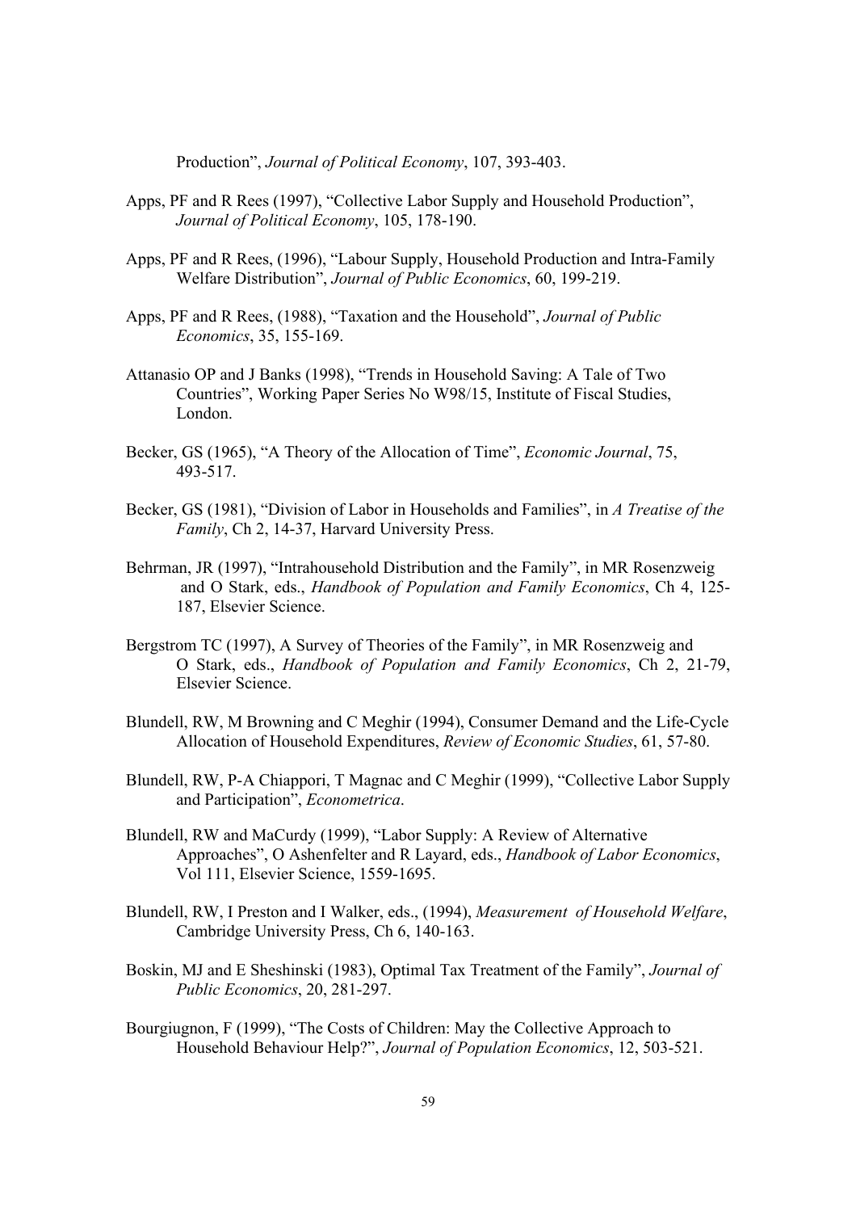Production", *Journal of Political Economy*, 107, 393-403.

Apps, PF and R Rees (1997), "Collective Labor Supply and Household Production", *Journal of Political Economy*, 105, 178-190.

Apps, PF and R Rees, (1996), "Labour Supply, Household Production and Intra-Family Welfare Distribution", *Journal of Public Economics*, 60, 199-219.

Apps, PF and R Rees, (1988), "Taxation and the Household", *Journal of Public Economics*, 35, 155-169.

Attanasio OP and J Banks (1998), "Trends in Household Saving: A Tale of Two Countries", Working Paper Series No W98/15, Institute of Fiscal Studies, London.

Becker, GS (1965), "A Theory of the Allocation of Time", *Economic Journal*, 75, 493-517.

Becker, GS (1981), "Division of Labor in Households and Families", in *A Treatise of the Family*, Ch 2, 14-37, Harvard University Press.

Behrman, JR (1997), "Intrahousehold Distribution and the Family", in MR Rosenzweig and O Stark, eds., *Handbook of Population and Family Economics*, Ch 4, 125-187, Elsevier Science.

Bergstrom TC (1997), A Survey of Theories of the Family", in MR Rosenzweig and O Stark, eds., *Handbook of Population and Family Economics*, Ch 2, 21-79, Elsevier Science.

Blundell, RW, M Browning and C Meghir (1994), Consumer Demand and the Life-Cycle Allocation of Household Expenditures, *Review of Economic Studies*, 61, 57-80.

Blundell, RW, P-A Chiappori, T Magnac and C Meghir (1999), "Collective Labor Supply and Participation", *Econometrica*.

Blundell, RW and MaCurdy (1999), "Labor Supply: A Review of Alternative Approaches", O Ashenfelter and R Layard, eds., *Handbook of Labor Economics*, Vol 111, Elsevier Science, 1559-1695.

Blundell, RW, I Preston and I Walker, eds., (1994), *Measurement of Household Welfare*, Cambridge University Press, Ch 6, 140-163.

Boskin, MJ and E Sheshinski (1983), Optimal Tax Treatment of the Family", *Journal of Public Economics*, 20, 281-297.

Bourgiugnon, F (1999), "The Costs of Children: May the Collective Approach to Household Behaviour Help?", *Journal of Population Economics*, 12, 503-521.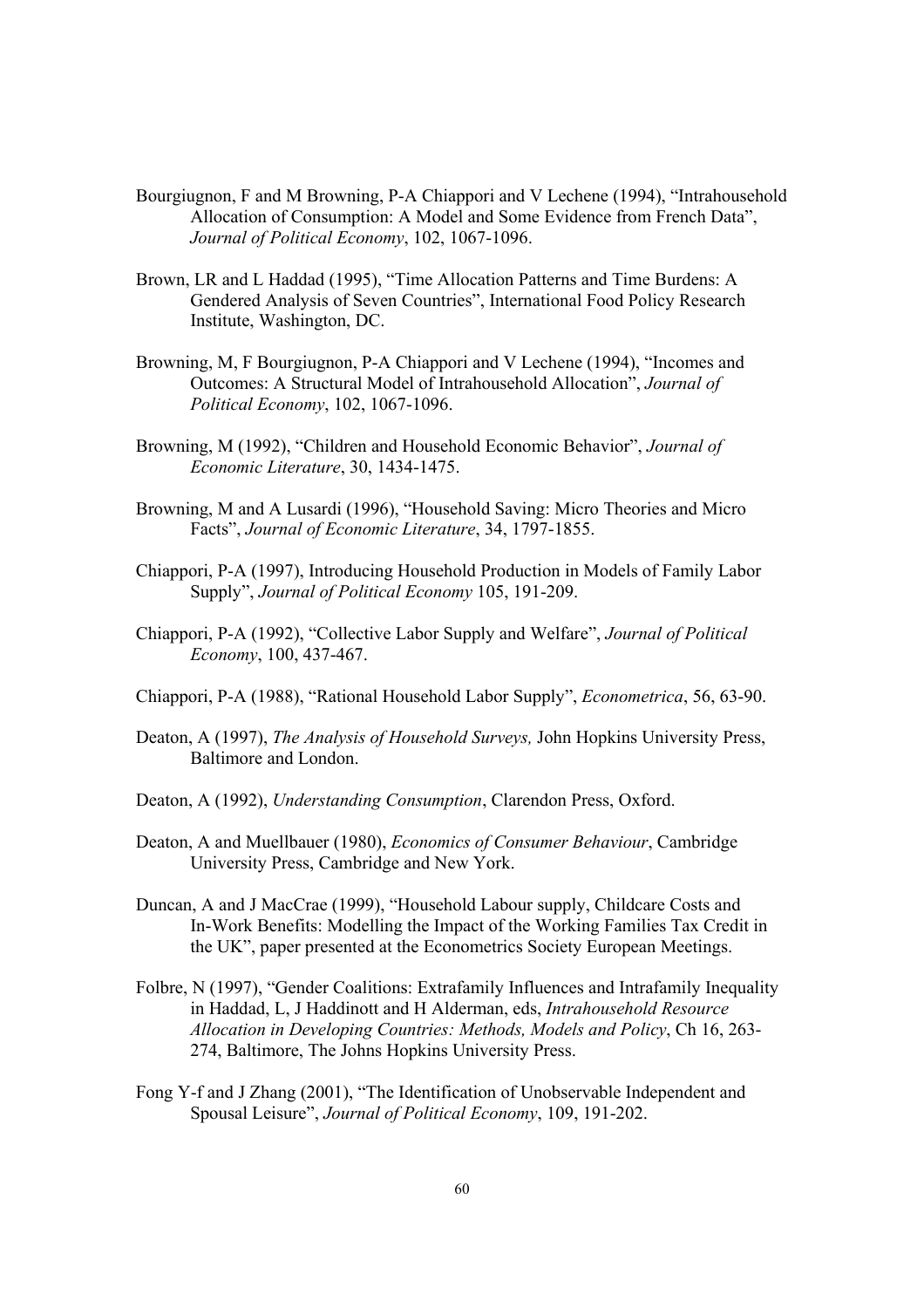Bourgiugnon, F and M Browning, P-A Chiappori and V Lechene (1994), “Intrahousehold Allocation of Consumption: A Model and Some Evidence from French Data”, *Journal of Political Economy*, 102, 1067-1096.

Brown, LR and L Haddad (1995), “Time Allocation Patterns and Time Burdens: A Gendered Analysis of Seven Countries”, International Food Policy Research Institute, Washington, DC.

Browning, M, F Bourgiugnon, P-A Chiappori and V Lechene (1994), “Incomes and Outcomes: A Structural Model of Intrahousehold Allocation”, *Journal of Political Economy*, 102, 1067-1096.

Browning, M (1992), “Children and Household Economic Behavior”, *Journal of Economic Literature*, 30, 1434-1475.

Browning, M and A Lusardi (1996), “Household Saving: Micro Theories and Micro Facts”, *Journal of Economic Literature*, 34, 1797-1855.

Chiappori, P-A (1997), Introducing Household Production in Models of Family Labor Supply”, *Journal of Political Economy* 105, 191-209.

Chiappori, P-A (1992), “Collective Labor Supply and Welfare”, *Journal of Political Economy*, 100, 437-467.

Chiappori, P-A (1988), “Rational Household Labor Supply”, *Econometrica*, 56, 63-90.

Deaton, A (1997), *The Analysis of Household Surveys,* John Hopkins University Press, Baltimore and London.

Deaton, A (1992), *Understanding Consumption*, Clarendon Press, Oxford.

Deaton, A and Muellbauer (1980), *Economics of Consumer Behaviour*, Cambridge University Press, Cambridge and New York.

Duncan, A and J MacCrae (1999), “Household Labour supply, Childcare Costs and In-Work Benefits: Modelling the Impact of the Working Families Tax Credit in the UK”, paper presented at the Econometrics Society European Meetings.

Folbre, N (1997), “Gender Coalitions: Extrafamily Influences and Intrafamily Inequality in Haddad, L, J Haddinott and H Alderman, eds, *Intrahousehold Resource Allocation in Developing Countries: Methods, Models and Policy*, Ch 16, 263-274, Baltimore, The Johns Hopkins University Press.

Fong Y-f and J Zhang (2001), “The Identification of Unobservable Independent and Spousal Leisure”, *Journal of Political Economy*, 109, 191-202.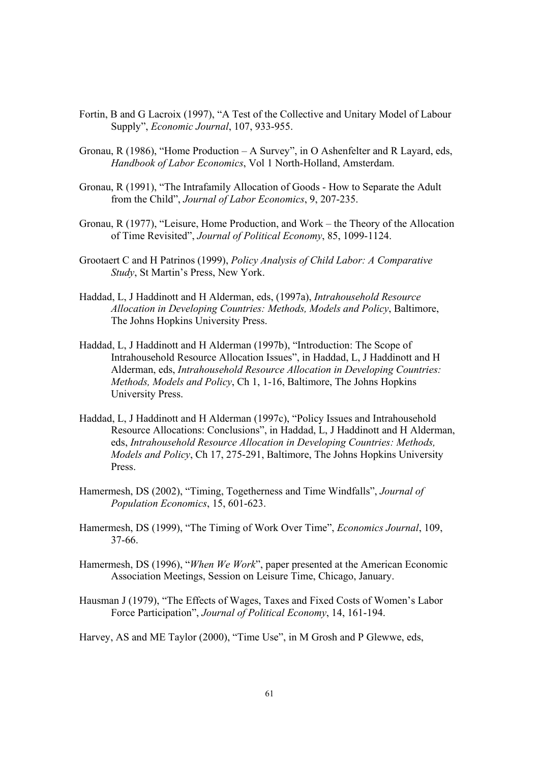Fortin, B and G Lacroix (1997), "A Test of the Collective and Unitary Model of Labour Supply", *Economic Journal*, 107, 933-955.

Gronau, R (1986), "Home Production – A Survey", in O Ashenfelter and R Layard, eds, *Handbook of Labor Economics*, Vol 1 North-Holland, Amsterdam.

Gronau, R (1991), "The Intrafamily Allocation of Goods - How to Separate the Adult from the Child", *Journal of Labor Economics*, 9, 207-235.

Gronau, R (1977), "Leisure, Home Production, and Work – the Theory of the Allocation of Time Revisited", *Journal of Political Economy*, 85, 1099-1124.

Grootaert C and H Patrinos (1999), *Policy Analysis of Child Labor: A Comparative Study*, St Martin's Press, New York.

Haddad, L, J Haddinott and H Alderman, eds, (1997a), *Intrahousehold Resource Allocation in Developing Countries: Methods, Models and Policy*, Baltimore, The Johns Hopkins University Press.

Haddad, L, J Haddinott and H Alderman (1997b), "Introduction: The Scope of Intrahousehold Resource Allocation Issues", in Haddad, L, J Haddinott and H Alderman, eds, *Intrahousehold Resource Allocation in Developing Countries: Methods, Models and Policy*, Ch 1, 1-16, Baltimore, The Johns Hopkins University Press.

Haddad, L, J Haddinott and H Alderman (1997c), "Policy Issues and Intrahousehold Resource Allocations: Conclusions", in Haddad, L, J Haddinott and H Alderman, eds, *Intrahousehold Resource Allocation in Developing Countries: Methods, Models and Policy*, Ch 17, 275-291, Baltimore, The Johns Hopkins University Press.

Hamermesh, DS (2002), "Timing, Togetherness and Time Windfalls", *Journal of Population Economics*, 15, 601-623.

Hamermesh, DS (1999), "The Timing of Work Over Time", *Economics Journal*, 109, 37-66.

Hamermesh, DS (1996), "*When We Work*", paper presented at the American Economic Association Meetings, Session on Leisure Time, Chicago, January.

Hausman J (1979), "The Effects of Wages, Taxes and Fixed Costs of Women's Labor Force Participation", *Journal of Political Economy*, 14, 161-194.

Harvey, AS and ME Taylor (2000), "Time Use", in M Grosh and P Glewwe, eds,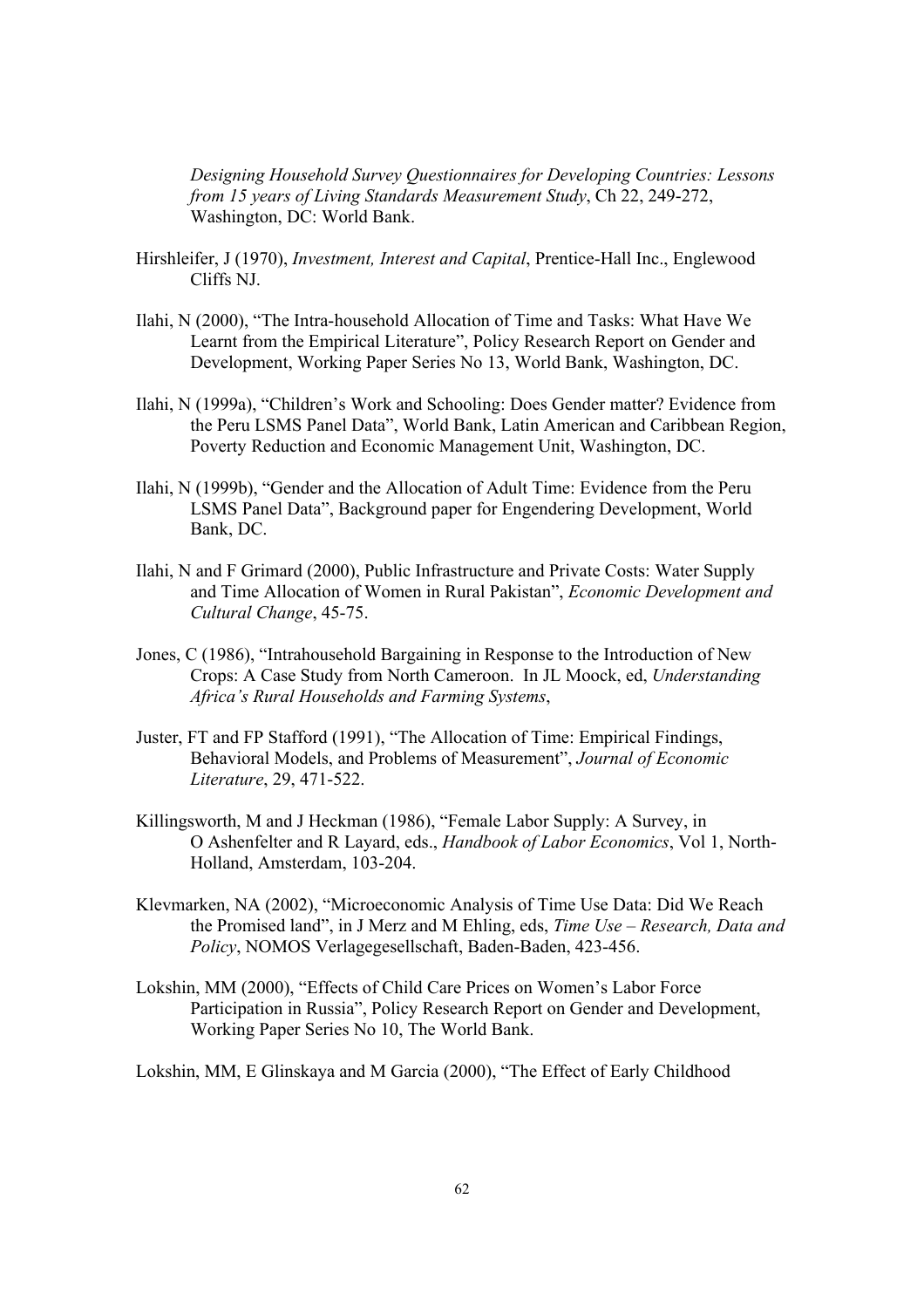*Designing Household Survey Questionnaires for Developing Countries: Lessons from 15 years of Living Standards Measurement Study*, Ch 22, 249-272, Washington, DC: World Bank.

Hirshleifer, J (1970), *Investment, Interest and Capital*, Prentice-Hall Inc., Englewood Cliffs NJ.

Ilahi, N (2000), "The Intra-household Allocation of Time and Tasks: What Have We Learnt from the Empirical Literature", Policy Research Report on Gender and Development, Working Paper Series No 13, World Bank, Washington, DC.

Ilahi, N (1999a), "Children's Work and Schooling: Does Gender matter? Evidence from the Peru LSMS Panel Data", World Bank, Latin American and Caribbean Region, Poverty Reduction and Economic Management Unit, Washington, DC.

Ilahi, N (1999b), "Gender and the Allocation of Adult Time: Evidence from the Peru LSMS Panel Data", Background paper for Engendering Development, World Bank, DC.

Ilahi, N and F Grimard (2000), Public Infrastructure and Private Costs: Water Supply and Time Allocation of Women in Rural Pakistan", *Economic Development and Cultural Change*, 45-75.

Jones, C (1986), "Intrahousehold Bargaining in Response to the Introduction of New Crops: A Case Study from North Cameroon. In JL Moock, ed, *Understanding Africa's Rural Households and Farming Systems*,

Juster, FT and FP Stafford (1991), "The Allocation of Time: Empirical Findings, Behavioral Models, and Problems of Measurement", *Journal of Economic Literature*, 29, 471-522.

Killingsworth, M and J Heckman (1986), "Female Labor Supply: A Survey, in O Ashenfelter and R Layard, eds., *Handbook of Labor Economics*, Vol 1, North-Holland, Amsterdam, 103-204.

Klevmarken, NA (2002), "Microeconomic Analysis of Time Use Data: Did We Reach the Promised land", in J Merz and M Ehling, eds, *Time Use – Research, Data and Policy*, NOMOS Verlagegesellschaft, Baden-Baden, 423-456.

Lokshin, MM (2000), "Effects of Child Care Prices on Women's Labor Force Participation in Russia", Policy Research Report on Gender and Development, Working Paper Series No 10, The World Bank.

Lokshin, MM, E Glinskaya and M Garcia (2000), "The Effect of Early Childhood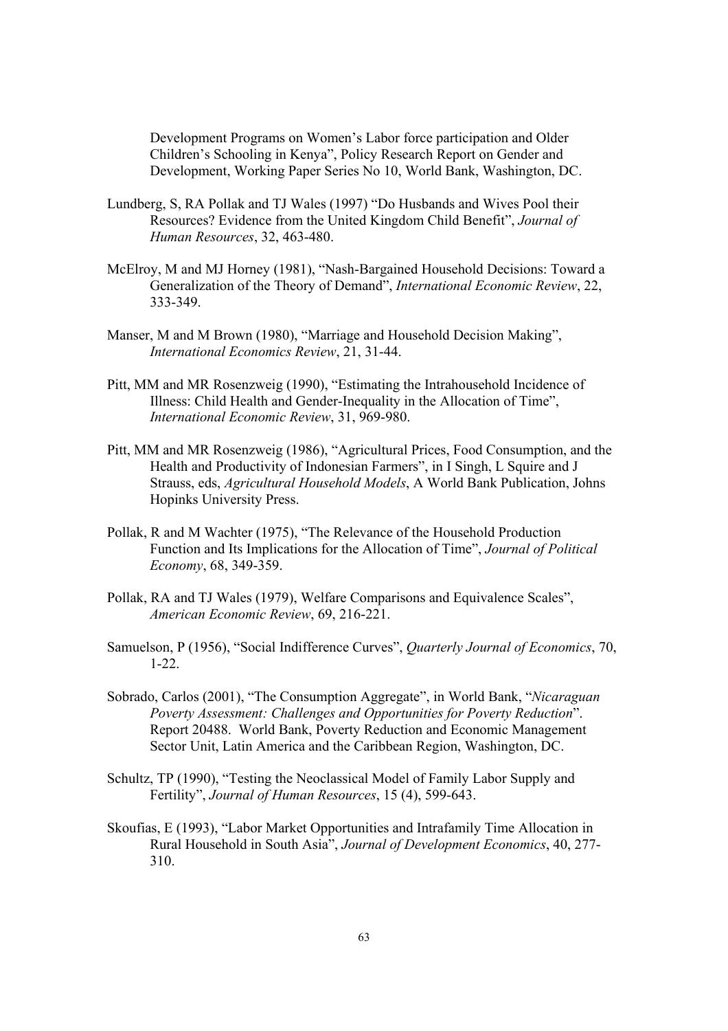Development Programs on Women's Labor force participation and Older Children's Schooling in Kenya", Policy Research Report on Gender and Development, Working Paper Series No 10, World Bank, Washington, DC.

Lundberg, S, RA Pollak and TJ Wales (1997) "Do Husbands and Wives Pool their Resources? Evidence from the United Kingdom Child Benefit", *Journal of Human Resources*, 32, 463-480.

McElroy, M and MJ Horney (1981), "Nash-Bargained Household Decisions: Toward a Generalization of the Theory of Demand", *International Economic Review*, 22, 333-349.

Manser, M and M Brown (1980), "Marriage and Household Decision Making", *International Economics Review*, 21, 31-44.

Pitt, MM and MR Rosenzweig (1990), "Estimating the Intrahousehold Incidence of Illness: Child Health and Gender-Inequality in the Allocation of Time", *International Economic Review*, 31, 969-980.

Pitt, MM and MR Rosenzweig (1986), "Agricultural Prices, Food Consumption, and the Health and Productivity of Indonesian Farmers", in I Singh, L Squire and J Strauss, eds, *Agricultural Household Models*, A World Bank Publication, Johns Hopinks University Press.

Pollak, R and M Wachter (1975), "The Relevance of the Household Production Function and Its Implications for the Allocation of Time", *Journal of Political Economy*, 68, 349-359.

Pollak, RA and TJ Wales (1979), Welfare Comparisons and Equivalence Scales", *American Economic Review*, 69, 216-221.

Samuelson, P (1956), "Social Indifference Curves", *Quarterly Journal of Economics*, 70, 1-22.

Sobrado, Carlos (2001), "The Consumption Aggregate", in World Bank, "*Nicaraguan Poverty Assessment: Challenges and Opportunities for Poverty Reduction*". Report 20488. World Bank, Poverty Reduction and Economic Management Sector Unit, Latin America and the Caribbean Region, Washington, DC.

Schultz, TP (1990), "Testing the Neoclassical Model of Family Labor Supply and Fertility", *Journal of Human Resources*, 15 (4), 599-643.

Skoufias, E (1993), "Labor Market Opportunities and Intrafamily Time Allocation in Rural Household in South Asia", *Journal of Development Economics*, 40, 277-310.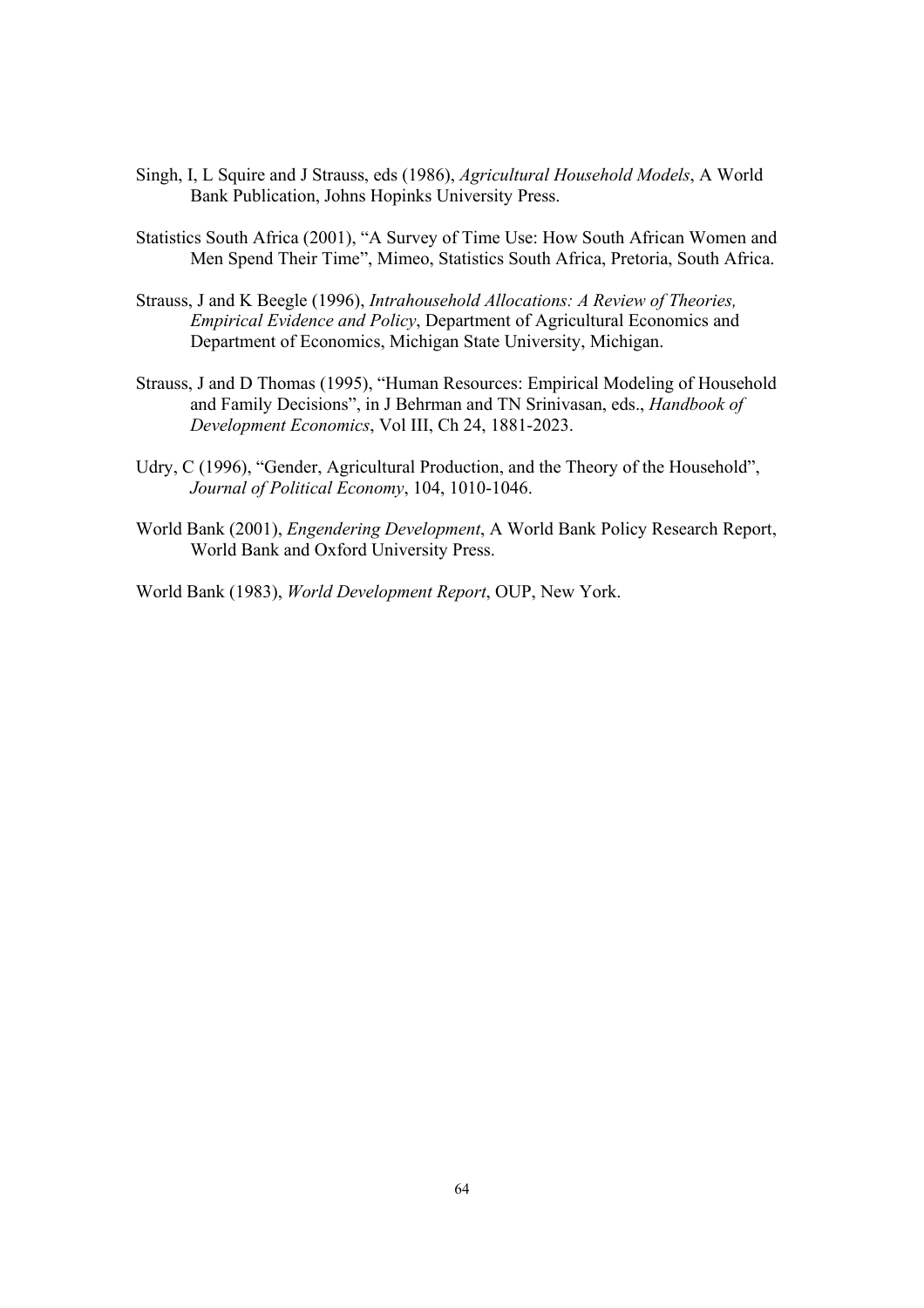Singh, I, L Squire and J Strauss, eds (1986), *Agricultural Household Models*, A World Bank Publication, Johns Hopinks University Press.

Statistics South Africa (2001), "A Survey of Time Use: How South African Women and Men Spend Their Time", Mimeo, Statistics South Africa, Pretoria, South Africa.

Strauss, J and K Beegle (1996), *Intrahousehold Allocations: A Review of Theories, Empirical Evidence and Policy*, Department of Agricultural Economics and Department of Economics, Michigan State University, Michigan.

Strauss, J and D Thomas (1995), "Human Resources: Empirical Modeling of Household and Family Decisions", in J Behrman and TN Srinivasan, eds., *Handbook of Development Economics*, Vol III, Ch 24, 1881-2023.

Udry, C (1996), "Gender, Agricultural Production, and the Theory of the Household", *Journal of Political Economy*, 104, 1010-1046.

World Bank (2001), *Engendering Development*, A World Bank Policy Research Report, World Bank and Oxford University Press.

World Bank (1983), *World Development Report*, OUP, New York.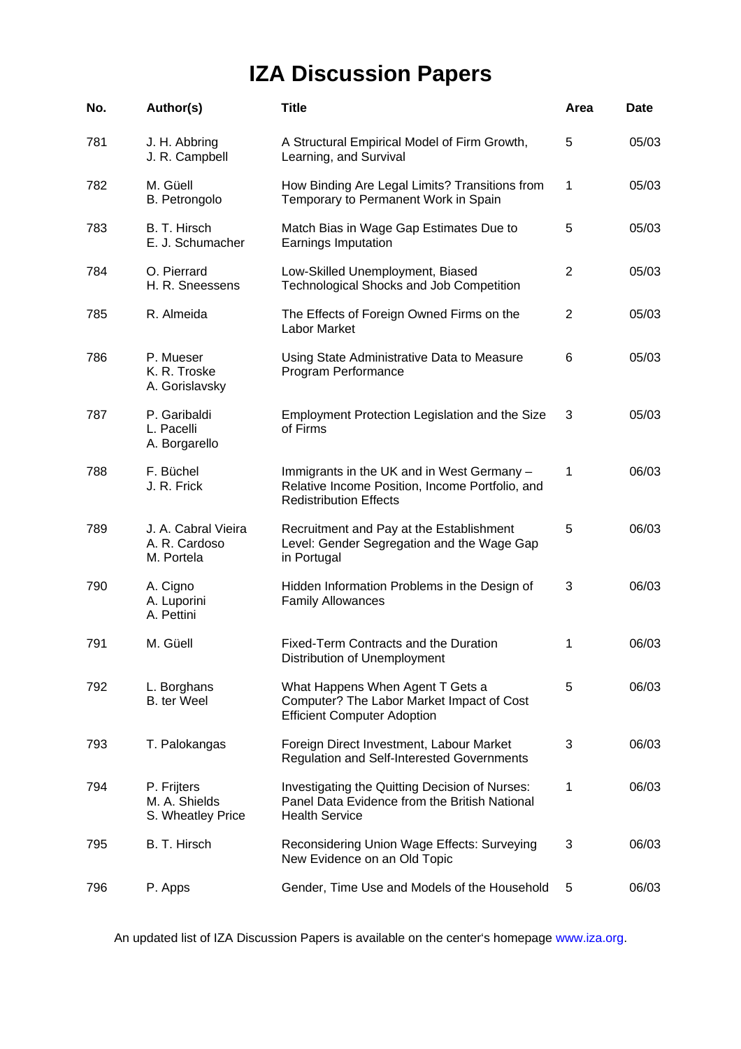# IZA Discussion Papers

| No. | Author(s) | Title | Area | Date |
|---|---|---|---|---|
| 781 | J. H. Abbring<br>J. R. Campbell | A Structural Empirical Model of Firm Growth, Learning, and Survival | 5 | 05/03 |
| 782 | M. Güell<br>B. Petrongolo | How Binding Are Legal Limits? Transitions from Temporary to Permanent Work in Spain | 1 | 05/03 |
| 783 | B. T. Hirsch<br>E. J. Schumacher | Match Bias in Wage Gap Estimates Due to Earnings Imputation | 5 | 05/03 |
| 784 | O. Pierrard<br>H. R. Sneessens | Low-Skilled Unemployment, Biased Technological Shocks and Job Competition | 2 | 05/03 |
| 785 | R. Almeida | The Effects of Foreign Owned Firms on the Labor Market | 2 | 05/03 |
| 786 | P. Mueser<br>K. R. Troske<br>A. Gorislavsky | Using State Administrative Data to Measure Program Performance | 6 | 05/03 |
| 787 | P. Garibaldi<br>L. Pacelli<br>A. Borgarello | Employment Protection Legislation and the Size of Firms | 3 | 05/03 |
| 788 | F. Büchel<br>J. R. Frick | Immigrants in the UK and in West Germany – Relative Income Position, Income Portfolio, and Redistribution Effects | 1 | 06/03 |
| 789 | J. A. Cabral Vieira<br>A. R. Cardoso<br>M. Portela | Recruitment and Pay at the Establishment Level: Gender Segregation and the Wage Gap in Portugal | 5 | 06/03 |
| 790 | A. Cigno<br>A. Luporini<br>A. Pettini | Hidden Information Problems in the Design of Family Allowances | 3 | 06/03 |
| 791 | M. Güell | Fixed-Term Contracts and the Duration Distribution of Unemployment | 1 | 06/03 |
| 792 | L. Borghans<br>B. ter Weel | What Happens When Agent T Gets a Computer? The Labor Market Impact of Cost Efficient Computer Adoption | 5 | 06/03 |
| 793 | T. Palokangas | Foreign Direct Investment, Labour Market Regulation and Self-Interested Governments | 3 | 06/03 |
| 794 | P. Frijters<br>M. A. Shields<br>S. Wheatley Price | Investigating the Quitting Decision of Nurses: Panel Data Evidence from the British National Health Service | 1 | 06/03 |
| 795 | B. T. Hirsch | Reconsidering Union Wage Effects: Surveying New Evidence on an Old Topic | 3 | 06/03 |
| 796 | P. Apps | Gender, Time Use and Models of the Household | 5 | 06/03 |

An updated list of IZA Discussion Papers is available on the center's homepage www.iza.org.